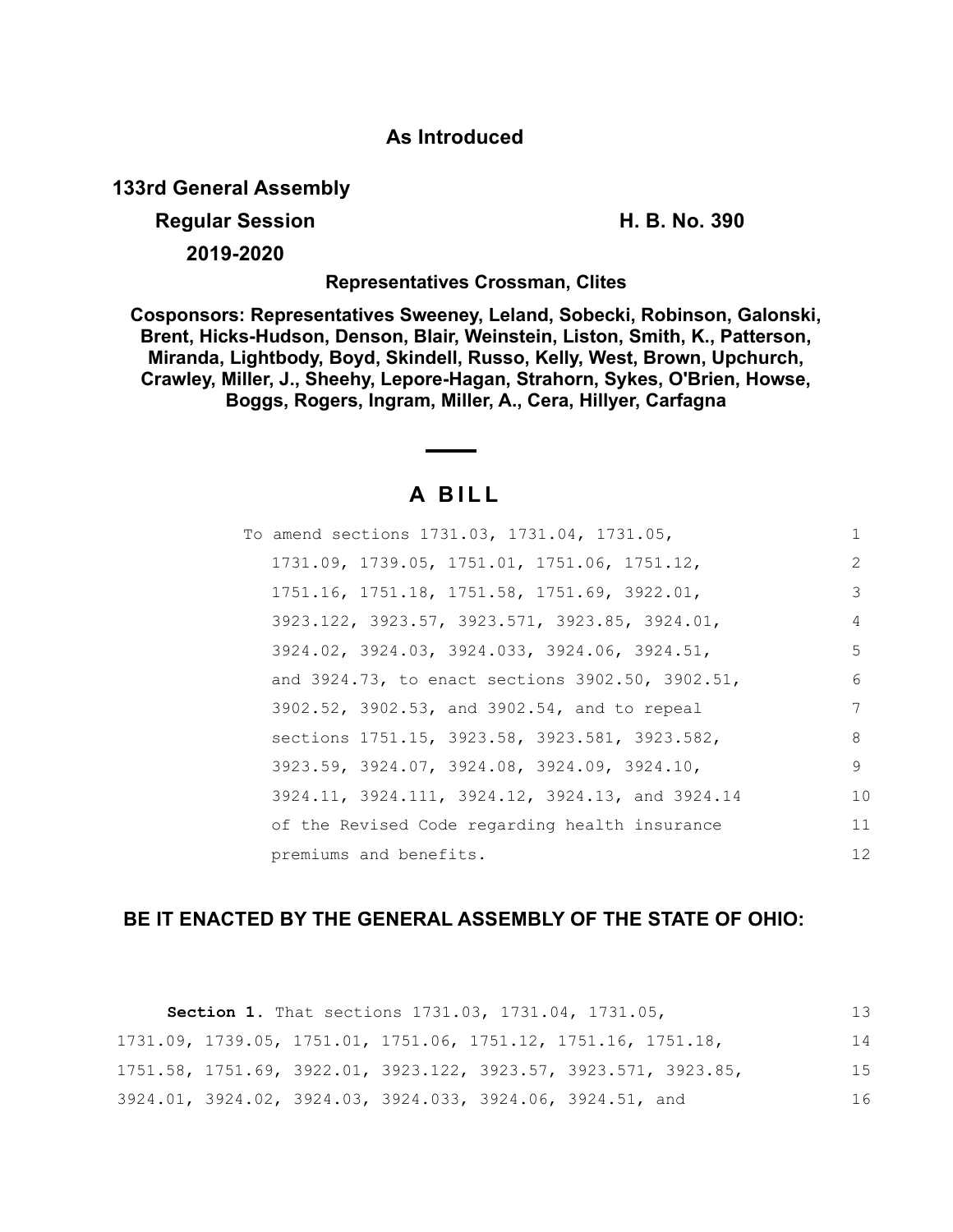**As Introduced**

**133rd General Assembly**

**Regular Session** **H. B. No. 390**

**2019-2020**

**Representatives Crossman, Clites**

**Cosponsors: Representatives Sweeney, Leland, Sobecki, Robinson, Galonski, Brent, Hicks-Hudson, Denson, Blair, Weinstein, Liston, Smith, K., Patterson, Miranda, Lightbody, Boyd, Skindell, Russo, Kelly, West, Brown, Upchurch, Crawley, Miller, J., Sheehy, Lepore-Hagan, Strahorn, Sykes, O'Brien, Howse, Boggs, Rogers, Ingram, Miller, A., Cera, Hillyer, Carfagna**

# A BILL

To amend sections 1731.03, 1731.04, 1731.05, 1731.09, 1739.05, 1751.01, 1751.06, 1751.12, 1751.16, 1751.18, 1751.58, 1751.69, 3922.01, 3923.122, 3923.57, 3923.571, 3923.85, 3924.01, 3924.02, 3924.03, 3924.033, 3924.06, 3924.51, and 3924.73, to enact sections 3902.50, 3902.51, 3902.52, 3902.53, and 3902.54, and to repeal sections 1751.15, 3923.58, 3923.581, 3923.582, 3923.59, 3924.07, 3924.08, 3924.09, 3924.10, 3924.11, 3924.111, 3924.12, 3924.13, and 3924.14 of the Revised Code regarding health insurance premiums and benefits.

**BE IT ENACTED BY THE GENERAL ASSEMBLY OF THE STATE OF OHIO:**

**Section 1.** That sections 1731.03, 1731.04, 1731.05, 1731.09, 1739.05, 1751.01, 1751.06, 1751.12, 1751.16, 1751.18, 1751.58, 1751.69, 3922.01, 3923.122, 3923.57, 3923.571, 3923.85, 3924.01, 3924.02, 3924.03, 3924.033, 3924.06, 3924.51, and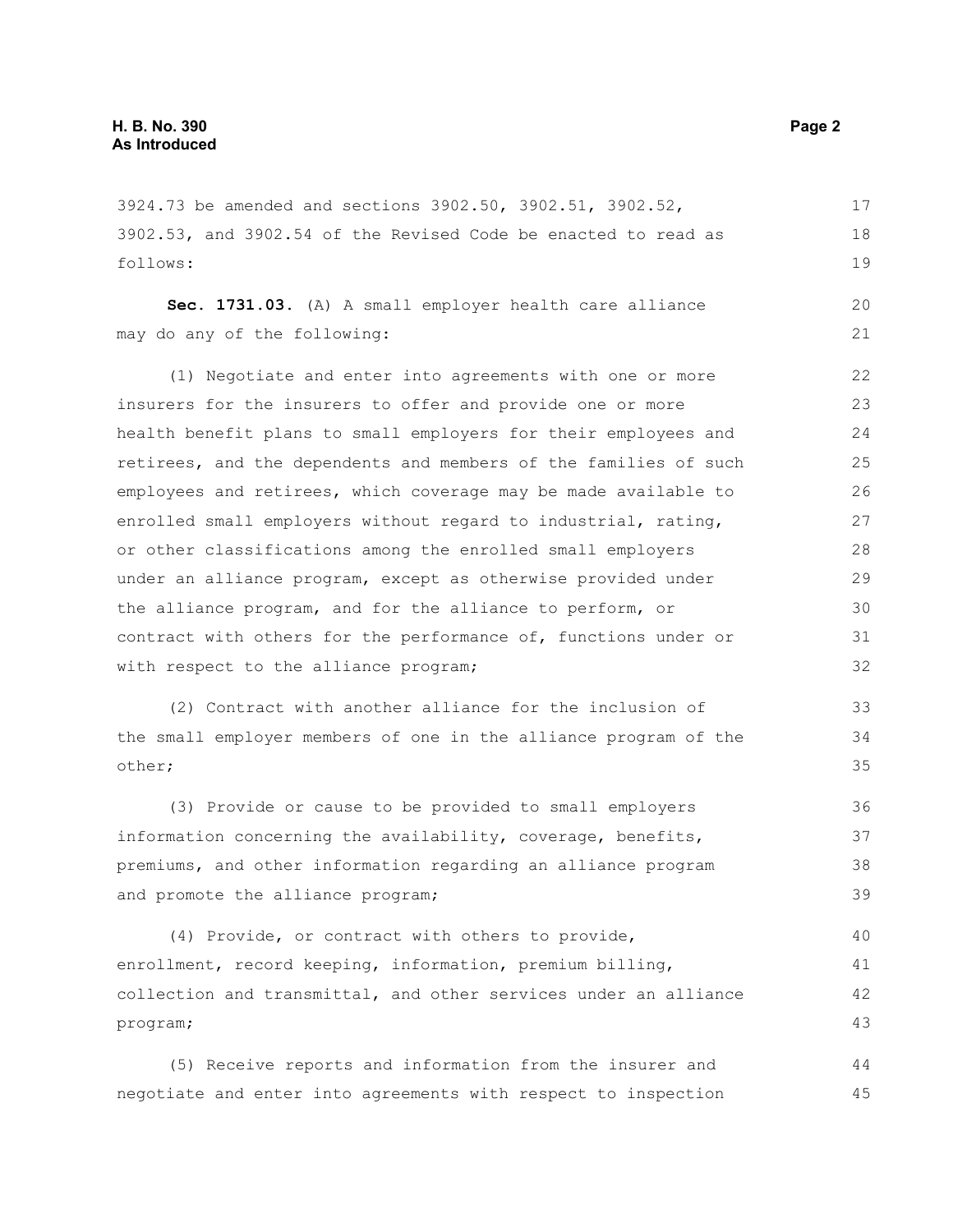3924.73 be amended and sections 3902.50, 3902.51, 3902.52, 3902.53, and 3902.54 of the Revised Code be enacted to read as follows:

**Sec. 1731.03.** (A) A small employer health care alliance may do any of the following:

(1) Negotiate and enter into agreements with one or more insurers for the insurers to offer and provide one or more health benefit plans to small employers for their employees and retirees, and the dependents and members of the families of such employees and retirees, which coverage may be made available to enrolled small employers without regard to industrial, rating, or other classifications among the enrolled small employers under an alliance program, except as otherwise provided under the alliance program, and for the alliance to perform, or contract with others for the performance of, functions under or with respect to the alliance program;

(2) Contract with another alliance for the inclusion of the small employer members of one in the alliance program of the other;

(3) Provide or cause to be provided to small employers information concerning the availability, coverage, benefits, premiums, and other information regarding an alliance program and promote the alliance program;

(4) Provide, or contract with others to provide, enrollment, record keeping, information, premium billing, collection and transmittal, and other services under an alliance program;

(5) Receive reports and information from the insurer and negotiate and enter into agreements with respect to inspection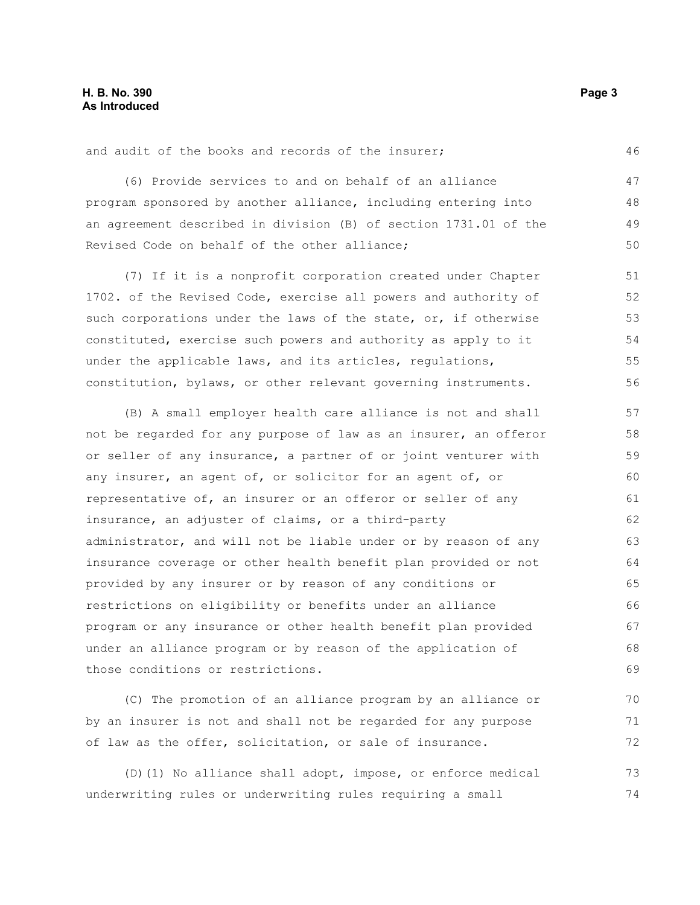and audit of the books and records of the insurer;

(6) Provide services to and on behalf of an alliance program sponsored by another alliance, including entering into an agreement described in division (B) of section 1731.01 of the Revised Code on behalf of the other alliance;

(7) If it is a nonprofit corporation created under Chapter 1702. of the Revised Code, exercise all powers and authority of such corporations under the laws of the state, or, if otherwise constituted, exercise such powers and authority as apply to it under the applicable laws, and its articles, regulations, constitution, bylaws, or other relevant governing instruments.

(B) A small employer health care alliance is not and shall not be regarded for any purpose of law as an insurer, an offeror or seller of any insurance, a partner of or joint venturer with any insurer, an agent of, or solicitor for an agent of, or representative of, an insurer or an offeror or seller of any insurance, an adjuster of claims, or a third-party administrator, and will not be liable under or by reason of any insurance coverage or other health benefit plan provided or not provided by any insurer or by reason of any conditions or restrictions on eligibility or benefits under an alliance program or any insurance or other health benefit plan provided under an alliance program or by reason of the application of those conditions or restrictions.

(C) The promotion of an alliance program by an alliance or by an insurer is not and shall not be regarded for any purpose of law as the offer, solicitation, or sale of insurance.

(D)(1) No alliance shall adopt, impose, or enforce medical underwriting rules or underwriting rules requiring a small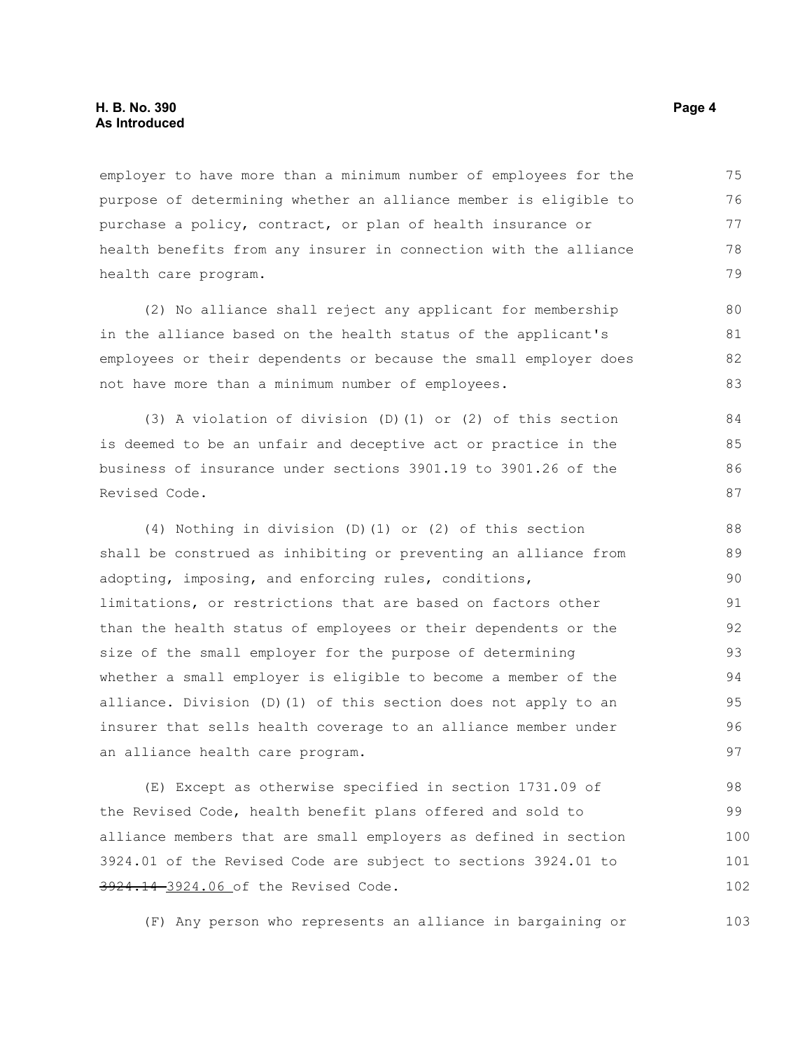employer to have more than a minimum number of employees for the purpose of determining whether an alliance member is eligible to purchase a policy, contract, or plan of health insurance or health benefits from any insurer in connection with the alliance health care program.

(2) No alliance shall reject any applicant for membership in the alliance based on the health status of the applicant's employees or their dependents or because the small employer does not have more than a minimum number of employees.

(3) A violation of division (D)(1) or (2) of this section is deemed to be an unfair and deceptive act or practice in the business of insurance under sections 3901.19 to 3901.26 of the Revised Code.

(4) Nothing in division (D)(1) or (2) of this section shall be construed as inhibiting or preventing an alliance from adopting, imposing, and enforcing rules, conditions, limitations, or restrictions that are based on factors other than the health status of employees or their dependents or the size of the small employer for the purpose of determining whether a small employer is eligible to become a member of the alliance. Division (D)(1) of this section does not apply to an insurer that sells health coverage to an alliance member under an alliance health care program.

(E) Except as otherwise specified in section 1731.09 of the Revised Code, health benefit plans offered and sold to alliance members that are small employers as defined in section 3924.01 of the Revised Code are subject to sections 3924.01 to ~~3924.14~~ 3924.06 of the Revised Code.

(F) Any person who represents an alliance in bargaining or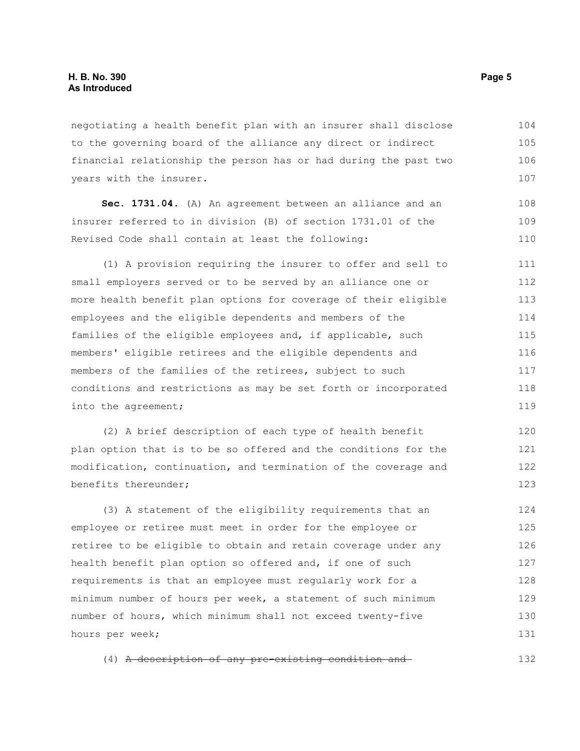negotiating a health benefit plan with an insurer shall disclose to the governing board of the alliance any direct or indirect financial relationship the person has or had during the past two years with the insurer.

**Sec. 1731.04.** (A) An agreement between an alliance and an insurer referred to in division (B) of section 1731.01 of the Revised Code shall contain at least the following:

(1) A provision requiring the insurer to offer and sell to small employers served or to be served by an alliance one or more health benefit plan options for coverage of their eligible employees and the eligible dependents and members of the families of the eligible employees and, if applicable, such members' eligible retirees and the eligible dependents and members of the families of the retirees, subject to such conditions and restrictions as may be set forth or incorporated into the agreement;

(2) A brief description of each type of health benefit plan option that is to be so offered and the conditions for the modification, continuation, and termination of the coverage and benefits thereunder;

(3) A statement of the eligibility requirements that an employee or retiree must meet in order for the employee or retiree to be eligible to obtain and retain coverage under any health benefit plan option so offered and, if one of such requirements is that an employee must regularly work for a minimum number of hours per week, a statement of such minimum number of hours, which minimum shall not exceed twenty-five hours per week;

(4) ~~A description of any pre-existing condition and~~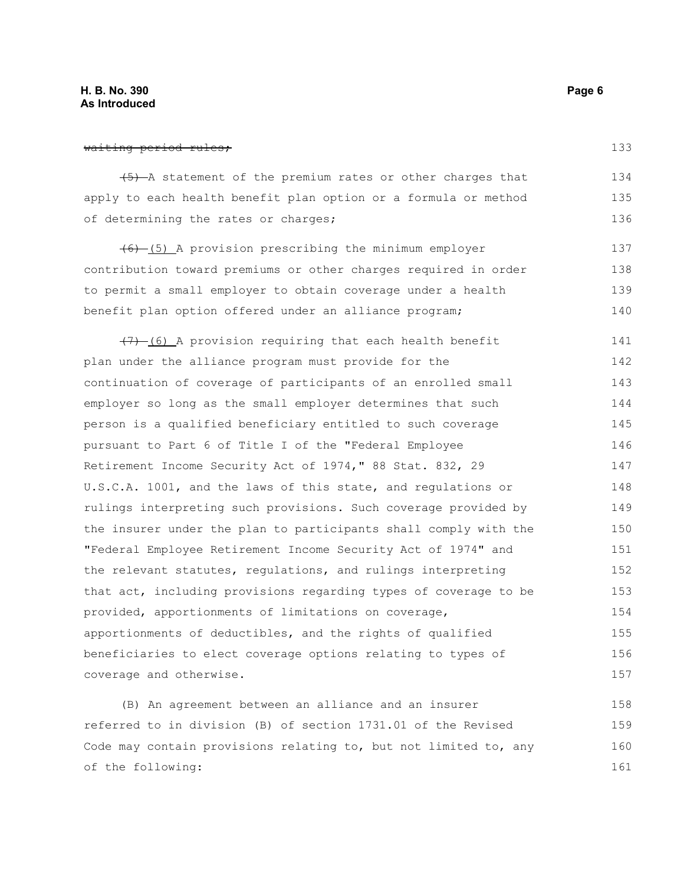~~waiting period rules;~~

~~(5)~~ A statement of the premium rates or other charges that apply to each health benefit plan option or a formula or method of determining the rates or charges;

~~(6)~~ (5) A provision prescribing the minimum employer contribution toward premiums or other charges required in order to permit a small employer to obtain coverage under a health benefit plan option offered under an alliance program;

~~(7)~~ (6) A provision requiring that each health benefit plan under the alliance program must provide for the continuation of coverage of participants of an enrolled small employer so long as the small employer determines that such person is a qualified beneficiary entitled to such coverage pursuant to Part 6 of Title I of the "Federal Employee Retirement Income Security Act of 1974," 88 Stat. 832, 29 U.S.C.A. 1001, and the laws of this state, and regulations or rulings interpreting such provisions. Such coverage provided by the insurer under the plan to participants shall comply with the "Federal Employee Retirement Income Security Act of 1974" and the relevant statutes, regulations, and rulings interpreting that act, including provisions regarding types of coverage to be provided, apportionments of limitations on coverage, apportionments of deductibles, and the rights of qualified beneficiaries to elect coverage options relating to types of coverage and otherwise.

(B) An agreement between an alliance and an insurer referred to in division (B) of section 1731.01 of the Revised Code may contain provisions relating to, but not limited to, any of the following: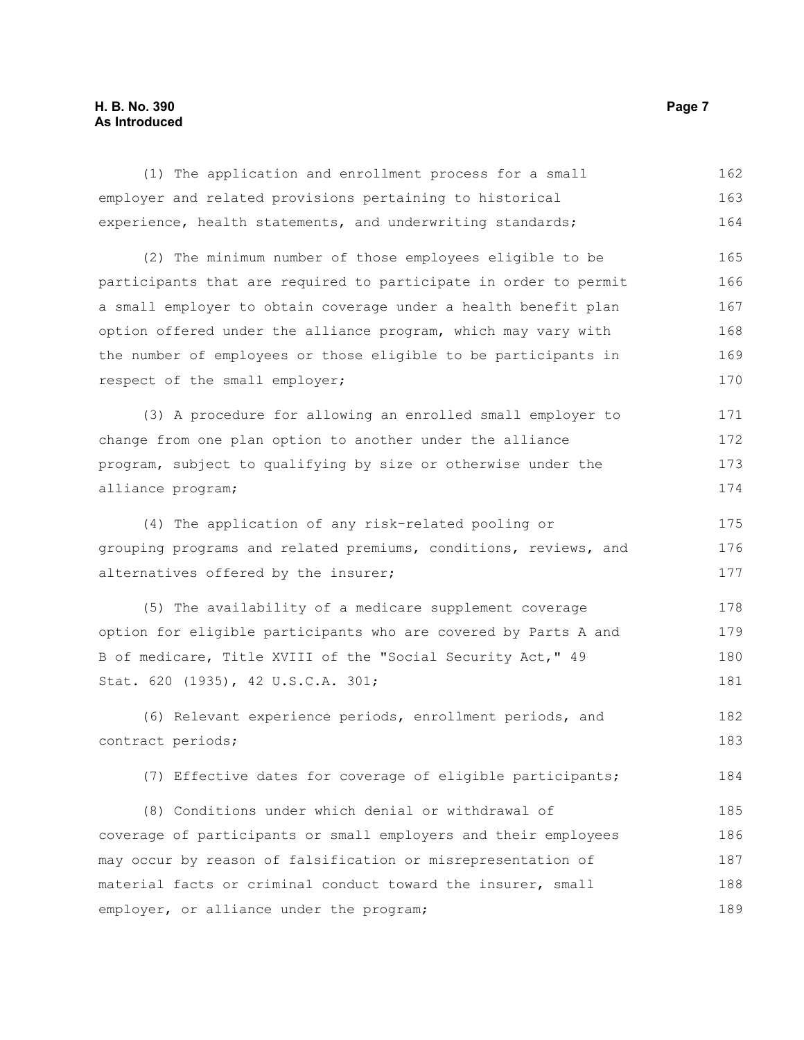(1) The application and enrollment process for a small employer and related provisions pertaining to historical experience, health statements, and underwriting standards;

(2) The minimum number of those employees eligible to be participants that are required to participate in order to permit a small employer to obtain coverage under a health benefit plan option offered under the alliance program, which may vary with the number of employees or those eligible to be participants in respect of the small employer;

(3) A procedure for allowing an enrolled small employer to change from one plan option to another under the alliance program, subject to qualifying by size or otherwise under the alliance program;

(4) The application of any risk-related pooling or grouping programs and related premiums, conditions, reviews, and alternatives offered by the insurer;

(5) The availability of a medicare supplement coverage option for eligible participants who are covered by Parts A and B of medicare, Title XVIII of the "Social Security Act," 49 Stat. 620 (1935), 42 U.S.C.A. 301;

(6) Relevant experience periods, enrollment periods, and contract periods;

(7) Effective dates for coverage of eligible participants;

(8) Conditions under which denial or withdrawal of coverage of participants or small employers and their employees may occur by reason of falsification or misrepresentation of material facts or criminal conduct toward the insurer, small employer, or alliance under the program;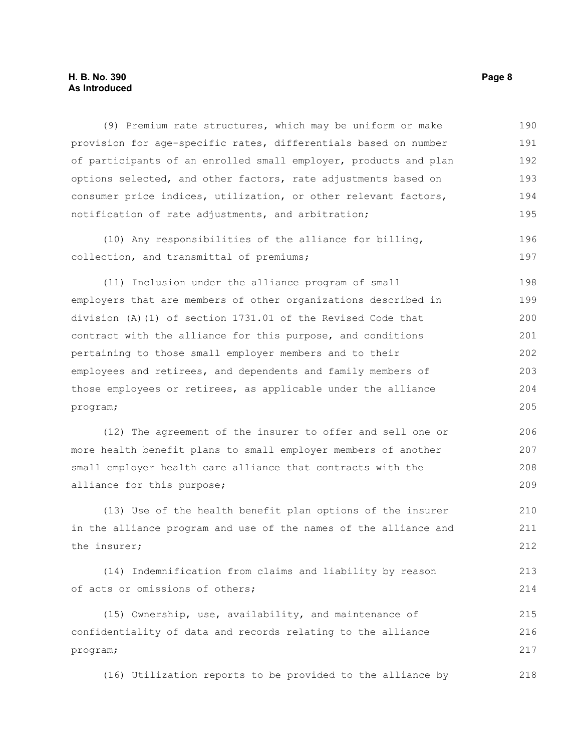(9) Premium rate structures, which may be uniform or make provision for age-specific rates, differentials based on number of participants of an enrolled small employer, products and plan options selected, and other factors, rate adjustments based on consumer price indices, utilization, or other relevant factors, notification of rate adjustments, and arbitration;

(10) Any responsibilities of the alliance for billing, collection, and transmittal of premiums;

(11) Inclusion under the alliance program of small employers that are members of other organizations described in division (A)(1) of section 1731.01 of the Revised Code that contract with the alliance for this purpose, and conditions pertaining to those small employer members and to their employees and retirees, and dependents and family members of those employees or retirees, as applicable under the alliance program;

(12) The agreement of the insurer to offer and sell one or more health benefit plans to small employer members of another small employer health care alliance that contracts with the alliance for this purpose;

(13) Use of the health benefit plan options of the insurer in the alliance program and use of the names of the alliance and the insurer;

(14) Indemnification from claims and liability by reason of acts or omissions of others;

(15) Ownership, use, availability, and maintenance of confidentiality of data and records relating to the alliance program;

(16) Utilization reports to be provided to the alliance by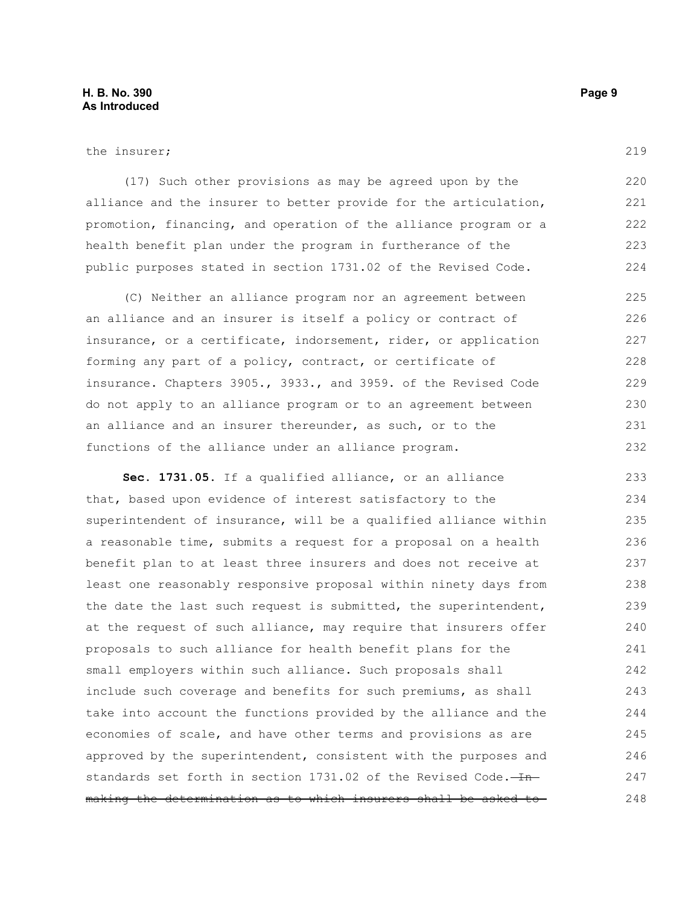the insurer;

(17) Such other provisions as may be agreed upon by the alliance and the insurer to better provide for the articulation, promotion, financing, and operation of the alliance program or a health benefit plan under the program in furtherance of the public purposes stated in section 1731.02 of the Revised Code.

(C) Neither an alliance program nor an agreement between an alliance and an insurer is itself a policy or contract of insurance, or a certificate, indorsement, rider, or application forming any part of a policy, contract, or certificate of insurance. Chapters 3905., 3933., and 3959. of the Revised Code do not apply to an alliance program or to an agreement between an alliance and an insurer thereunder, as such, or to the functions of the alliance under an alliance program.

**Sec. 1731.05.** If a qualified alliance, or an alliance that, based upon evidence of interest satisfactory to the superintendent of insurance, will be a qualified alliance within a reasonable time, submits a request for a proposal on a health benefit plan to at least three insurers and does not receive at least one reasonably responsive proposal within ninety days from the date the last such request is submitted, the superintendent, at the request of such alliance, may require that insurers offer proposals to such alliance for health benefit plans for the small employers within such alliance. Such proposals shall include such coverage and benefits for such premiums, as shall take into account the functions provided by the alliance and the economies of scale, and have other terms and provisions as are approved by the superintendent, consistent with the purposes and standards set forth in section 1731.02 of the Revised Code. ~~In making the determination as to which insurers shall be asked to~~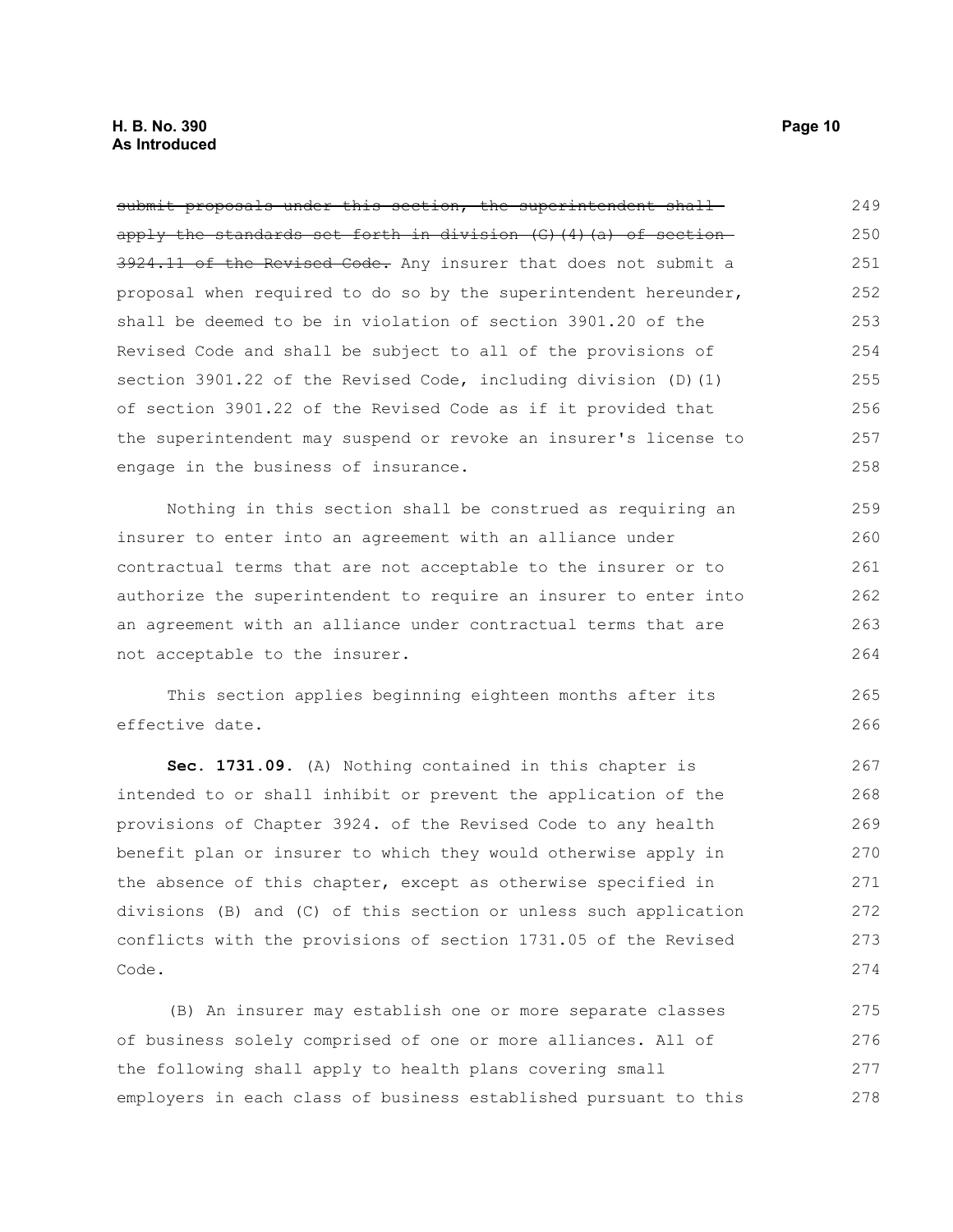~~submit proposals under this section, the superintendent shall apply the standards set forth in division (G)(4)(a) of section 3924.11 of the Revised Code.~~ Any insurer that does not submit a proposal when required to do so by the superintendent hereunder, shall be deemed to be in violation of section 3901.20 of the Revised Code and shall be subject to all of the provisions of section 3901.22 of the Revised Code, including division (D)(1) of section 3901.22 of the Revised Code as if it provided that the superintendent may suspend or revoke an insurer's license to engage in the business of insurance.

Nothing in this section shall be construed as requiring an insurer to enter into an agreement with an alliance under contractual terms that are not acceptable to the insurer or to authorize the superintendent to require an insurer to enter into an agreement with an alliance under contractual terms that are not acceptable to the insurer.

This section applies beginning eighteen months after its effective date.

**Sec. 1731.09.** (A) Nothing contained in this chapter is intended to or shall inhibit or prevent the application of the provisions of Chapter 3924. of the Revised Code to any health benefit plan or insurer to which they would otherwise apply in the absence of this chapter, except as otherwise specified in divisions (B) and (C) of this section or unless such application conflicts with the provisions of section 1731.05 of the Revised Code.

(B) An insurer may establish one or more separate classes of business solely comprised of one or more alliances. All of the following shall apply to health plans covering small employers in each class of business established pursuant to this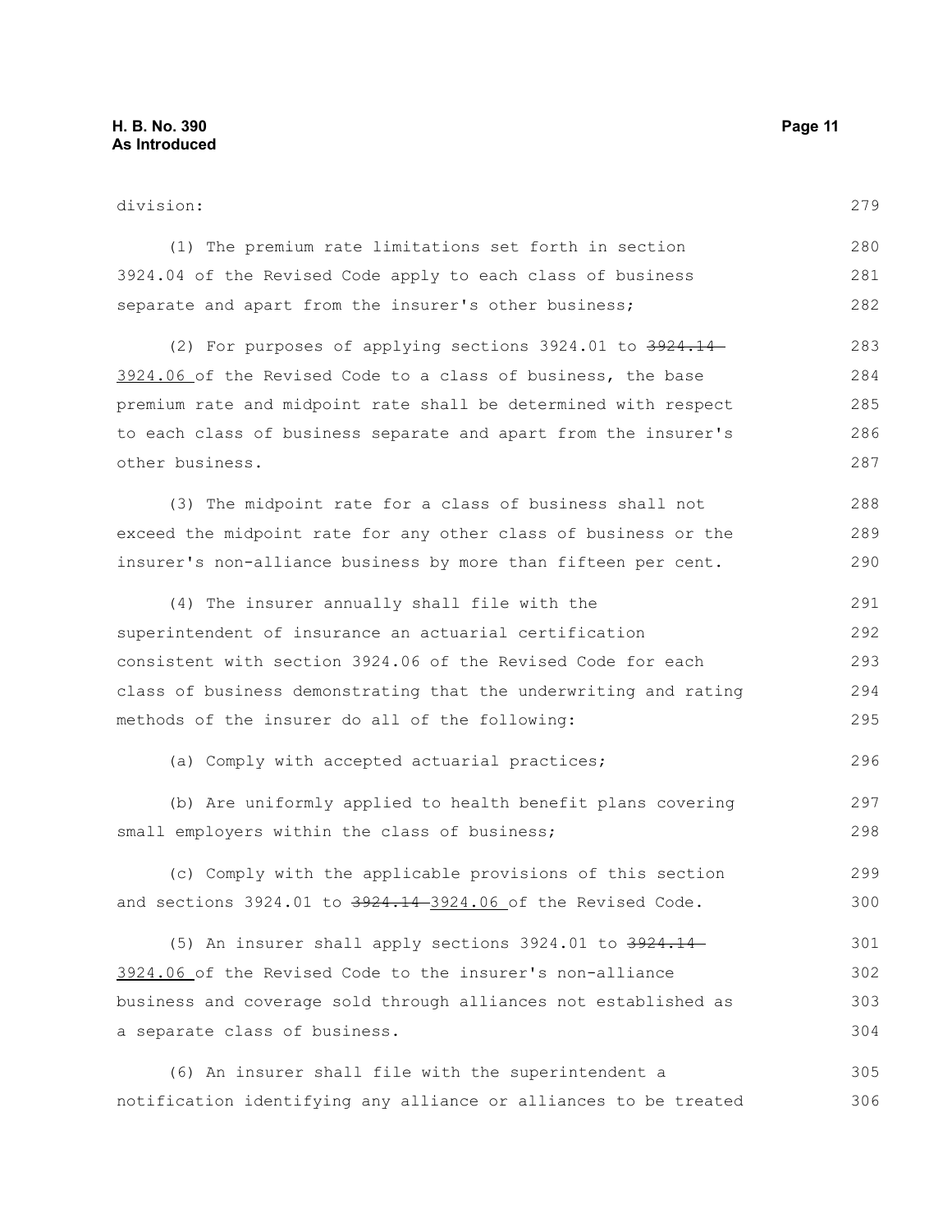division:

(1) The premium rate limitations set forth in section 3924.04 of the Revised Code apply to each class of business separate and apart from the insurer's other business;

(2) For purposes of applying sections 3924.01 to ~~3924.14~~ 3924.06 of the Revised Code to a class of business, the base premium rate and midpoint rate shall be determined with respect to each class of business separate and apart from the insurer's other business.

(3) The midpoint rate for a class of business shall not exceed the midpoint rate for any other class of business or the insurer's non-alliance business by more than fifteen per cent.

(4) The insurer annually shall file with the superintendent of insurance an actuarial certification consistent with section 3924.06 of the Revised Code for each class of business demonstrating that the underwriting and rating methods of the insurer do all of the following:

(a) Comply with accepted actuarial practices;

(b) Are uniformly applied to health benefit plans covering small employers within the class of business;

(c) Comply with the applicable provisions of this section and sections 3924.01 to ~~3924.14~~ 3924.06 of the Revised Code.

(5) An insurer shall apply sections 3924.01 to ~~3924.14~~ 3924.06 of the Revised Code to the insurer's non-alliance business and coverage sold through alliances not established as a separate class of business.

(6) An insurer shall file with the superintendent a notification identifying any alliance or alliances to be treated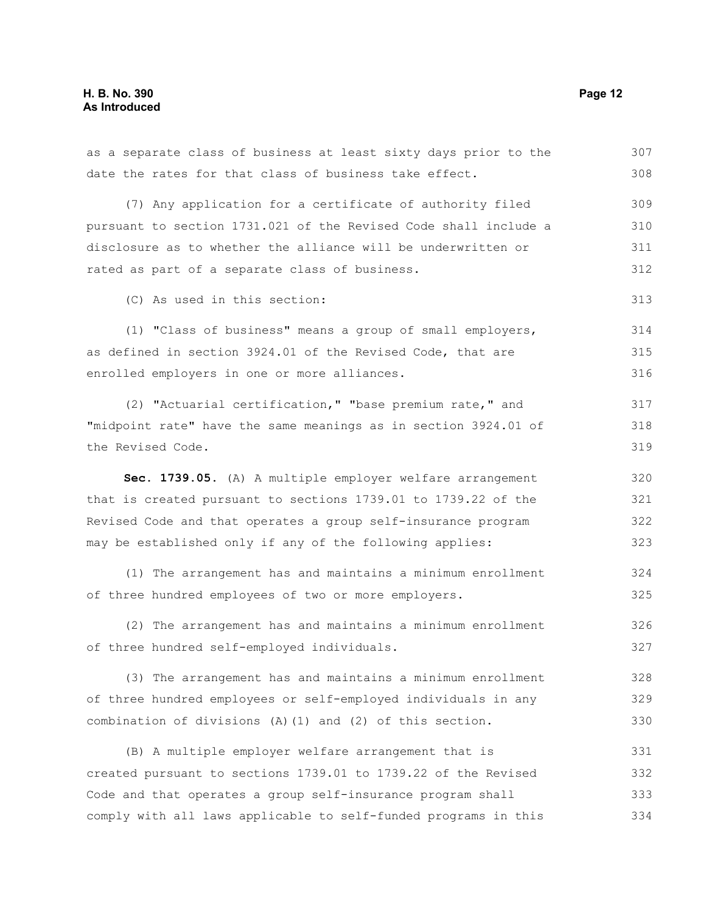as a separate class of business at least sixty days prior to the date the rates for that class of business take effect.

(7) Any application for a certificate of authority filed pursuant to section 1731.021 of the Revised Code shall include a disclosure as to whether the alliance will be underwritten or rated as part of a separate class of business.

(C) As used in this section:

(1) "Class of business" means a group of small employers, as defined in section 3924.01 of the Revised Code, that are enrolled employers in one or more alliances.

(2) "Actuarial certification," "base premium rate," and "midpoint rate" have the same meanings as in section 3924.01 of the Revised Code.

**Sec. 1739.05.** (A) A multiple employer welfare arrangement that is created pursuant to sections 1739.01 to 1739.22 of the Revised Code and that operates a group self-insurance program may be established only if any of the following applies:

(1) The arrangement has and maintains a minimum enrollment of three hundred employees of two or more employers.

(2) The arrangement has and maintains a minimum enrollment of three hundred self-employed individuals.

(3) The arrangement has and maintains a minimum enrollment of three hundred employees or self-employed individuals in any combination of divisions (A)(1) and (2) of this section.

(B) A multiple employer welfare arrangement that is created pursuant to sections 1739.01 to 1739.22 of the Revised Code and that operates a group self-insurance program shall comply with all laws applicable to self-funded programs in this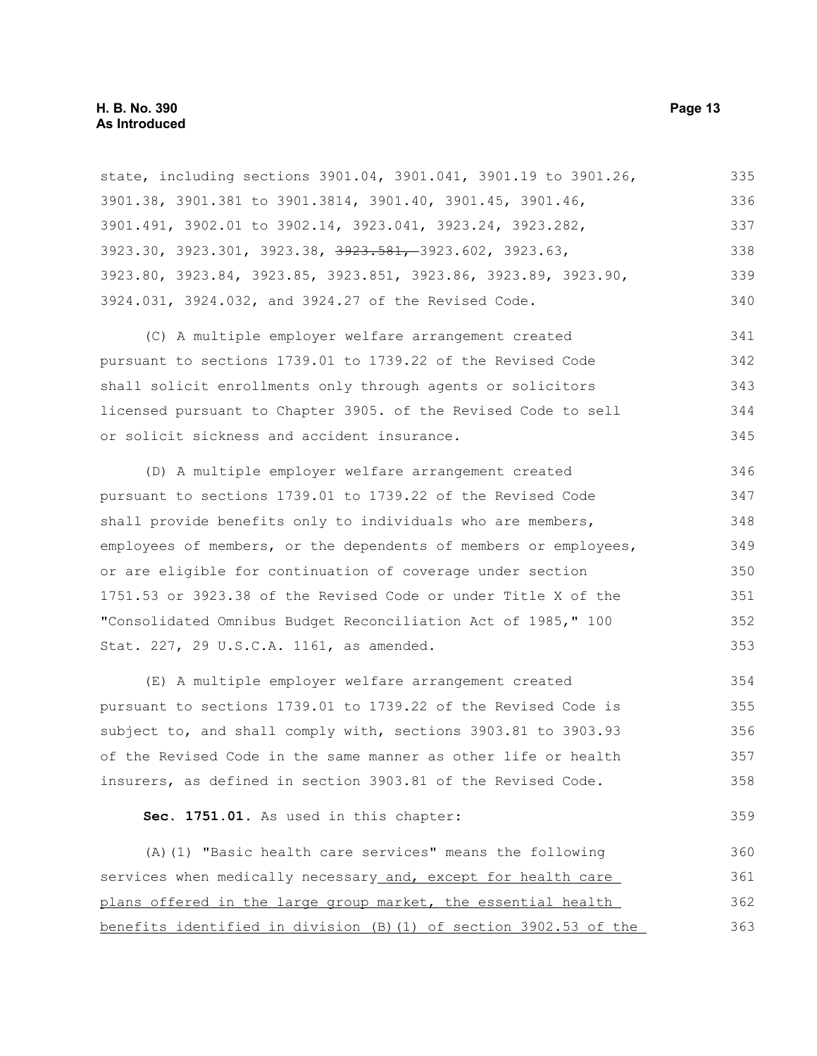state, including sections 3901.04, 3901.041, 3901.19 to 3901.26, 3901.38, 3901.381 to 3901.3814, 3901.40, 3901.45, 3901.46, 3901.491, 3902.01 to 3902.14, 3923.041, 3923.24, 3923.282, 3923.30, 3923.301, 3923.38, ~~3923.581,~~ 3923.602, 3923.63, 3923.80, 3923.84, 3923.85, 3923.851, 3923.86, 3923.89, 3923.90, 3924.031, 3924.032, and 3924.27 of the Revised Code.

(C) A multiple employer welfare arrangement created pursuant to sections 1739.01 to 1739.22 of the Revised Code shall solicit enrollments only through agents or solicitors licensed pursuant to Chapter 3905. of the Revised Code to sell or solicit sickness and accident insurance.

(D) A multiple employer welfare arrangement created pursuant to sections 1739.01 to 1739.22 of the Revised Code shall provide benefits only to individuals who are members, employees of members, or the dependents of members or employees, or are eligible for continuation of coverage under section 1751.53 or 3923.38 of the Revised Code or under Title X of the "Consolidated Omnibus Budget Reconciliation Act of 1985," 100 Stat. 227, 29 U.S.C.A. 1161, as amended.

(E) A multiple employer welfare arrangement created pursuant to sections 1739.01 to 1739.22 of the Revised Code is subject to, and shall comply with, sections 3903.81 to 3903.93 of the Revised Code in the same manner as other life or health insurers, as defined in section 3903.81 of the Revised Code.

**Sec. 1751.01.** As used in this chapter:

(A)(1) "Basic health care services" means the following services when medically necessary<u> and, except for health care plans offered in the large group market, the essential health benefits identified in division (B)(1) of section 3902.53 of the </u>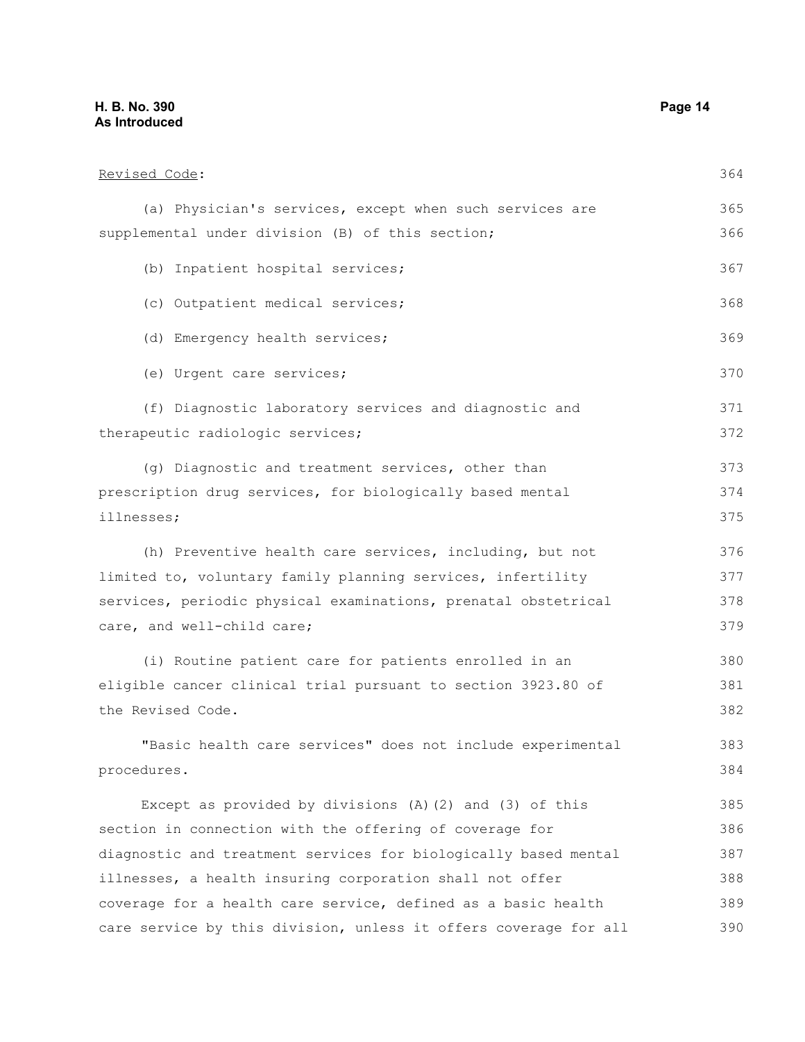Revised Code:

(a) Physician's services, except when such services are supplemental under division (B) of this section;

(b) Inpatient hospital services;

(c) Outpatient medical services;

(d) Emergency health services;

(e) Urgent care services;

(f) Diagnostic laboratory services and diagnostic and therapeutic radiologic services;

(g) Diagnostic and treatment services, other than prescription drug services, for biologically based mental illnesses;

(h) Preventive health care services, including, but not limited to, voluntary family planning services, infertility services, periodic physical examinations, prenatal obstetrical care, and well-child care;

(i) Routine patient care for patients enrolled in an eligible cancer clinical trial pursuant to section 3923.80 of the Revised Code.

"Basic health care services" does not include experimental procedures.

Except as provided by divisions (A)(2) and (3) of this section in connection with the offering of coverage for diagnostic and treatment services for biologically based mental illnesses, a health insuring corporation shall not offer coverage for a health care service, defined as a basic health care service by this division, unless it offers coverage for all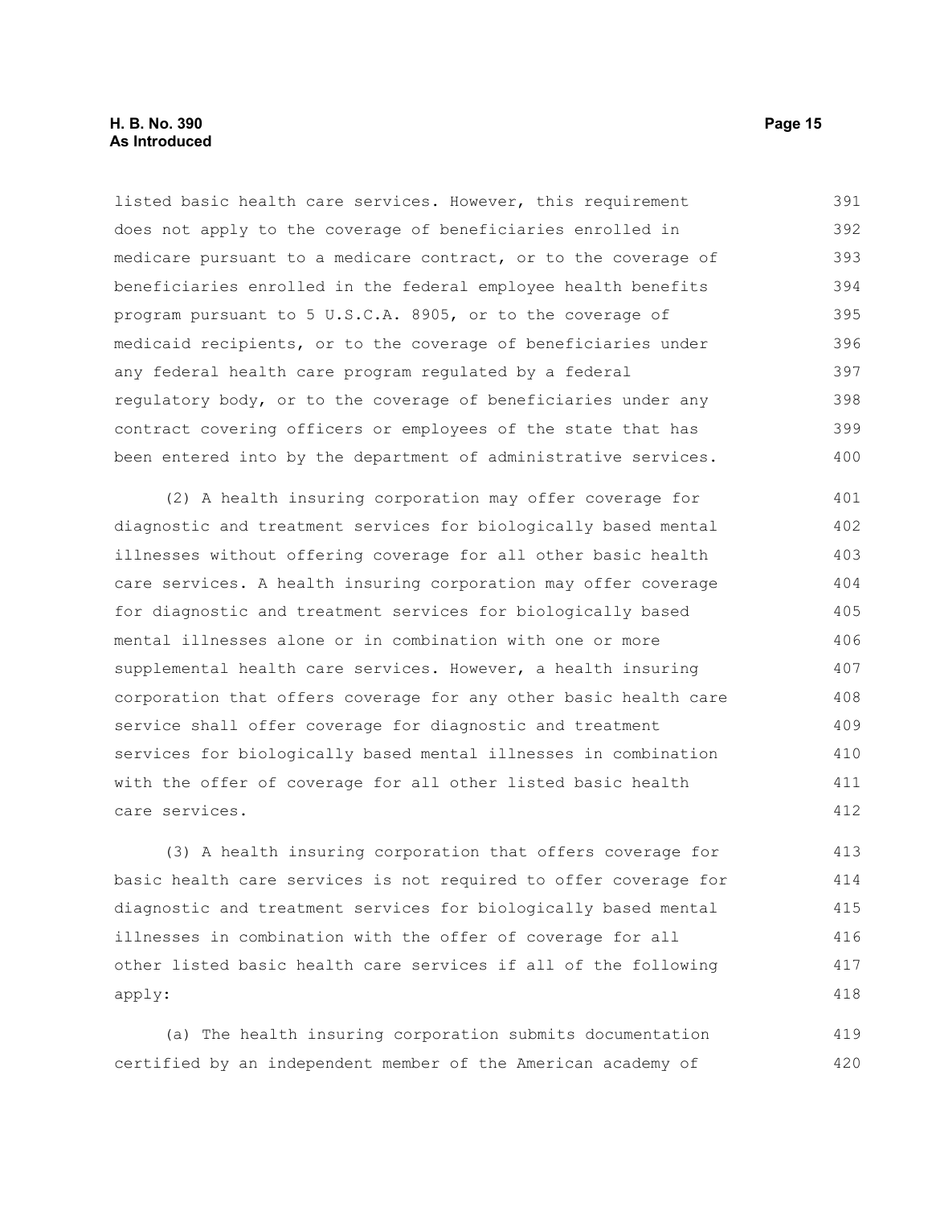listed basic health care services. However, this requirement does not apply to the coverage of beneficiaries enrolled in medicare pursuant to a medicare contract, or to the coverage of beneficiaries enrolled in the federal employee health benefits program pursuant to 5 U.S.C.A. 8905, or to the coverage of medicaid recipients, or to the coverage of beneficiaries under any federal health care program regulated by a federal regulatory body, or to the coverage of beneficiaries under any contract covering officers or employees of the state that has been entered into by the department of administrative services.

(2) A health insuring corporation may offer coverage for diagnostic and treatment services for biologically based mental illnesses without offering coverage for all other basic health care services. A health insuring corporation may offer coverage for diagnostic and treatment services for biologically based mental illnesses alone or in combination with one or more supplemental health care services. However, a health insuring corporation that offers coverage for any other basic health care service shall offer coverage for diagnostic and treatment services for biologically based mental illnesses in combination with the offer of coverage for all other listed basic health care services.

(3) A health insuring corporation that offers coverage for basic health care services is not required to offer coverage for diagnostic and treatment services for biologically based mental illnesses in combination with the offer of coverage for all other listed basic health care services if all of the following apply:

(a) The health insuring corporation submits documentation certified by an independent member of the American academy of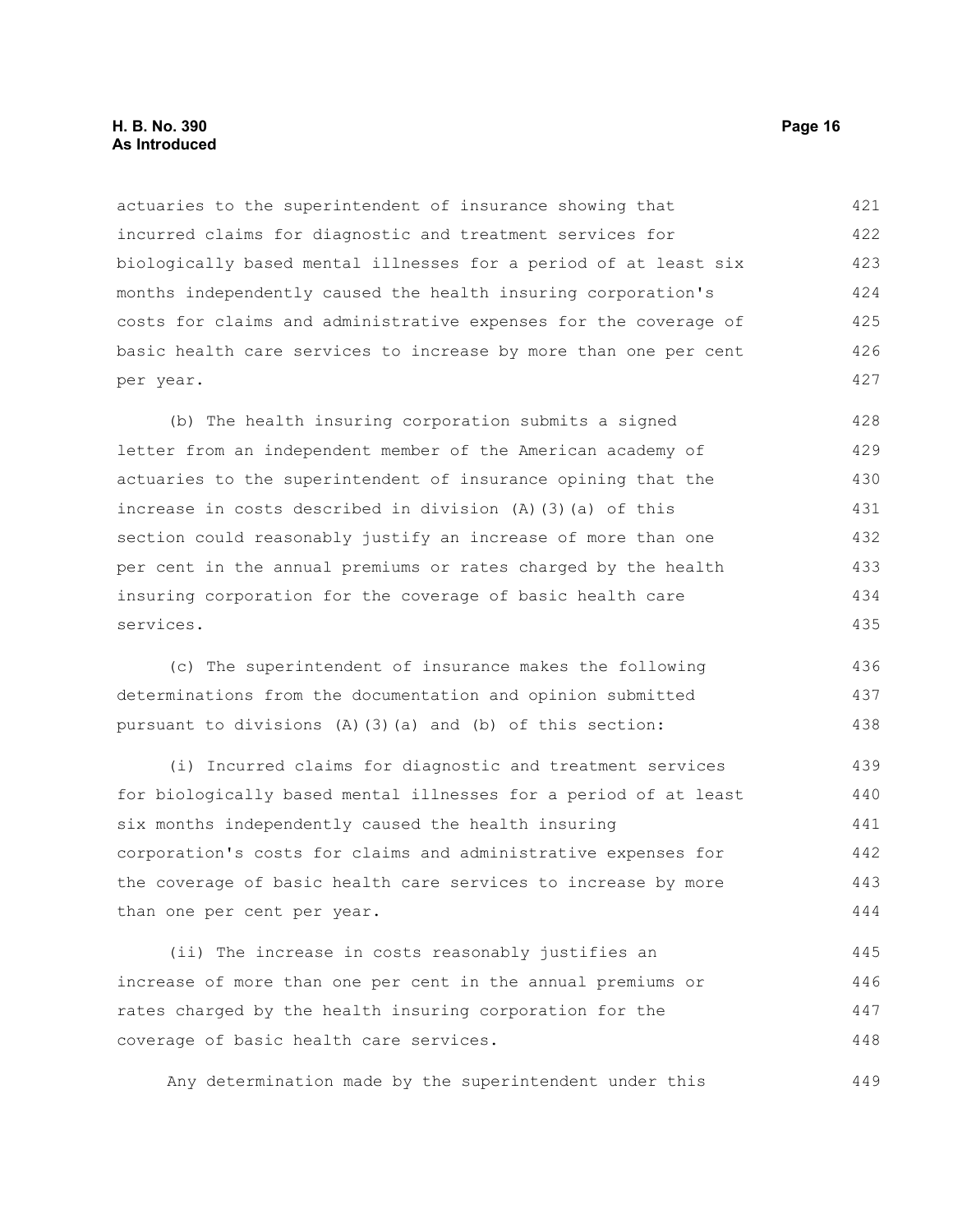actuaries to the superintendent of insurance showing that incurred claims for diagnostic and treatment services for biologically based mental illnesses for a period of at least six months independently caused the health insuring corporation's costs for claims and administrative expenses for the coverage of basic health care services to increase by more than one per cent per year.

(b) The health insuring corporation submits a signed letter from an independent member of the American academy of actuaries to the superintendent of insurance opining that the increase in costs described in division (A)(3)(a) of this section could reasonably justify an increase of more than one per cent in the annual premiums or rates charged by the health insuring corporation for the coverage of basic health care services.

(c) The superintendent of insurance makes the following determinations from the documentation and opinion submitted pursuant to divisions (A)(3)(a) and (b) of this section:

(i) Incurred claims for diagnostic and treatment services for biologically based mental illnesses for a period of at least six months independently caused the health insuring corporation's costs for claims and administrative expenses for the coverage of basic health care services to increase by more than one per cent per year.

(ii) The increase in costs reasonably justifies an increase of more than one per cent in the annual premiums or rates charged by the health insuring corporation for the coverage of basic health care services.

Any determination made by the superintendent under this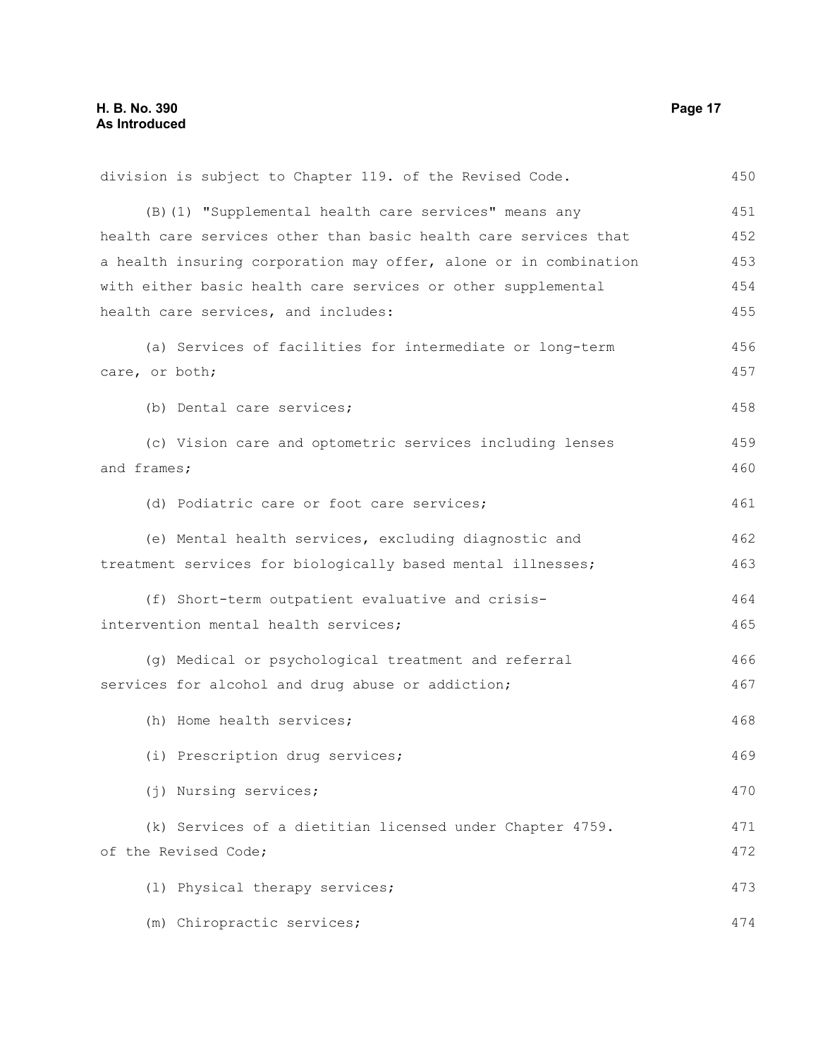division is subject to Chapter 119. of the Revised Code.

(B)(1) "Supplemental health care services" means any health care services other than basic health care services that a health insuring corporation may offer, alone or in combination with either basic health care services or other supplemental health care services, and includes:

(a) Services of facilities for intermediate or long-term care, or both;

(b) Dental care services;

(c) Vision care and optometric services including lenses and frames;

(d) Podiatric care or foot care services;

(e) Mental health services, excluding diagnostic and treatment services for biologically based mental illnesses;

(f) Short-term outpatient evaluative and crisis-intervention mental health services;

(g) Medical or psychological treatment and referral services for alcohol and drug abuse or addiction;

(h) Home health services;

(i) Prescription drug services;

(j) Nursing services;

(k) Services of a dietitian licensed under Chapter 4759. of the Revised Code;

(l) Physical therapy services;

(m) Chiropractic services;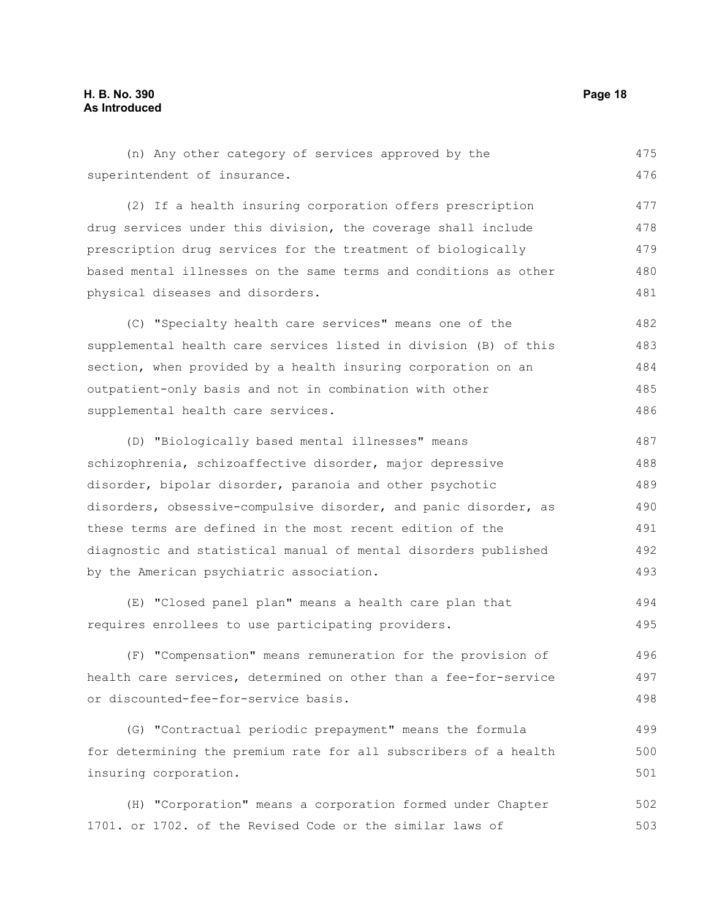(n) Any other category of services approved by the superintendent of insurance.

(2) If a health insuring corporation offers prescription drug services under this division, the coverage shall include prescription drug services for the treatment of biologically based mental illnesses on the same terms and conditions as other physical diseases and disorders.

(C) "Specialty health care services" means one of the supplemental health care services listed in division (B) of this section, when provided by a health insuring corporation on an outpatient-only basis and not in combination with other supplemental health care services.

(D) "Biologically based mental illnesses" means schizophrenia, schizoaffective disorder, major depressive disorder, bipolar disorder, paranoia and other psychotic disorders, obsessive-compulsive disorder, and panic disorder, as these terms are defined in the most recent edition of the diagnostic and statistical manual of mental disorders published by the American psychiatric association.

(E) "Closed panel plan" means a health care plan that requires enrollees to use participating providers.

(F) "Compensation" means remuneration for the provision of health care services, determined on other than a fee-for-service or discounted-fee-for-service basis.

(G) "Contractual periodic prepayment" means the formula for determining the premium rate for all subscribers of a health insuring corporation.

(H) "Corporation" means a corporation formed under Chapter 1701. or 1702. of the Revised Code or the similar laws of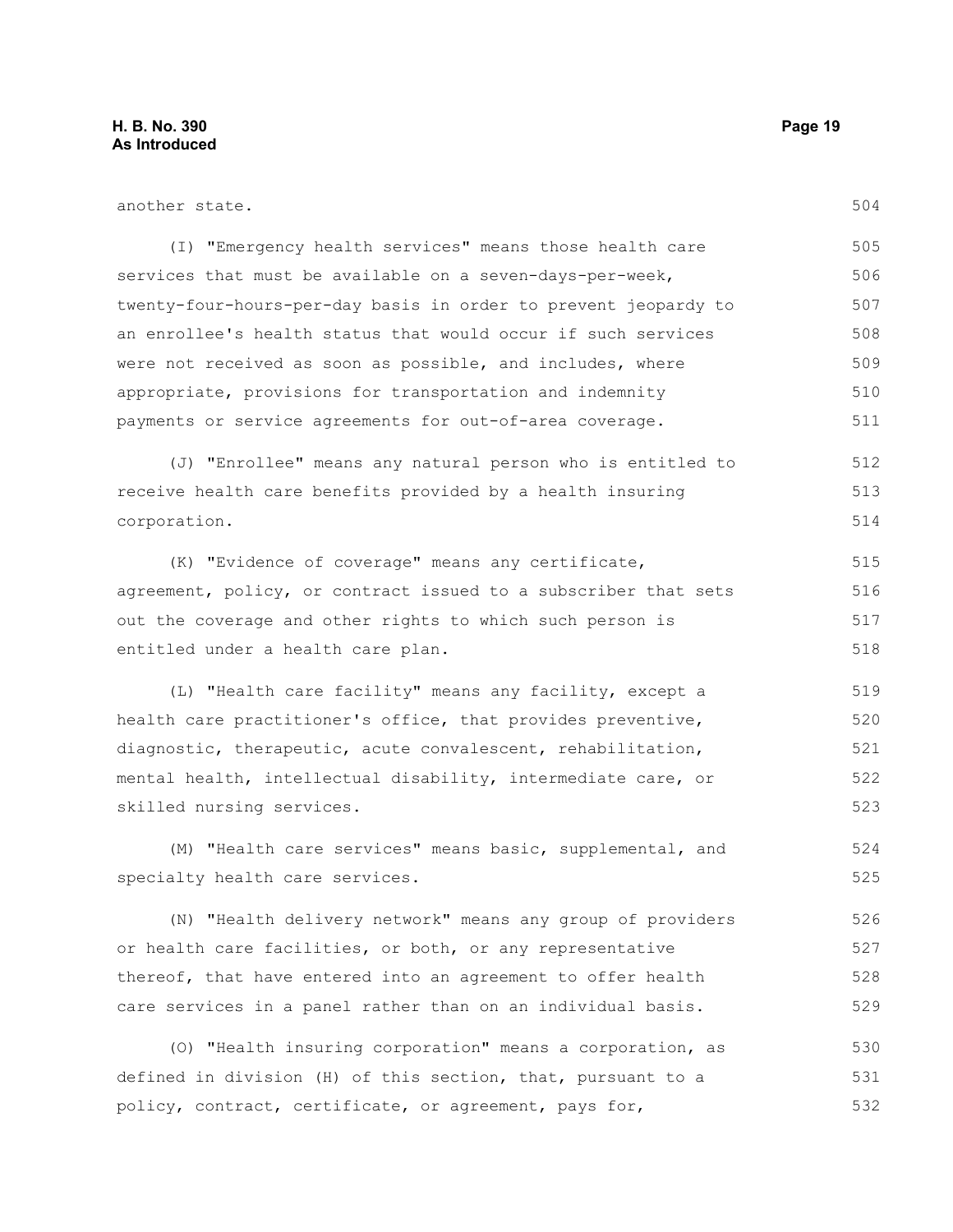another state.

(I) "Emergency health services" means those health care services that must be available on a seven-days-per-week, twenty-four-hours-per-day basis in order to prevent jeopardy to an enrollee's health status that would occur if such services were not received as soon as possible, and includes, where appropriate, provisions for transportation and indemnity payments or service agreements for out-of-area coverage.

(J) "Enrollee" means any natural person who is entitled to receive health care benefits provided by a health insuring corporation.

(K) "Evidence of coverage" means any certificate, agreement, policy, or contract issued to a subscriber that sets out the coverage and other rights to which such person is entitled under a health care plan.

(L) "Health care facility" means any facility, except a health care practitioner's office, that provides preventive, diagnostic, therapeutic, acute convalescent, rehabilitation, mental health, intellectual disability, intermediate care, or skilled nursing services.

(M) "Health care services" means basic, supplemental, and specialty health care services.

(N) "Health delivery network" means any group of providers or health care facilities, or both, or any representative thereof, that have entered into an agreement to offer health care services in a panel rather than on an individual basis.

(O) "Health insuring corporation" means a corporation, as defined in division (H) of this section, that, pursuant to a policy, contract, certificate, or agreement, pays for,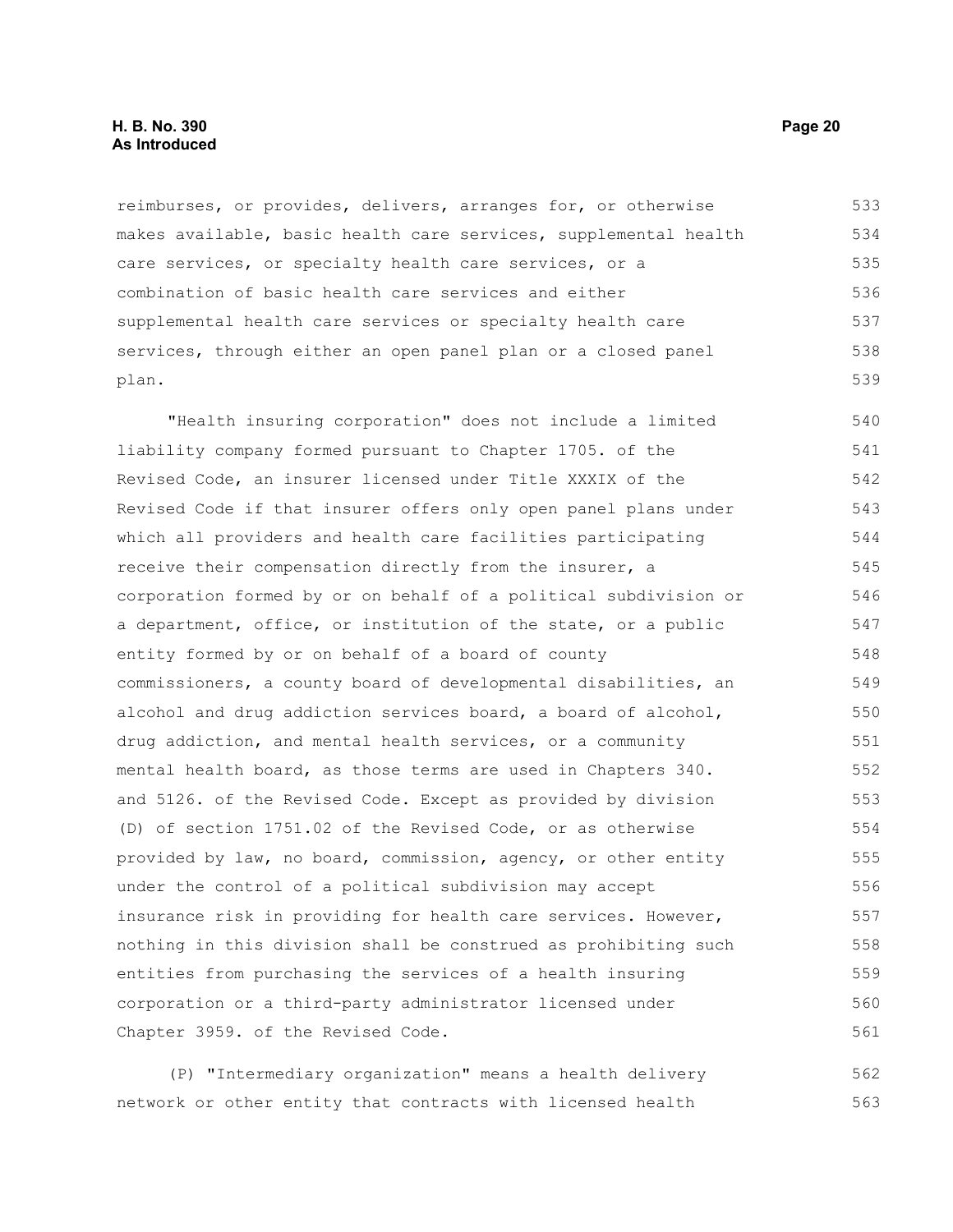reimburses, or provides, delivers, arranges for, or otherwise makes available, basic health care services, supplemental health care services, or specialty health care services, or a combination of basic health care services and either supplemental health care services or specialty health care services, through either an open panel plan or a closed panel plan.

"Health insuring corporation" does not include a limited liability company formed pursuant to Chapter 1705. of the Revised Code, an insurer licensed under Title XXXIX of the Revised Code if that insurer offers only open panel plans under which all providers and health care facilities participating receive their compensation directly from the insurer, a corporation formed by or on behalf of a political subdivision or a department, office, or institution of the state, or a public entity formed by or on behalf of a board of county commissioners, a county board of developmental disabilities, an alcohol and drug addiction services board, a board of alcohol, drug addiction, and mental health services, or a community mental health board, as those terms are used in Chapters 340. and 5126. of the Revised Code. Except as provided by division (D) of section 1751.02 of the Revised Code, or as otherwise provided by law, no board, commission, agency, or other entity under the control of a political subdivision may accept insurance risk in providing for health care services. However, nothing in this division shall be construed as prohibiting such entities from purchasing the services of a health insuring corporation or a third-party administrator licensed under Chapter 3959. of the Revised Code.

(P) "Intermediary organization" means a health delivery network or other entity that contracts with licensed health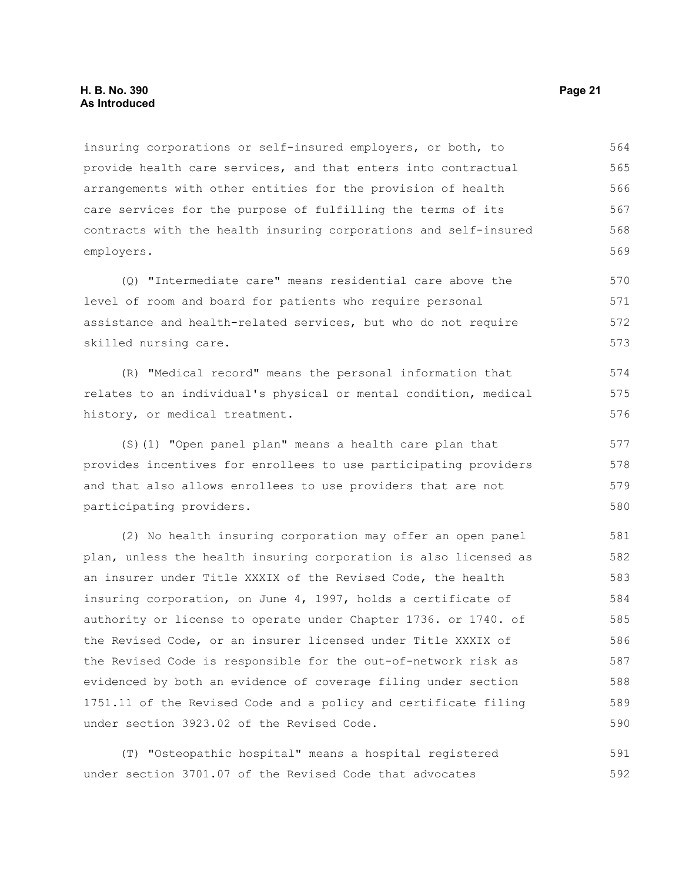insuring corporations or self-insured employers, or both, to provide health care services, and that enters into contractual arrangements with other entities for the provision of health care services for the purpose of fulfilling the terms of its contracts with the health insuring corporations and self-insured employers.

(Q) "Intermediate care" means residential care above the level of room and board for patients who require personal assistance and health-related services, but who do not require skilled nursing care.

(R) "Medical record" means the personal information that relates to an individual's physical or mental condition, medical history, or medical treatment.

(S)(1) "Open panel plan" means a health care plan that provides incentives for enrollees to use participating providers and that also allows enrollees to use providers that are not participating providers.

(2) No health insuring corporation may offer an open panel plan, unless the health insuring corporation is also licensed as an insurer under Title XXXIX of the Revised Code, the health insuring corporation, on June 4, 1997, holds a certificate of authority or license to operate under Chapter 1736. or 1740. of the Revised Code, or an insurer licensed under Title XXXIX of the Revised Code is responsible for the out-of-network risk as evidenced by both an evidence of coverage filing under section 1751.11 of the Revised Code and a policy and certificate filing under section 3923.02 of the Revised Code.

(T) "Osteopathic hospital" means a hospital registered under section 3701.07 of the Revised Code that advocates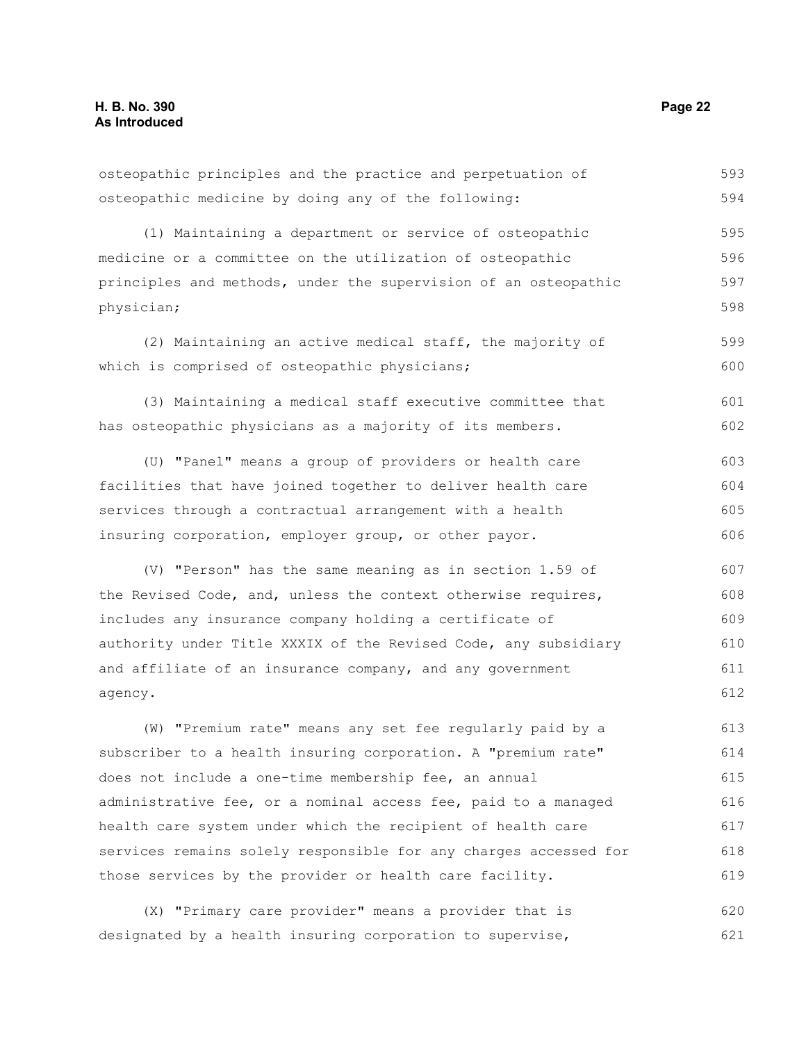osteopathic principles and the practice and perpetuation of osteopathic medicine by doing any of the following:

(1) Maintaining a department or service of osteopathic medicine or a committee on the utilization of osteopathic principles and methods, under the supervision of an osteopathic physician;

(2) Maintaining an active medical staff, the majority of which is comprised of osteopathic physicians;

(3) Maintaining a medical staff executive committee that has osteopathic physicians as a majority of its members.

(U) "Panel" means a group of providers or health care facilities that have joined together to deliver health care services through a contractual arrangement with a health insuring corporation, employer group, or other payor.

(V) "Person" has the same meaning as in section 1.59 of the Revised Code, and, unless the context otherwise requires, includes any insurance company holding a certificate of authority under Title XXXIX of the Revised Code, any subsidiary and affiliate of an insurance company, and any government agency.

(W) "Premium rate" means any set fee regularly paid by a subscriber to a health insuring corporation. A "premium rate" does not include a one-time membership fee, an annual administrative fee, or a nominal access fee, paid to a managed health care system under which the recipient of health care services remains solely responsible for any charges accessed for those services by the provider or health care facility.

(X) "Primary care provider" means a provider that is designated by a health insuring corporation to supervise,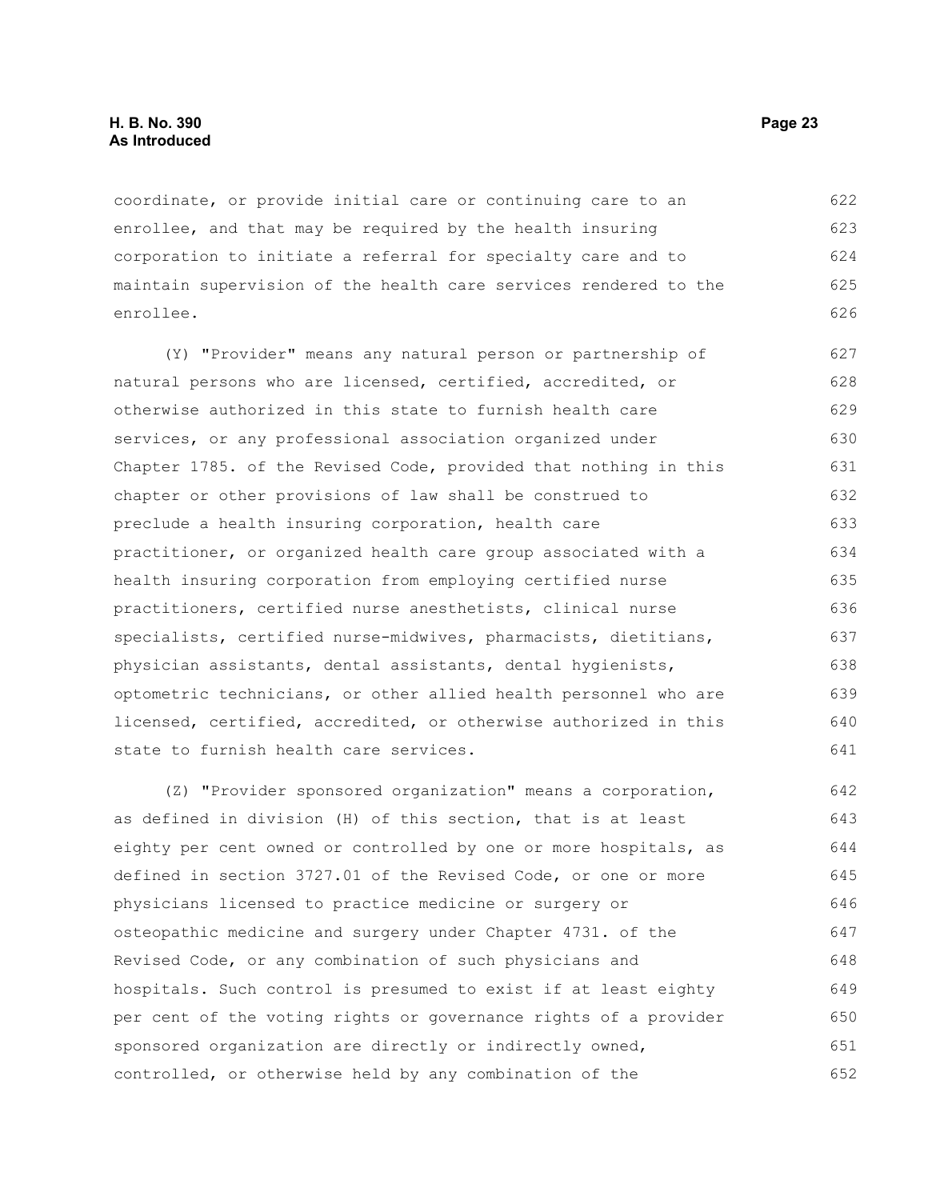coordinate, or provide initial care or continuing care to an enrollee, and that may be required by the health insuring corporation to initiate a referral for specialty care and to maintain supervision of the health care services rendered to the enrollee.

(Y) "Provider" means any natural person or partnership of natural persons who are licensed, certified, accredited, or otherwise authorized in this state to furnish health care services, or any professional association organized under Chapter 1785. of the Revised Code, provided that nothing in this chapter or other provisions of law shall be construed to preclude a health insuring corporation, health care practitioner, or organized health care group associated with a health insuring corporation from employing certified nurse practitioners, certified nurse anesthetists, clinical nurse specialists, certified nurse-midwives, pharmacists, dietitians, physician assistants, dental assistants, dental hygienists, optometric technicians, or other allied health personnel who are licensed, certified, accredited, or otherwise authorized in this state to furnish health care services.

(Z) "Provider sponsored organization" means a corporation, as defined in division (H) of this section, that is at least eighty per cent owned or controlled by one or more hospitals, as defined in section 3727.01 of the Revised Code, or one or more physicians licensed to practice medicine or surgery or osteopathic medicine and surgery under Chapter 4731. of the Revised Code, or any combination of such physicians and hospitals. Such control is presumed to exist if at least eighty per cent of the voting rights or governance rights of a provider sponsored organization are directly or indirectly owned, controlled, or otherwise held by any combination of the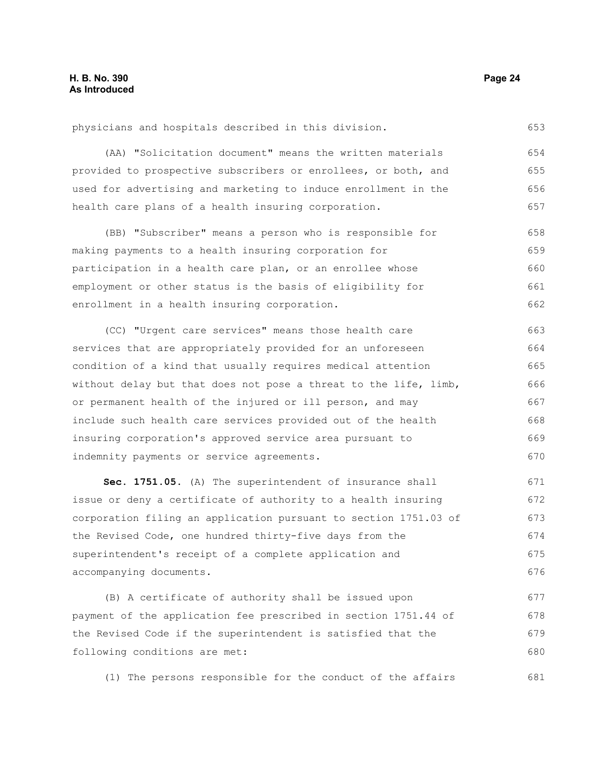physicians and hospitals described in this division.

(AA) "Solicitation document" means the written materials provided to prospective subscribers or enrollees, or both, and used for advertising and marketing to induce enrollment in the health care plans of a health insuring corporation.

(BB) "Subscriber" means a person who is responsible for making payments to a health insuring corporation for participation in a health care plan, or an enrollee whose employment or other status is the basis of eligibility for enrollment in a health insuring corporation.

(CC) "Urgent care services" means those health care services that are appropriately provided for an unforeseen condition of a kind that usually requires medical attention without delay but that does not pose a threat to the life, limb, or permanent health of the injured or ill person, and may include such health care services provided out of the health insuring corporation's approved service area pursuant to indemnity payments or service agreements.

**Sec. 1751.05.** (A) The superintendent of insurance shall issue or deny a certificate of authority to a health insuring corporation filing an application pursuant to section 1751.03 of the Revised Code, one hundred thirty-five days from the superintendent's receipt of a complete application and accompanying documents.

(B) A certificate of authority shall be issued upon payment of the application fee prescribed in section 1751.44 of the Revised Code if the superintendent is satisfied that the following conditions are met:

(1) The persons responsible for the conduct of the affairs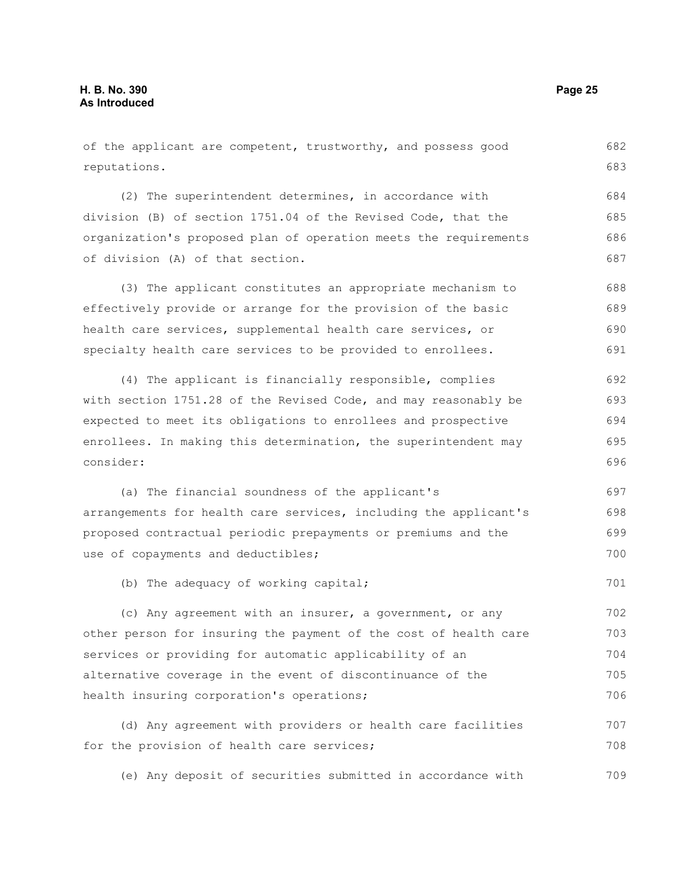of the applicant are competent, trustworthy, and possess good reputations.

(2) The superintendent determines, in accordance with division (B) of section 1751.04 of the Revised Code, that the organization's proposed plan of operation meets the requirements of division (A) of that section.

(3) The applicant constitutes an appropriate mechanism to effectively provide or arrange for the provision of the basic health care services, supplemental health care services, or specialty health care services to be provided to enrollees.

(4) The applicant is financially responsible, complies with section 1751.28 of the Revised Code, and may reasonably be expected to meet its obligations to enrollees and prospective enrollees. In making this determination, the superintendent may consider:

(a) The financial soundness of the applicant's arrangements for health care services, including the applicant's proposed contractual periodic prepayments or premiums and the use of copayments and deductibles;

(b) The adequacy of working capital;

(c) Any agreement with an insurer, a government, or any other person for insuring the payment of the cost of health care services or providing for automatic applicability of an alternative coverage in the event of discontinuance of the health insuring corporation's operations;

(d) Any agreement with providers or health care facilities for the provision of health care services;

(e) Any deposit of securities submitted in accordance with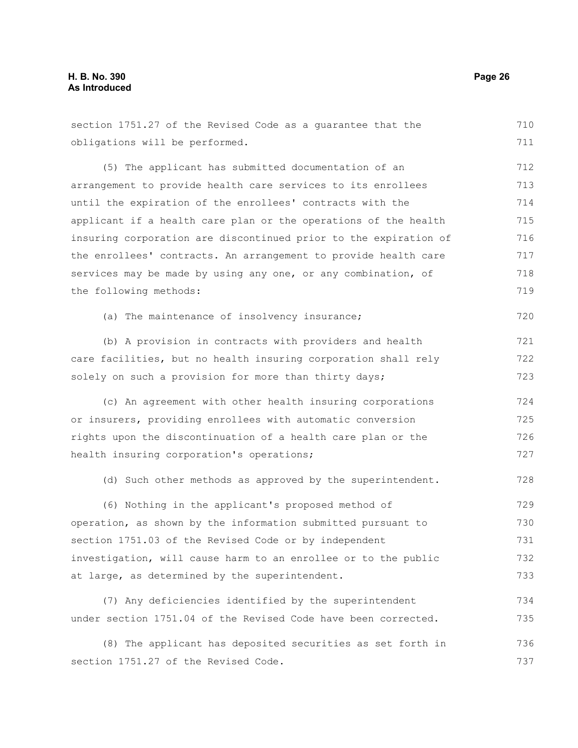section 1751.27 of the Revised Code as a guarantee that the obligations will be performed.

(5) The applicant has submitted documentation of an arrangement to provide health care services to its enrollees until the expiration of the enrollees' contracts with the applicant if a health care plan or the operations of the health insuring corporation are discontinued prior to the expiration of the enrollees' contracts. An arrangement to provide health care services may be made by using any one, or any combination, of the following methods:

(a) The maintenance of insolvency insurance;

(b) A provision in contracts with providers and health care facilities, but no health insuring corporation shall rely solely on such a provision for more than thirty days;

(c) An agreement with other health insuring corporations or insurers, providing enrollees with automatic conversion rights upon the discontinuation of a health care plan or the health insuring corporation's operations;

(d) Such other methods as approved by the superintendent.

(6) Nothing in the applicant's proposed method of operation, as shown by the information submitted pursuant to section 1751.03 of the Revised Code or by independent investigation, will cause harm to an enrollee or to the public at large, as determined by the superintendent.

(7) Any deficiencies identified by the superintendent under section 1751.04 of the Revised Code have been corrected.

(8) The applicant has deposited securities as set forth in section 1751.27 of the Revised Code.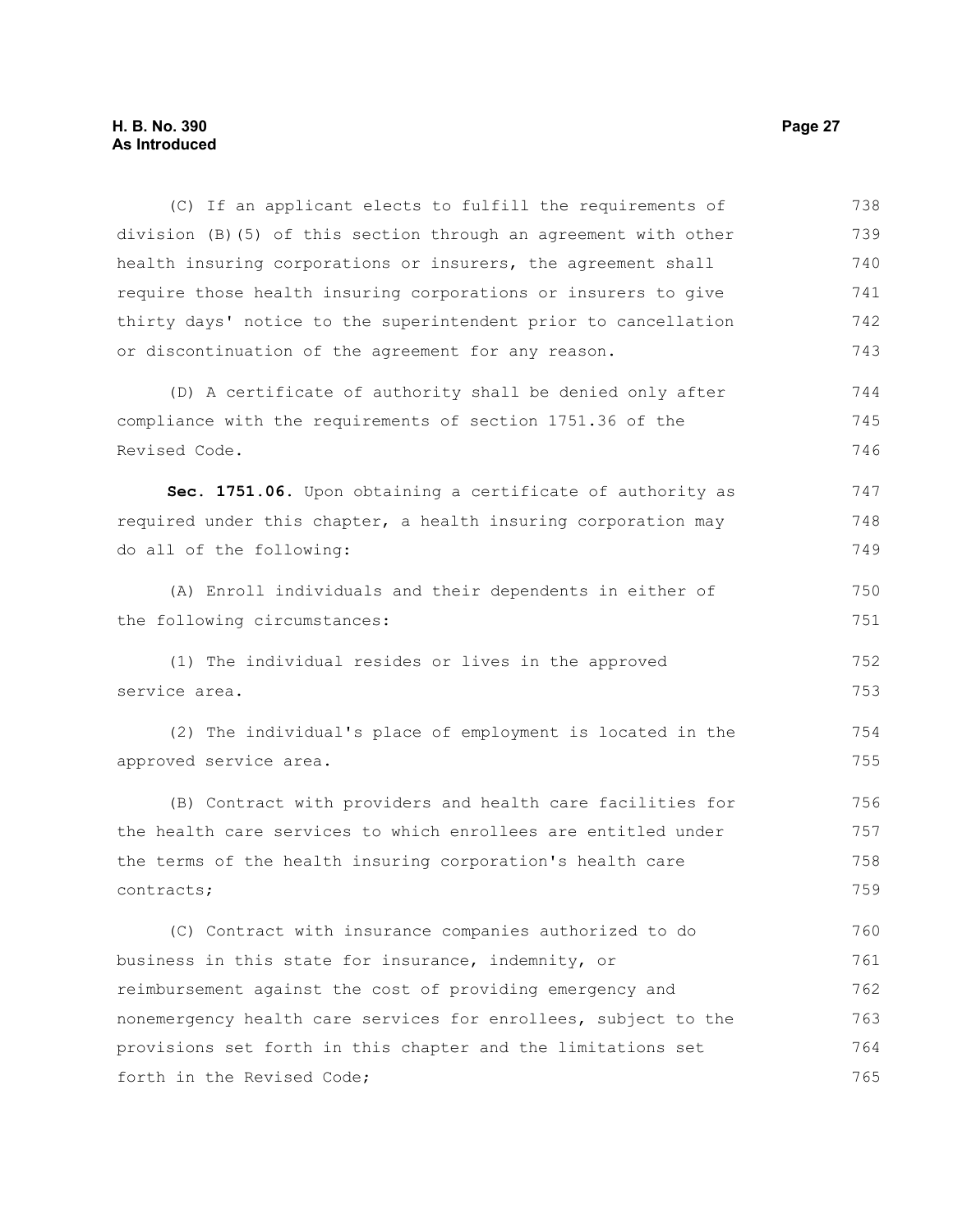(C) If an applicant elects to fulfill the requirements of division (B)(5) of this section through an agreement with other health insuring corporations or insurers, the agreement shall require those health insuring corporations or insurers to give thirty days' notice to the superintendent prior to cancellation or discontinuation of the agreement for any reason.

(D) A certificate of authority shall be denied only after compliance with the requirements of section 1751.36 of the Revised Code.

**Sec. 1751.06.** Upon obtaining a certificate of authority as required under this chapter, a health insuring corporation may do all of the following:

(A) Enroll individuals and their dependents in either of the following circumstances:

(1) The individual resides or lives in the approved service area.

(2) The individual's place of employment is located in the approved service area.

(B) Contract with providers and health care facilities for the health care services to which enrollees are entitled under the terms of the health insuring corporation's health care contracts;

(C) Contract with insurance companies authorized to do business in this state for insurance, indemnity, or reimbursement against the cost of providing emergency and nonemergency health care services for enrollees, subject to the provisions set forth in this chapter and the limitations set forth in the Revised Code;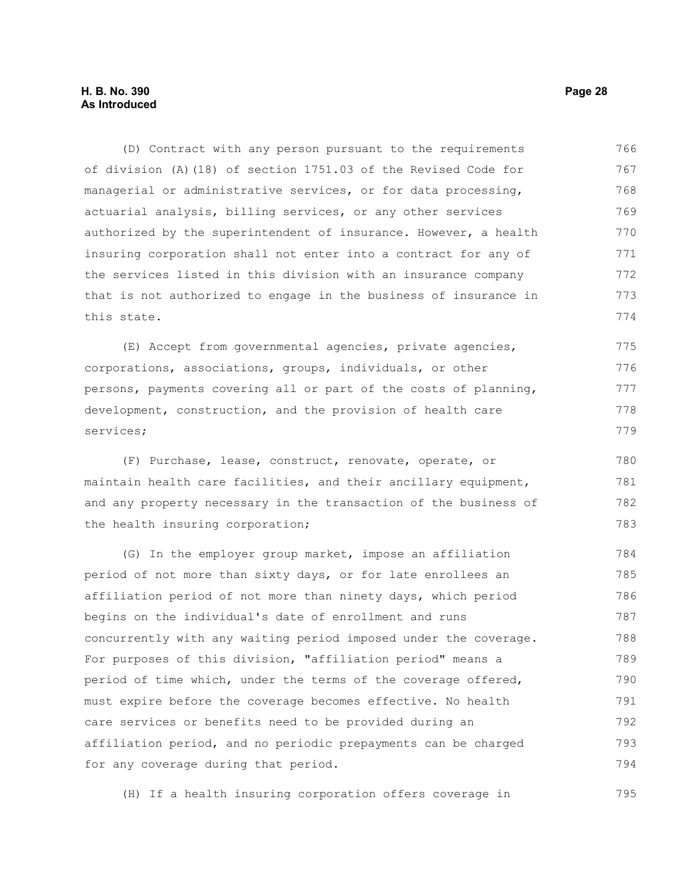(D) Contract with any person pursuant to the requirements of division (A)(18) of section 1751.03 of the Revised Code for managerial or administrative services, or for data processing, actuarial analysis, billing services, or any other services authorized by the superintendent of insurance. However, a health insuring corporation shall not enter into a contract for any of the services listed in this division with an insurance company that is not authorized to engage in the business of insurance in this state.

(E) Accept from governmental agencies, private agencies, corporations, associations, groups, individuals, or other persons, payments covering all or part of the costs of planning, development, construction, and the provision of health care services;

(F) Purchase, lease, construct, renovate, operate, or maintain health care facilities, and their ancillary equipment, and any property necessary in the transaction of the business of the health insuring corporation;

(G) In the employer group market, impose an affiliation period of not more than sixty days, or for late enrollees an affiliation period of not more than ninety days, which period begins on the individual's date of enrollment and runs concurrently with any waiting period imposed under the coverage. For purposes of this division, "affiliation period" means a period of time which, under the terms of the coverage offered, must expire before the coverage becomes effective. No health care services or benefits need to be provided during an affiliation period, and no periodic prepayments can be charged for any coverage during that period.

(H) If a health insuring corporation offers coverage in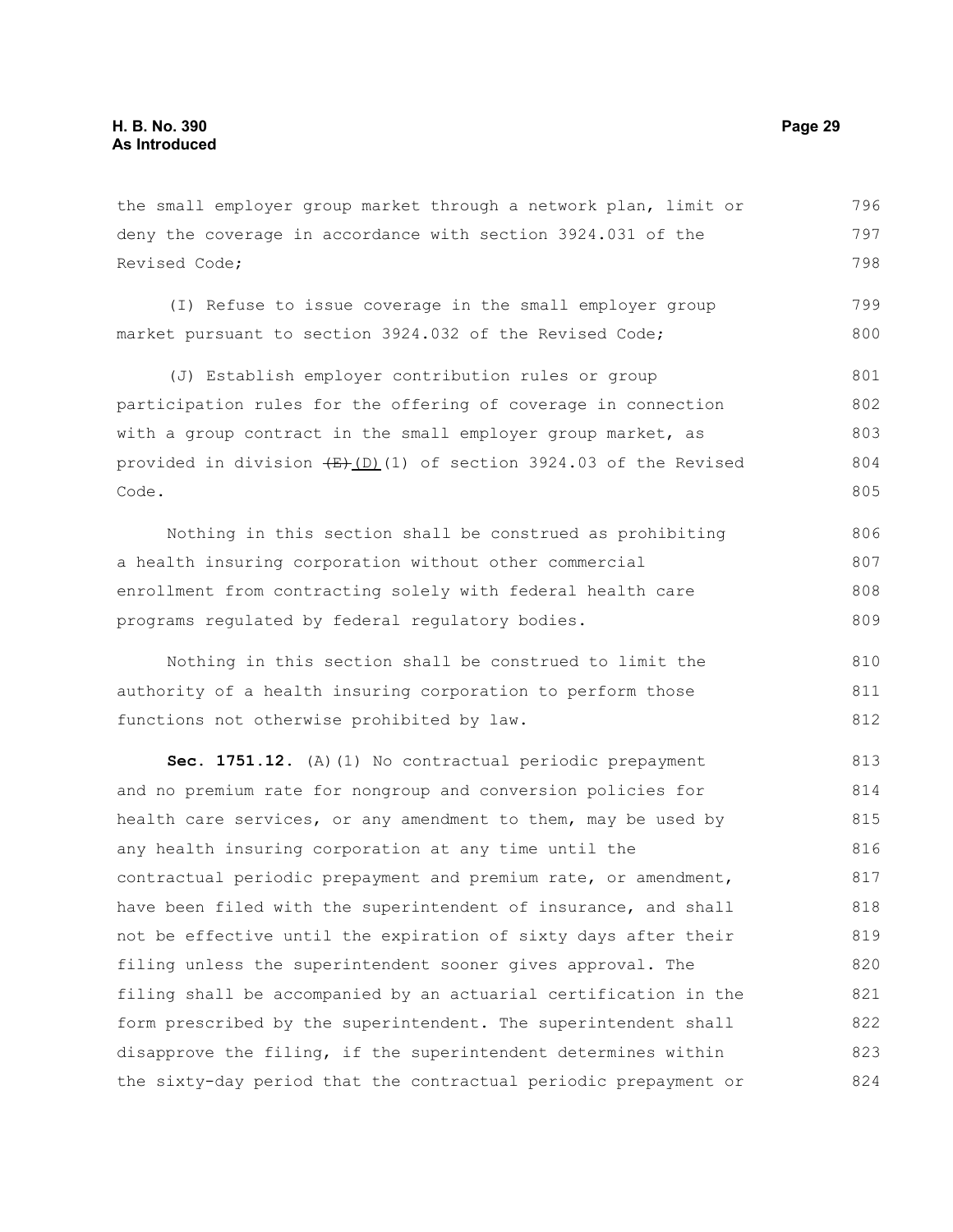the small employer group market through a network plan, limit or deny the coverage in accordance with section 3924.031 of the Revised Code;

(I) Refuse to issue coverage in the small employer group market pursuant to section 3924.032 of the Revised Code;

(J) Establish employer contribution rules or group participation rules for the offering of coverage in connection with a group contract in the small employer group market, as provided in division ~~(E)~~(D)(1) of section 3924.03 of the Revised Code.

Nothing in this section shall be construed as prohibiting a health insuring corporation without other commercial enrollment from contracting solely with federal health care programs regulated by federal regulatory bodies.

Nothing in this section shall be construed to limit the authority of a health insuring corporation to perform those functions not otherwise prohibited by law.

**Sec. 1751.12.** (A)(1) No contractual periodic prepayment and no premium rate for nongroup and conversion policies for health care services, or any amendment to them, may be used by any health insuring corporation at any time until the contractual periodic prepayment and premium rate, or amendment, have been filed with the superintendent of insurance, and shall not be effective until the expiration of sixty days after their filing unless the superintendent sooner gives approval. The filing shall be accompanied by an actuarial certification in the form prescribed by the superintendent. The superintendent shall disapprove the filing, if the superintendent determines within the sixty-day period that the contractual periodic prepayment or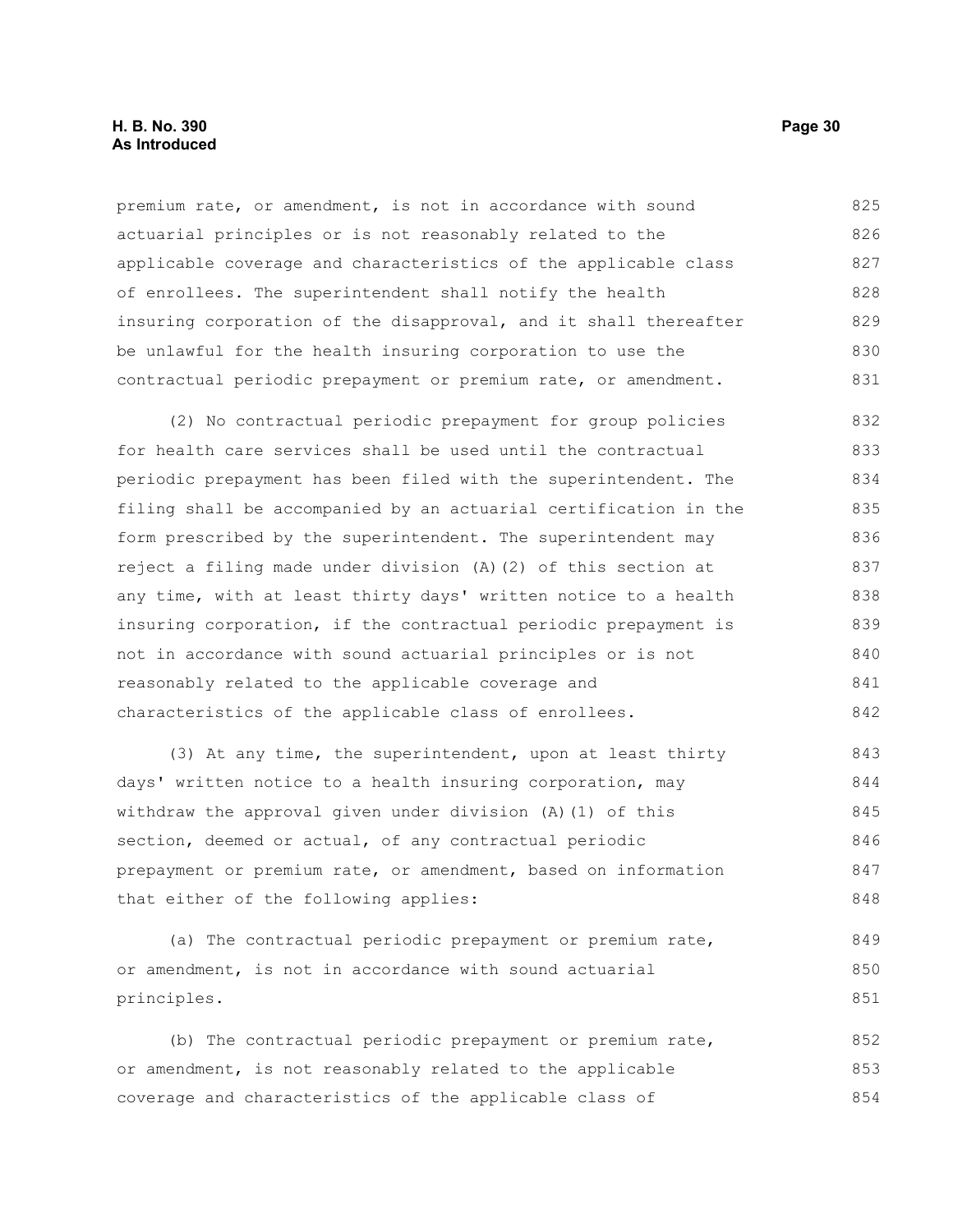premium rate, or amendment, is not in accordance with sound actuarial principles or is not reasonably related to the applicable coverage and characteristics of the applicable class of enrollees. The superintendent shall notify the health insuring corporation of the disapproval, and it shall thereafter be unlawful for the health insuring corporation to use the contractual periodic prepayment or premium rate, or amendment.

(2) No contractual periodic prepayment for group policies for health care services shall be used until the contractual periodic prepayment has been filed with the superintendent. The filing shall be accompanied by an actuarial certification in the form prescribed by the superintendent. The superintendent may reject a filing made under division (A)(2) of this section at any time, with at least thirty days' written notice to a health insuring corporation, if the contractual periodic prepayment is not in accordance with sound actuarial principles or is not reasonably related to the applicable coverage and characteristics of the applicable class of enrollees.

(3) At any time, the superintendent, upon at least thirty days' written notice to a health insuring corporation, may withdraw the approval given under division (A)(1) of this section, deemed or actual, of any contractual periodic prepayment or premium rate, or amendment, based on information that either of the following applies:

(a) The contractual periodic prepayment or premium rate, or amendment, is not in accordance with sound actuarial principles.

(b) The contractual periodic prepayment or premium rate, or amendment, is not reasonably related to the applicable coverage and characteristics of the applicable class of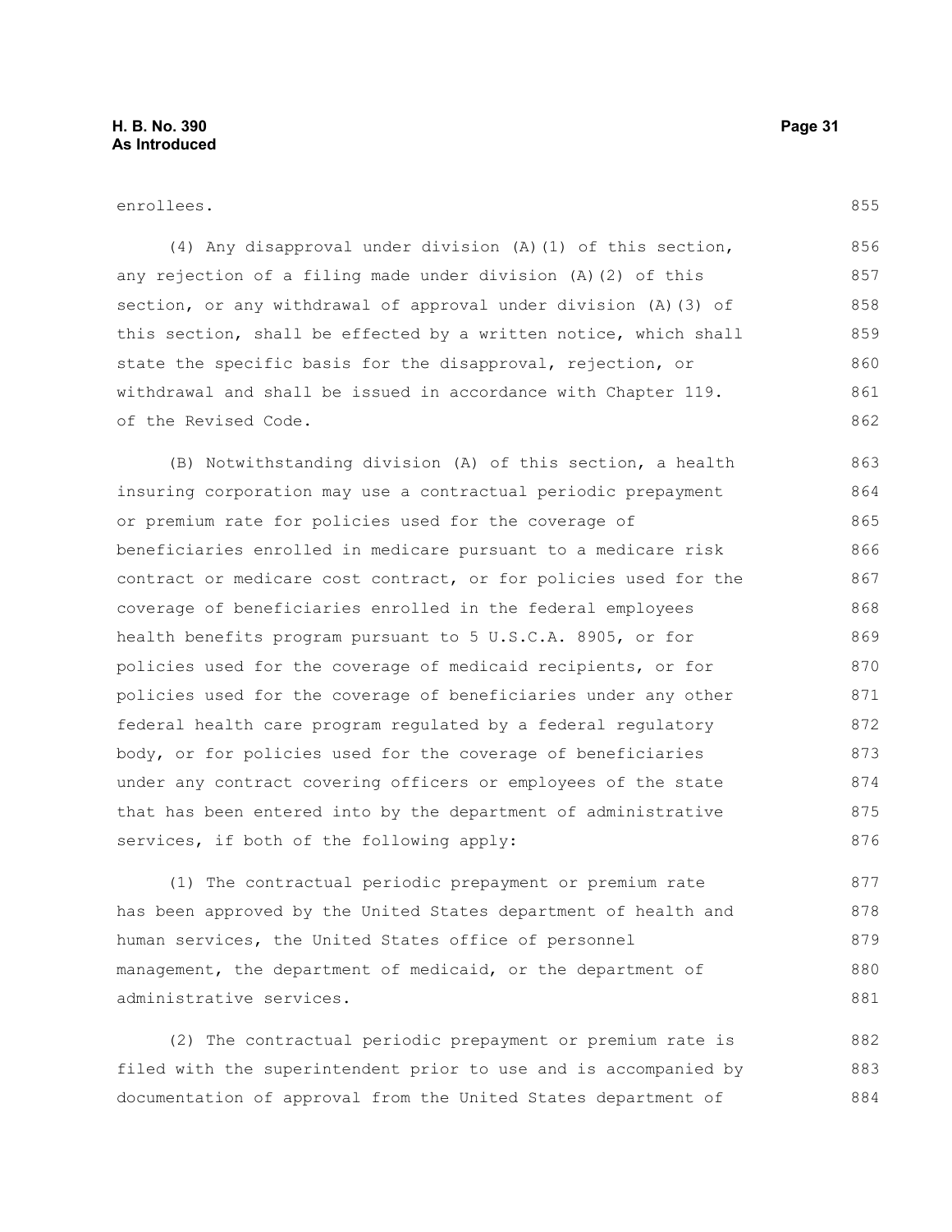enrollees.

(4) Any disapproval under division (A)(1) of this section, any rejection of a filing made under division (A)(2) of this section, or any withdrawal of approval under division (A)(3) of this section, shall be effected by a written notice, which shall state the specific basis for the disapproval, rejection, or withdrawal and shall be issued in accordance with Chapter 119. of the Revised Code.

(B) Notwithstanding division (A) of this section, a health insuring corporation may use a contractual periodic prepayment or premium rate for policies used for the coverage of beneficiaries enrolled in medicare pursuant to a medicare risk contract or medicare cost contract, or for policies used for the coverage of beneficiaries enrolled in the federal employees health benefits program pursuant to 5 U.S.C.A. 8905, or for policies used for the coverage of medicaid recipients, or for policies used for the coverage of beneficiaries under any other federal health care program regulated by a federal regulatory body, or for policies used for the coverage of beneficiaries under any contract covering officers or employees of the state that has been entered into by the department of administrative services, if both of the following apply:

(1) The contractual periodic prepayment or premium rate has been approved by the United States department of health and human services, the United States office of personnel management, the department of medicaid, or the department of administrative services.

(2) The contractual periodic prepayment or premium rate is filed with the superintendent prior to use and is accompanied by documentation of approval from the United States department of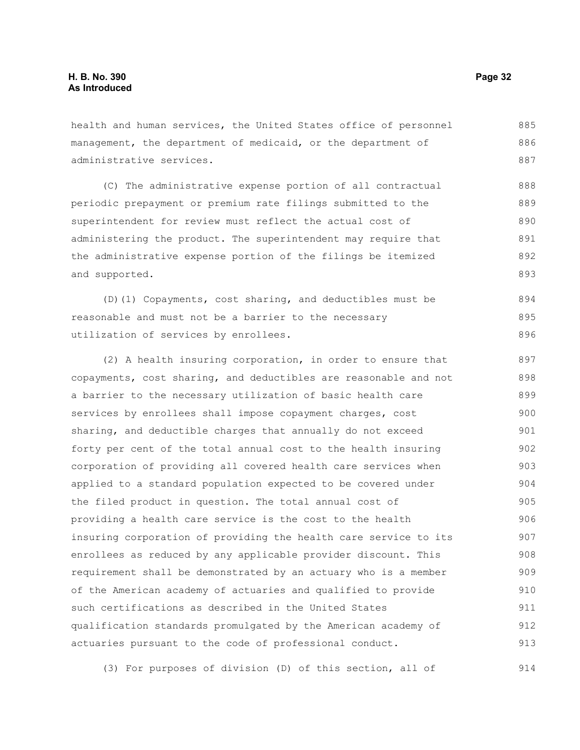health and human services, the United States office of personnel management, the department of medicaid, or the department of administrative services.

(C) The administrative expense portion of all contractual periodic prepayment or premium rate filings submitted to the superintendent for review must reflect the actual cost of administering the product. The superintendent may require that the administrative expense portion of the filings be itemized and supported.

(D)(1) Copayments, cost sharing, and deductibles must be reasonable and must not be a barrier to the necessary utilization of services by enrollees.

(2) A health insuring corporation, in order to ensure that copayments, cost sharing, and deductibles are reasonable and not a barrier to the necessary utilization of basic health care services by enrollees shall impose copayment charges, cost sharing, and deductible charges that annually do not exceed forty per cent of the total annual cost to the health insuring corporation of providing all covered health care services when applied to a standard population expected to be covered under the filed product in question. The total annual cost of providing a health care service is the cost to the health insuring corporation of providing the health care service to its enrollees as reduced by any applicable provider discount. This requirement shall be demonstrated by an actuary who is a member of the American academy of actuaries and qualified to provide such certifications as described in the United States qualification standards promulgated by the American academy of actuaries pursuant to the code of professional conduct.

(3) For purposes of division (D) of this section, all of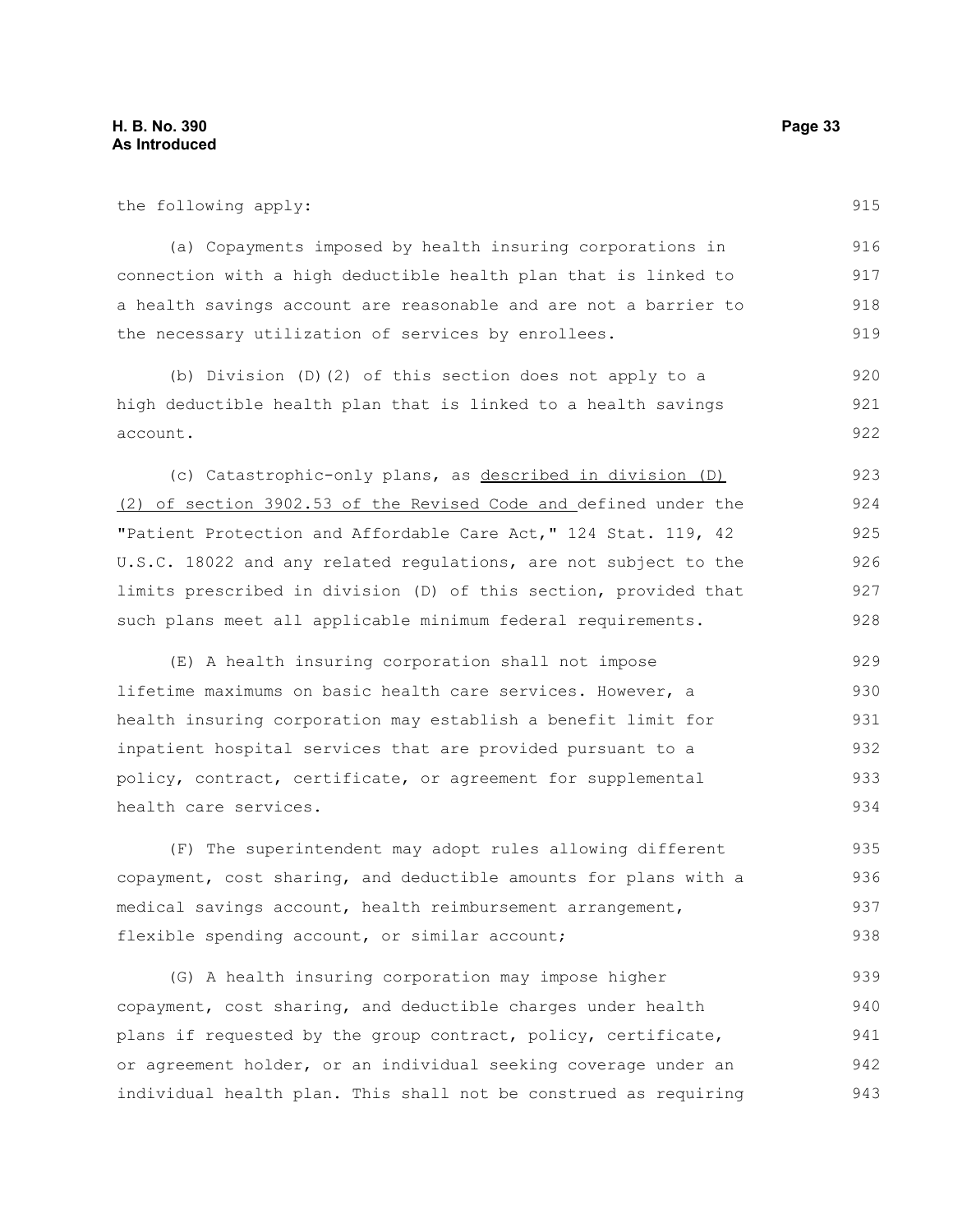the following apply:

(a) Copayments imposed by health insuring corporations in connection with a high deductible health plan that is linked to a health savings account are reasonable and are not a barrier to the necessary utilization of services by enrollees.

(b) Division (D)(2) of this section does not apply to a high deductible health plan that is linked to a health savings account.

(c) Catastrophic-only plans, as <u>described in division (D)(2) of section 3902.53 of the Revised Code and</u> defined under the "Patient Protection and Affordable Care Act," 124 Stat. 119, 42 U.S.C. 18022 and any related regulations, are not subject to the limits prescribed in division (D) of this section, provided that such plans meet all applicable minimum federal requirements.

(E) A health insuring corporation shall not impose lifetime maximums on basic health care services. However, a health insuring corporation may establish a benefit limit for inpatient hospital services that are provided pursuant to a policy, contract, certificate, or agreement for supplemental health care services.

(F) The superintendent may adopt rules allowing different copayment, cost sharing, and deductible amounts for plans with a medical savings account, health reimbursement arrangement, flexible spending account, or similar account;

(G) A health insuring corporation may impose higher copayment, cost sharing, and deductible charges under health plans if requested by the group contract, policy, certificate, or agreement holder, or an individual seeking coverage under an individual health plan. This shall not be construed as requiring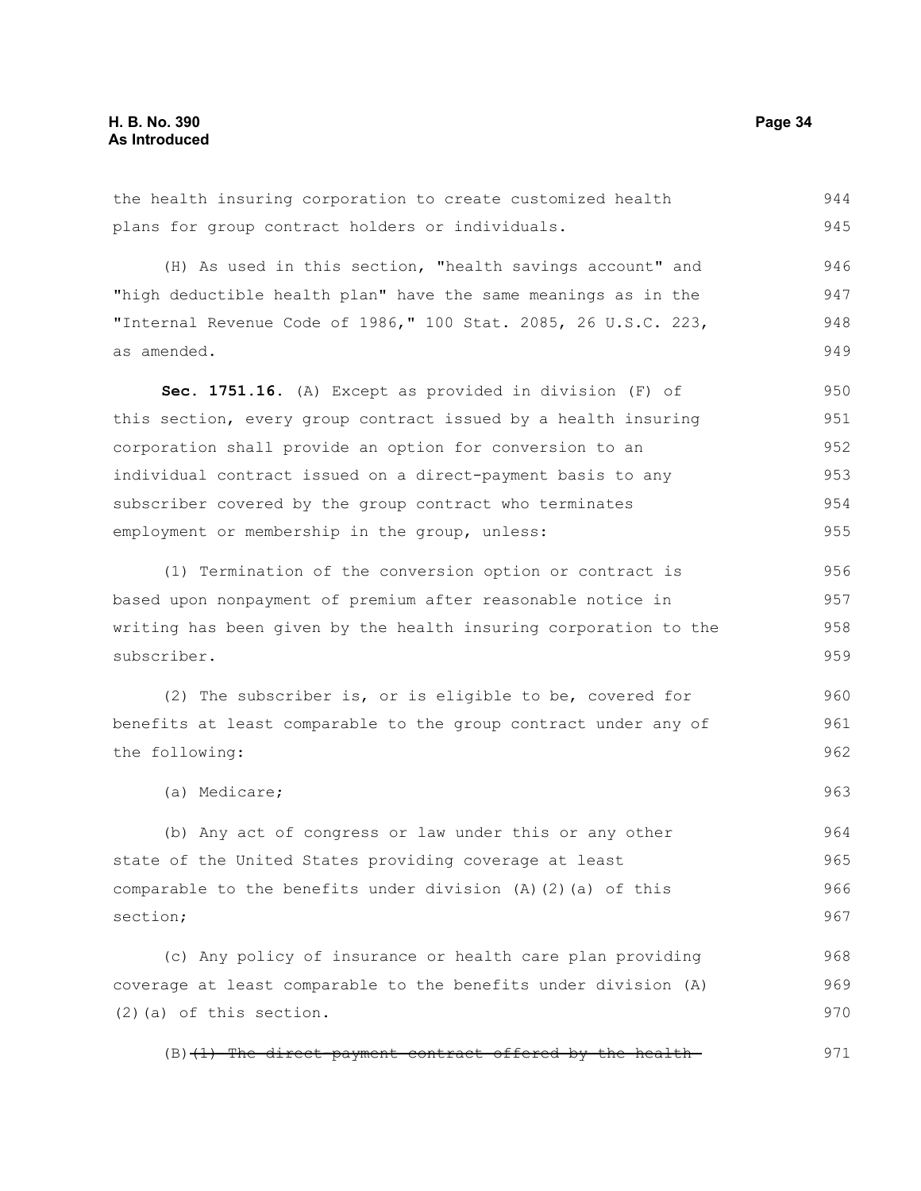the health insuring corporation to create customized health plans for group contract holders or individuals.

(H) As used in this section, "health savings account" and "high deductible health plan" have the same meanings as in the "Internal Revenue Code of 1986," 100 Stat. 2085, 26 U.S.C. 223, as amended.

**Sec. 1751.16.** (A) Except as provided in division (F) of this section, every group contract issued by a health insuring corporation shall provide an option for conversion to an individual contract issued on a direct-payment basis to any subscriber covered by the group contract who terminates employment or membership in the group, unless:

(1) Termination of the conversion option or contract is based upon nonpayment of premium after reasonable notice in writing has been given by the health insuring corporation to the subscriber.

(2) The subscriber is, or is eligible to be, covered for benefits at least comparable to the group contract under any of the following:

(a) Medicare;

(b) Any act of congress or law under this or any other state of the United States providing coverage at least comparable to the benefits under division (A)(2)(a) of this section;

(c) Any policy of insurance or health care plan providing coverage at least comparable to the benefits under division (A)(2)(a) of this section.

(B) ~~(1) The direct-payment contract offered by the health~~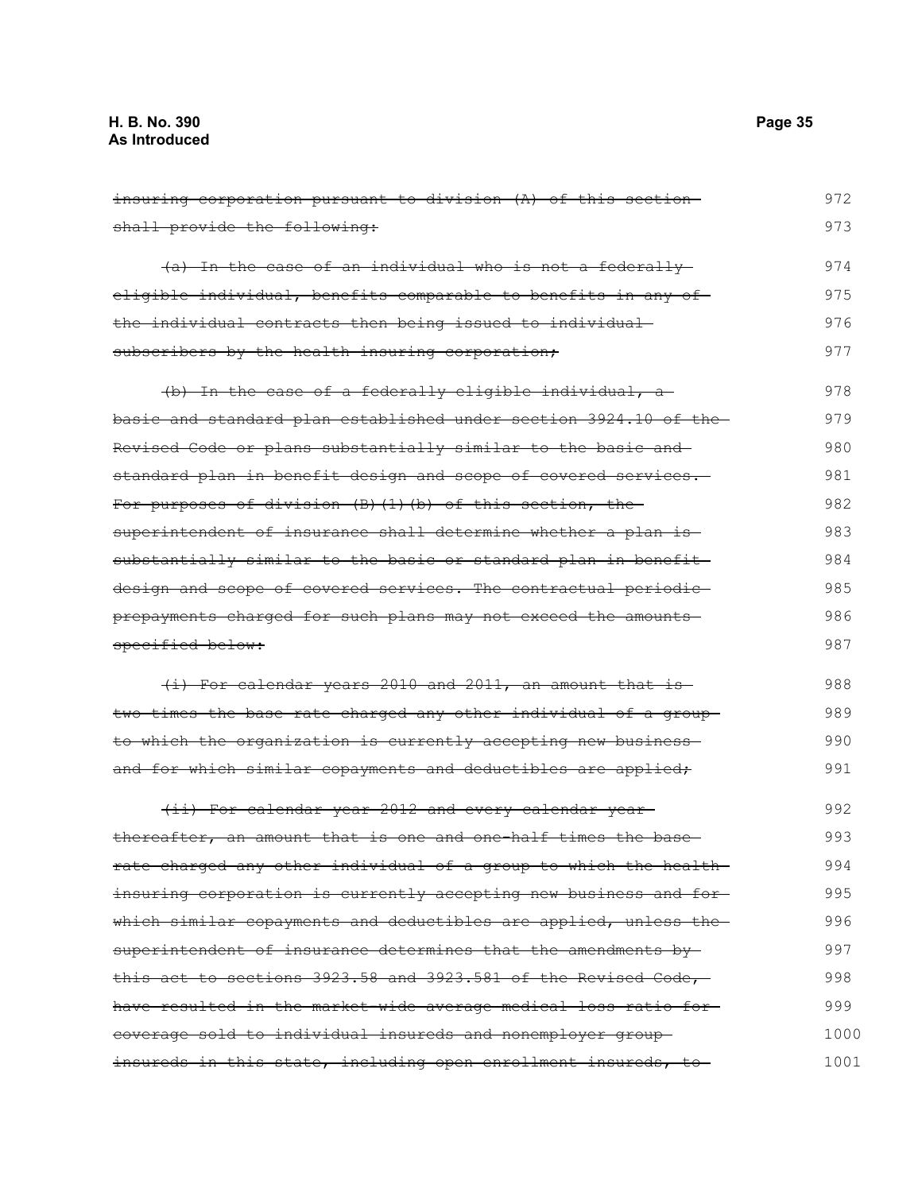~~insuring corporation pursuant to division (A) of this section shall provide the following:~~

~~(a) In the case of an individual who is not a federally eligible individual, benefits comparable to benefits in any of the individual contracts then being issued to individual subscribers by the health insuring corporation;~~

~~(b) In the case of a federally eligible individual, a basic and standard plan established under section 3924.10 of the Revised Code or plans substantially similar to the basic and standard plan in benefit design and scope of covered services. For purposes of division (B)(1)(b) of this section, the superintendent of insurance shall determine whether a plan is substantially similar to the basic or standard plan in benefit design and scope of covered services. The contractual periodic prepayments charged for such plans may not exceed the amounts specified below:~~

~~(i) For calendar years 2010 and 2011, an amount that is two times the base rate charged any other individual of a group to which the organization is currently accepting new business and for which similar copayments and deductibles are applied;~~

~~(ii) For calendar year 2012 and every calendar year thereafter, an amount that is one and one-half times the base rate charged any other individual of a group to which the health insuring corporation is currently accepting new business and for which similar copayments and deductibles are applied, unless the superintendent of insurance determines that the amendments by this act to sections 3923.58 and 3923.581 of the Revised Code, have resulted in the market-wide average medical loss ratio for coverage sold to individual insureds and nonemployer group insureds in this state, including open enrollment insureds, to~~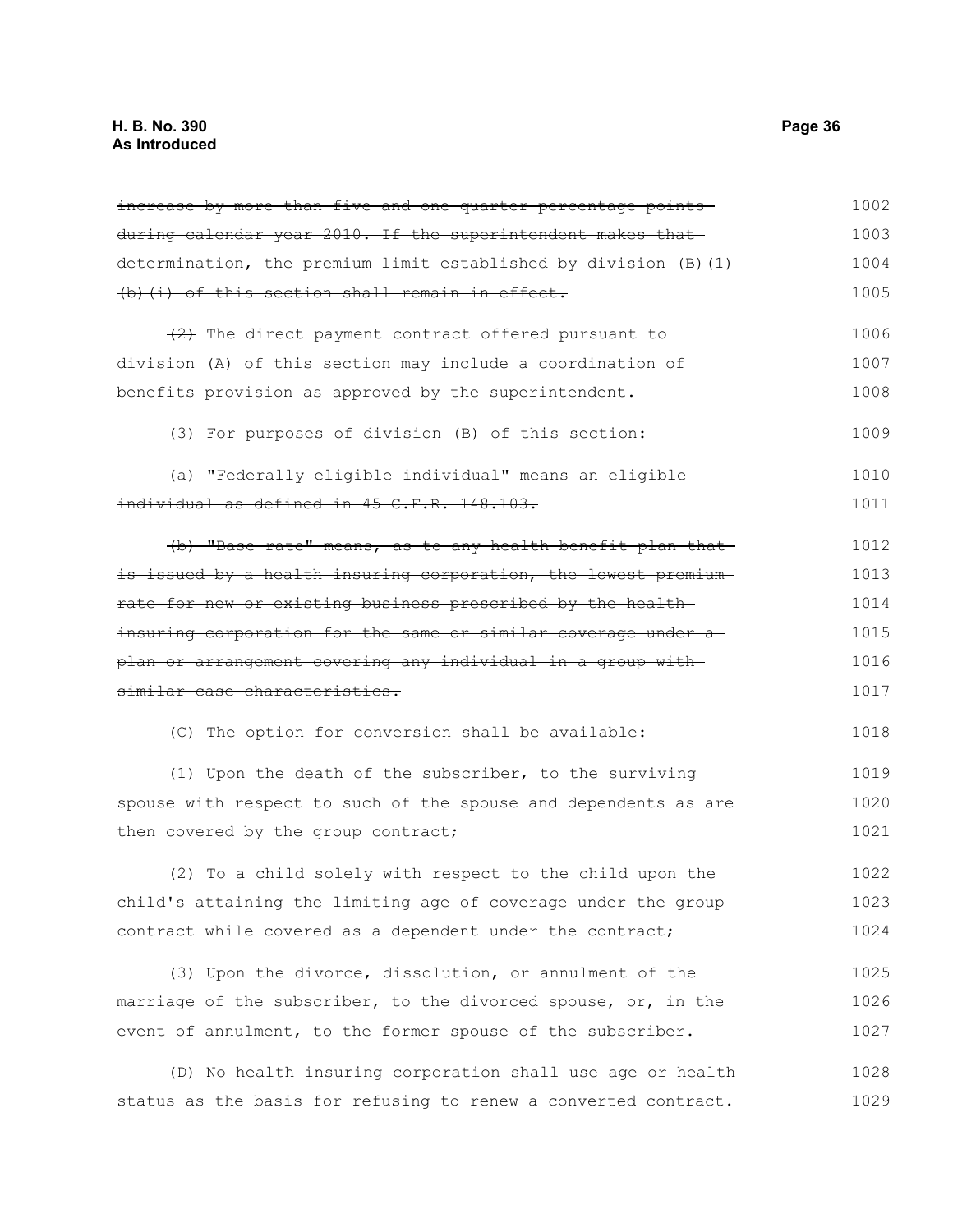~~increase by more than five and one quarter percentage points during calendar year 2010. If the superintendent makes that determination, the premium limit established by division (B)(1)(b)(i) of this section shall remain in effect.~~

~~(2)~~ The direct payment contract offered pursuant to division (A) of this section may include a coordination of benefits provision as approved by the superintendent.

~~(3) For purposes of division (B) of this section:~~

~~(a) "Federally eligible individual" means an eligible individual as defined in 45 C.F.R. 148.103.~~

~~(b) "Base rate" means, as to any health benefit plan that is issued by a health insuring corporation, the lowest premium rate for new or existing business prescribed by the health insuring corporation for the same or similar coverage under a plan or arrangement covering any individual in a group with similar case characteristics.~~

(C) The option for conversion shall be available:

(1) Upon the death of the subscriber, to the surviving spouse with respect to such of the spouse and dependents as are then covered by the group contract;

(2) To a child solely with respect to the child upon the child's attaining the limiting age of coverage under the group contract while covered as a dependent under the contract;

(3) Upon the divorce, dissolution, or annulment of the marriage of the subscriber, to the divorced spouse, or, in the event of annulment, to the former spouse of the subscriber.

(D) No health insuring corporation shall use age or health status as the basis for refusing to renew a converted contract.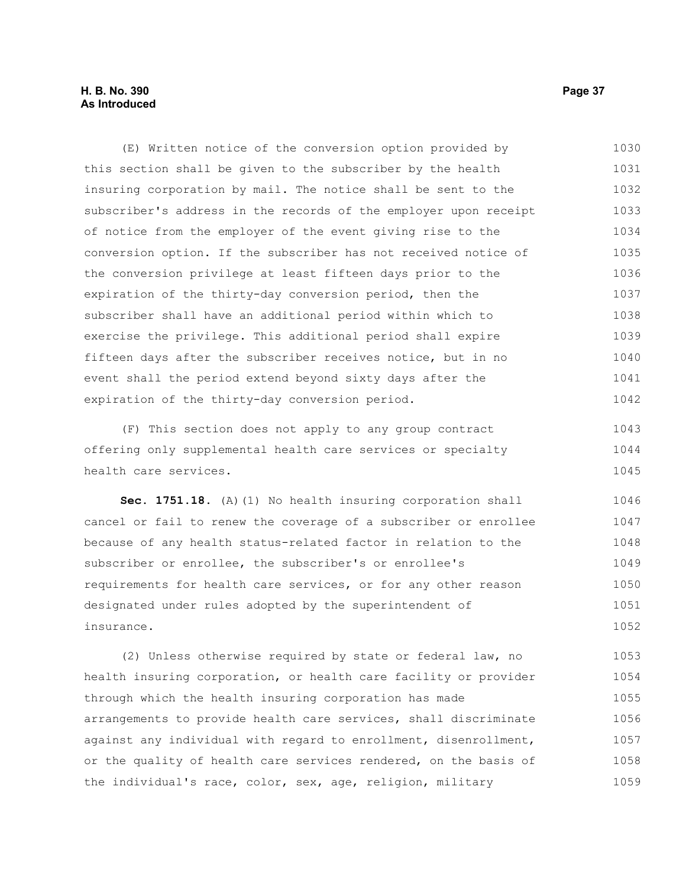(E) Written notice of the conversion option provided by this section shall be given to the subscriber by the health insuring corporation by mail. The notice shall be sent to the subscriber's address in the records of the employer upon receipt of notice from the employer of the event giving rise to the conversion option. If the subscriber has not received notice of the conversion privilege at least fifteen days prior to the expiration of the thirty-day conversion period, then the subscriber shall have an additional period within which to exercise the privilege. This additional period shall expire fifteen days after the subscriber receives notice, but in no event shall the period extend beyond sixty days after the expiration of the thirty-day conversion period.

(F) This section does not apply to any group contract offering only supplemental health care services or specialty health care services.

**Sec. 1751.18.** (A)(1) No health insuring corporation shall cancel or fail to renew the coverage of a subscriber or enrollee because of any health status-related factor in relation to the subscriber or enrollee, the subscriber's or enrollee's requirements for health care services, or for any other reason designated under rules adopted by the superintendent of insurance.

(2) Unless otherwise required by state or federal law, no health insuring corporation, or health care facility or provider through which the health insuring corporation has made arrangements to provide health care services, shall discriminate against any individual with regard to enrollment, disenrollment, or the quality of health care services rendered, on the basis of the individual's race, color, sex, age, religion, military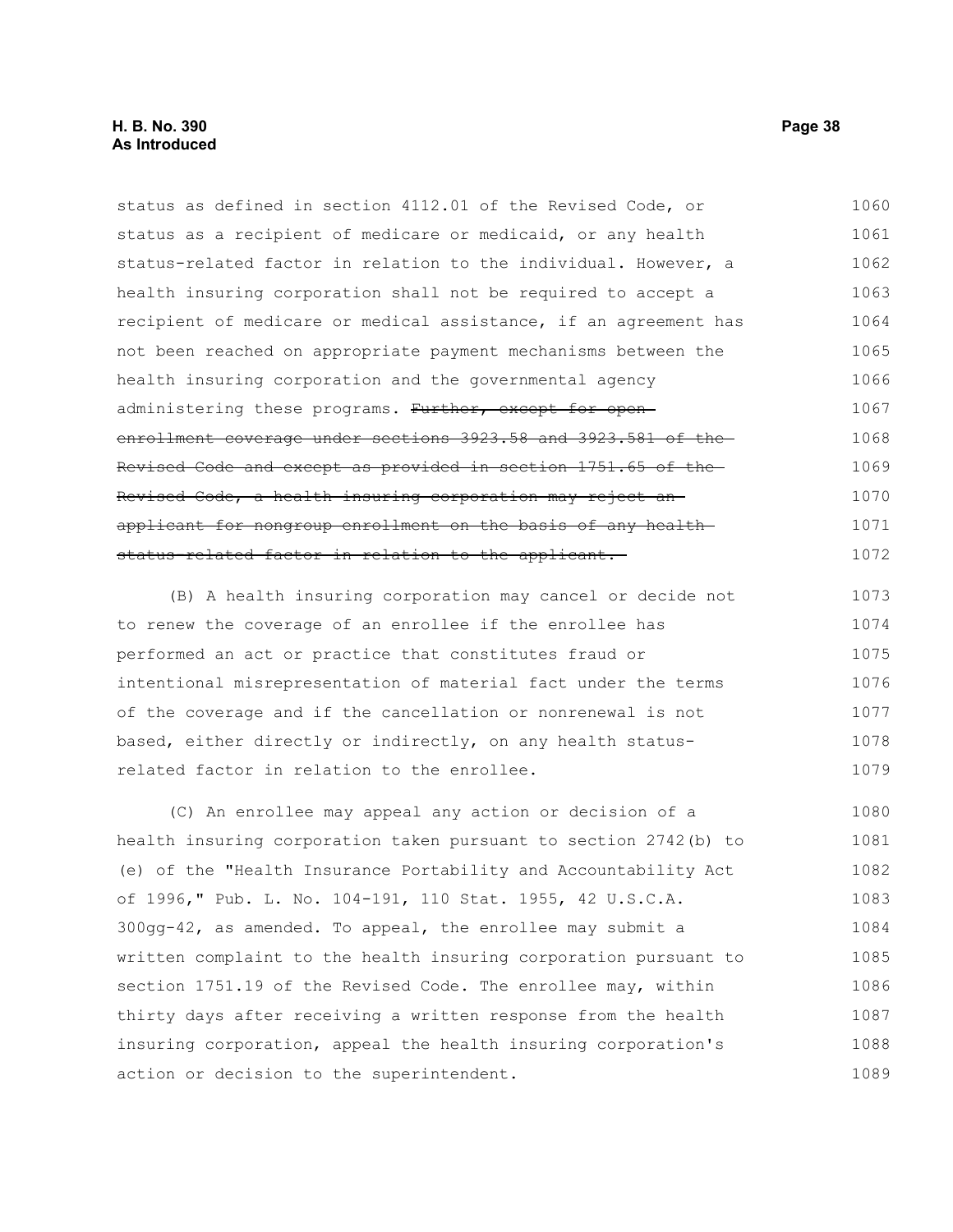status as defined in section 4112.01 of the Revised Code, or status as a recipient of medicare or medicaid, or any health status-related factor in relation to the individual. However, a health insuring corporation shall not be required to accept a recipient of medicare or medical assistance, if an agreement has not been reached on appropriate payment mechanisms between the health insuring corporation and the governmental agency administering these programs. ~~Further, except for open enrollment coverage under sections 3923.58 and 3923.581 of the Revised Code and except as provided in section 1751.65 of the Revised Code, a health insuring corporation may reject an applicant for nongroup enrollment on the basis of any health status-related factor in relation to the applicant.~~

(B) A health insuring corporation may cancel or decide not to renew the coverage of an enrollee if the enrollee has performed an act or practice that constitutes fraud or intentional misrepresentation of material fact under the terms of the coverage and if the cancellation or nonrenewal is not based, either directly or indirectly, on any health status-related factor in relation to the enrollee.

(C) An enrollee may appeal any action or decision of a health insuring corporation taken pursuant to section 2742(b) to (e) of the "Health Insurance Portability and Accountability Act of 1996," Pub. L. No. 104-191, 110 Stat. 1955, 42 U.S.C.A. 300gg-42, as amended. To appeal, the enrollee may submit a written complaint to the health insuring corporation pursuant to section 1751.19 of the Revised Code. The enrollee may, within thirty days after receiving a written response from the health insuring corporation, appeal the health insuring corporation's action or decision to the superintendent.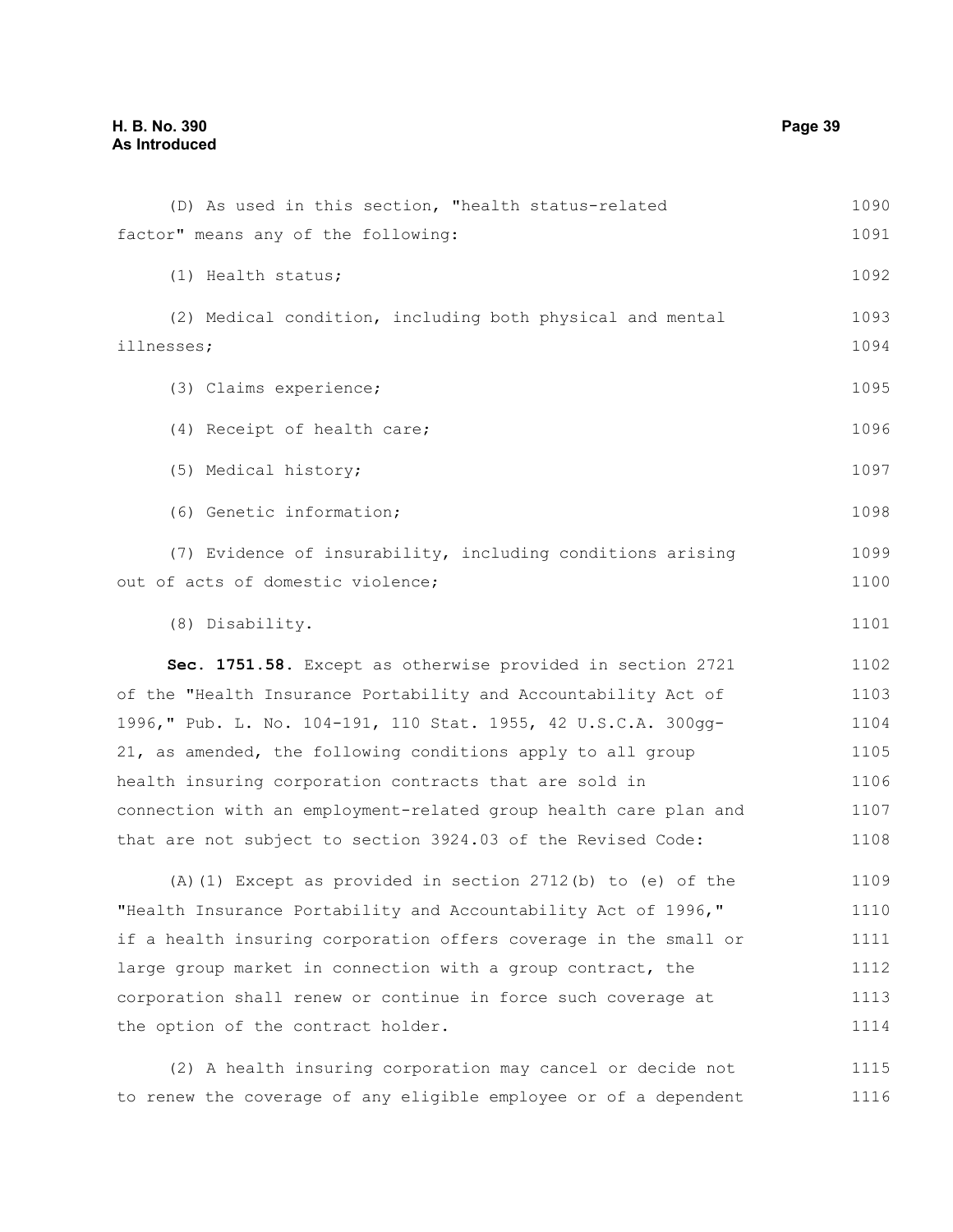(D) As used in this section, "health status-related factor" means any of the following:

(1) Health status;

(2) Medical condition, including both physical and mental illnesses;

(3) Claims experience;

(4) Receipt of health care;

(5) Medical history;

(6) Genetic information;

(7) Evidence of insurability, including conditions arising out of acts of domestic violence;

(8) Disability.

**Sec. 1751.58.** Except as otherwise provided in section 2721 of the "Health Insurance Portability and Accountability Act of 1996," Pub. L. No. 104-191, 110 Stat. 1955, 42 U.S.C.A. 300gg-21, as amended, the following conditions apply to all group health insuring corporation contracts that are sold in connection with an employment-related group health care plan and that are not subject to section 3924.03 of the Revised Code:

(A)(1) Except as provided in section 2712(b) to (e) of the "Health Insurance Portability and Accountability Act of 1996," if a health insuring corporation offers coverage in the small or large group market in connection with a group contract, the corporation shall renew or continue in force such coverage at the option of the contract holder.

(2) A health insuring corporation may cancel or decide not to renew the coverage of any eligible employee or of a dependent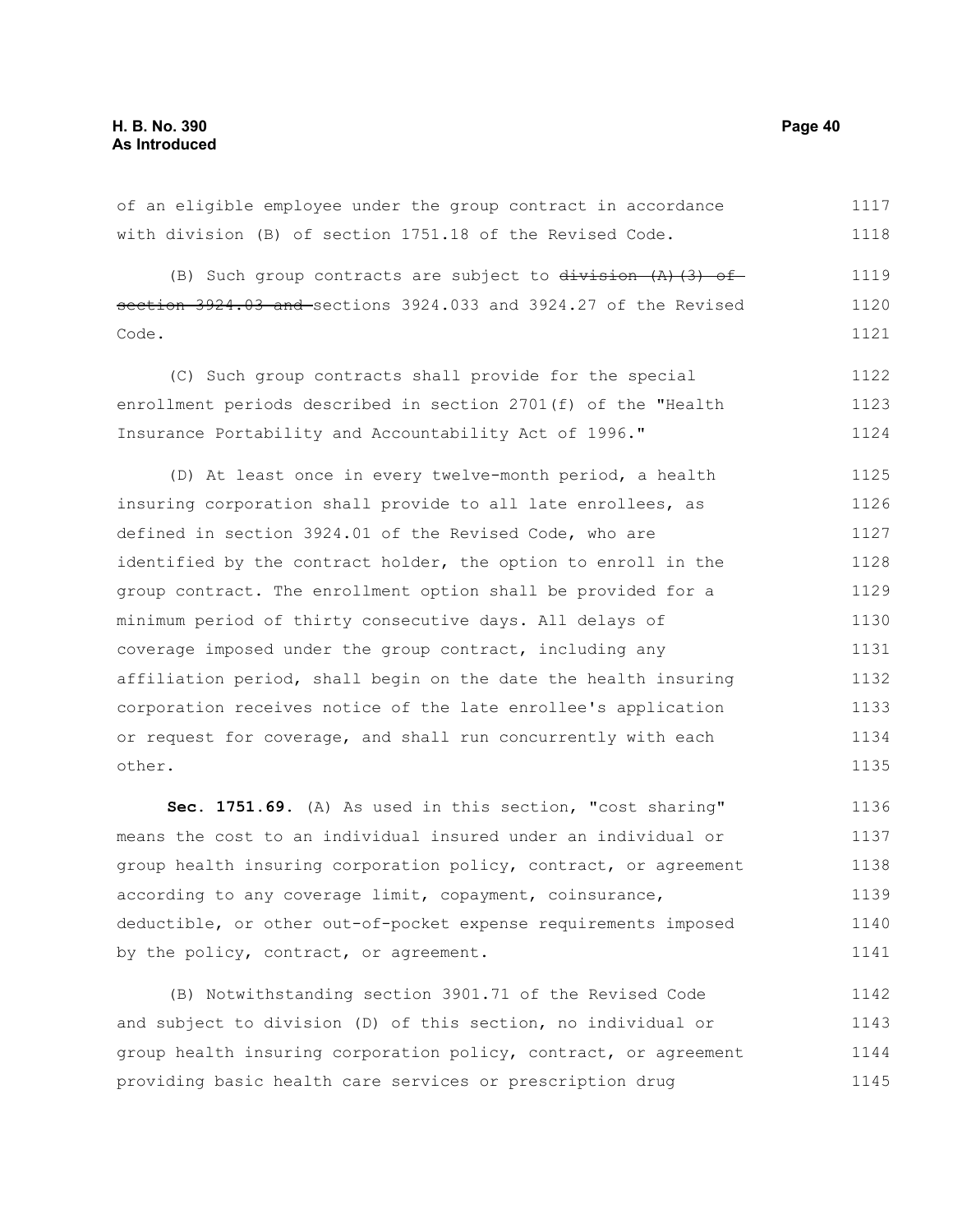of an eligible employee under the group contract in accordance with division (B) of section 1751.18 of the Revised Code.

(B) Such group contracts are subject to ~~division (A)(3) of section 3924.03 and~~ sections 3924.033 and 3924.27 of the Revised Code.

(C) Such group contracts shall provide for the special enrollment periods described in section 2701(f) of the "Health Insurance Portability and Accountability Act of 1996."

(D) At least once in every twelve-month period, a health insuring corporation shall provide to all late enrollees, as defined in section 3924.01 of the Revised Code, who are identified by the contract holder, the option to enroll in the group contract. The enrollment option shall be provided for a minimum period of thirty consecutive days. All delays of coverage imposed under the group contract, including any affiliation period, shall begin on the date the health insuring corporation receives notice of the late enrollee's application or request for coverage, and shall run concurrently with each other.

**Sec. 1751.69.** (A) As used in this section, "cost sharing" means the cost to an individual insured under an individual or group health insuring corporation policy, contract, or agreement according to any coverage limit, copayment, coinsurance, deductible, or other out-of-pocket expense requirements imposed by the policy, contract, or agreement.

(B) Notwithstanding section 3901.71 of the Revised Code and subject to division (D) of this section, no individual or group health insuring corporation policy, contract, or agreement providing basic health care services or prescription drug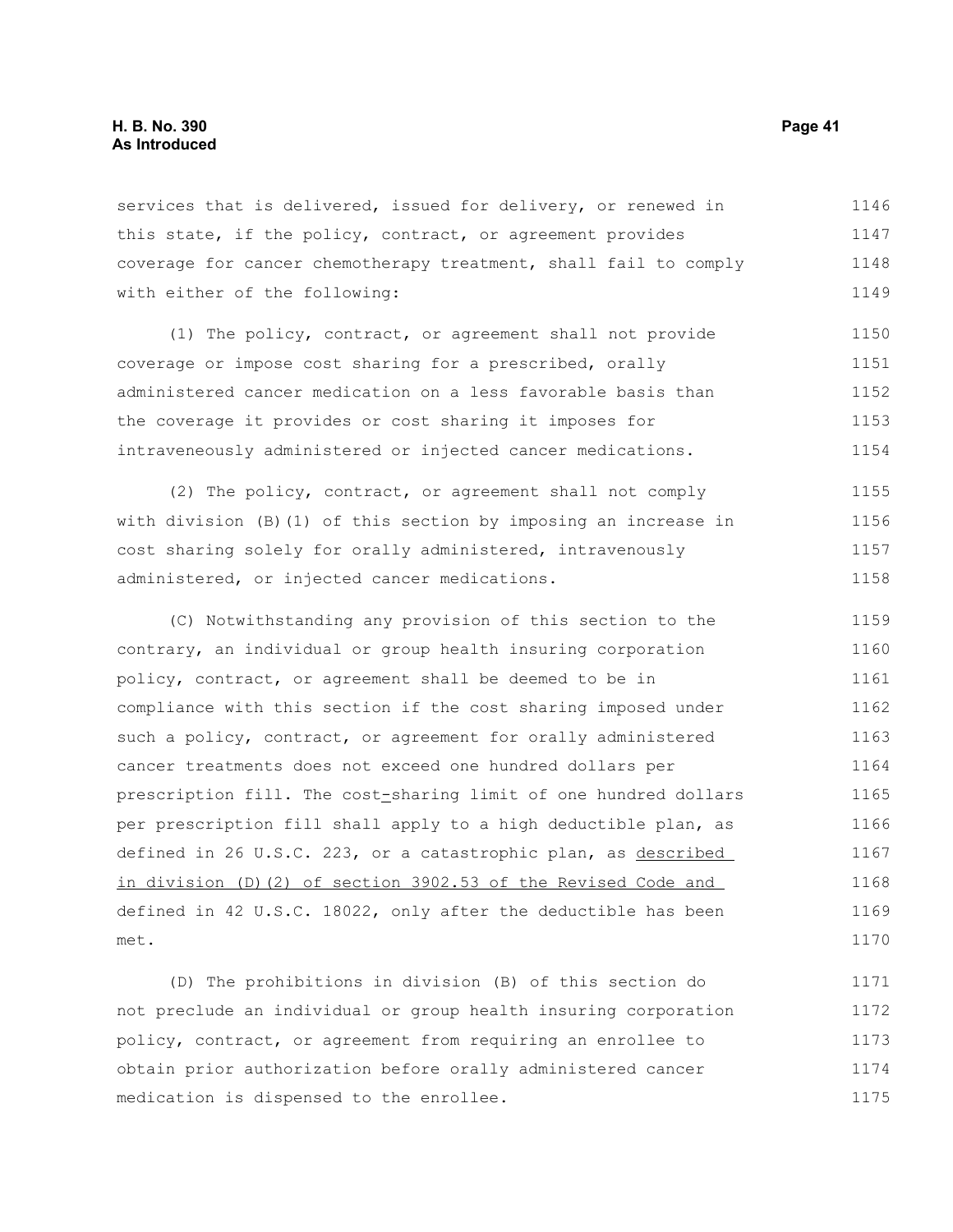services that is delivered, issued for delivery, or renewed in this state, if the policy, contract, or agreement provides coverage for cancer chemotherapy treatment, shall fail to comply with either of the following:

(1) The policy, contract, or agreement shall not provide coverage or impose cost sharing for a prescribed, orally administered cancer medication on a less favorable basis than the coverage it provides or cost sharing it imposes for intraveneously administered or injected cancer medications.

(2) The policy, contract, or agreement shall not comply with division (B)(1) of this section by imposing an increase in cost sharing solely for orally administered, intravenously administered, or injected cancer medications.

(C) Notwithstanding any provision of this section to the contrary, an individual or group health insuring corporation policy, contract, or agreement shall be deemed to be in compliance with this section if the cost sharing imposed under such a policy, contract, or agreement for orally administered cancer treatments does not exceed one hundred dollars per prescription fill. The cost-sharing limit of one hundred dollars per prescription fill shall apply to a high deductible plan, as defined in 26 U.S.C. 223, or a catastrophic plan, as described in division (D)(2) of section 3902.53 of the Revised Code and defined in 42 U.S.C. 18022, only after the deductible has been met.

(D) The prohibitions in division (B) of this section do not preclude an individual or group health insuring corporation policy, contract, or agreement from requiring an enrollee to obtain prior authorization before orally administered cancer medication is dispensed to the enrollee.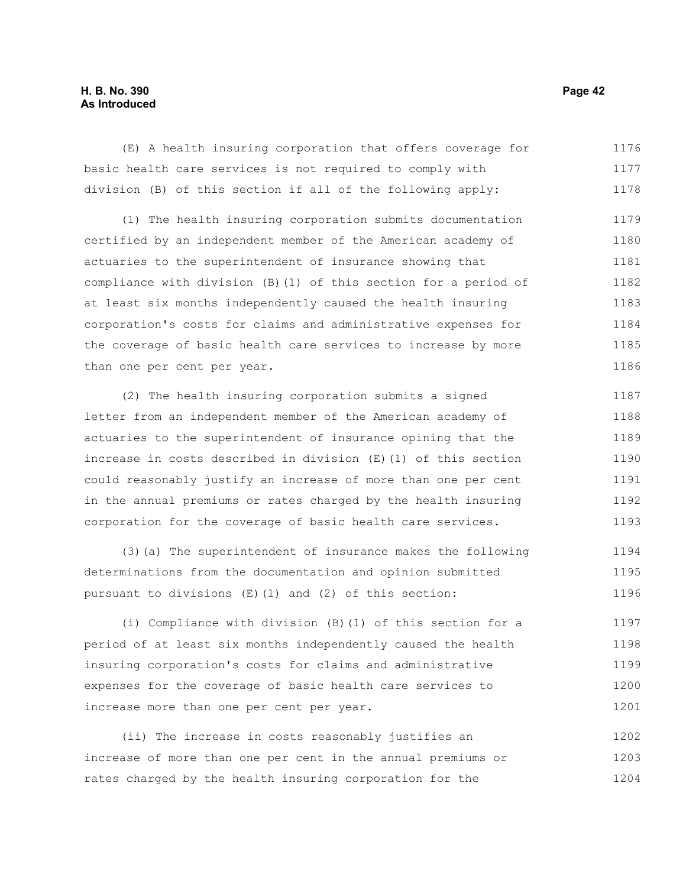(E) A health insuring corporation that offers coverage for basic health care services is not required to comply with division (B) of this section if all of the following apply:

(1) The health insuring corporation submits documentation certified by an independent member of the American academy of actuaries to the superintendent of insurance showing that compliance with division (B)(1) of this section for a period of at least six months independently caused the health insuring corporation's costs for claims and administrative expenses for the coverage of basic health care services to increase by more than one per cent per year.

(2) The health insuring corporation submits a signed letter from an independent member of the American academy of actuaries to the superintendent of insurance opining that the increase in costs described in division (E)(1) of this section could reasonably justify an increase of more than one per cent in the annual premiums or rates charged by the health insuring corporation for the coverage of basic health care services.

(3)(a) The superintendent of insurance makes the following determinations from the documentation and opinion submitted pursuant to divisions (E)(1) and (2) of this section:

(i) Compliance with division (B)(1) of this section for a period of at least six months independently caused the health insuring corporation's costs for claims and administrative expenses for the coverage of basic health care services to increase more than one per cent per year.

(ii) The increase in costs reasonably justifies an increase of more than one per cent in the annual premiums or rates charged by the health insuring corporation for the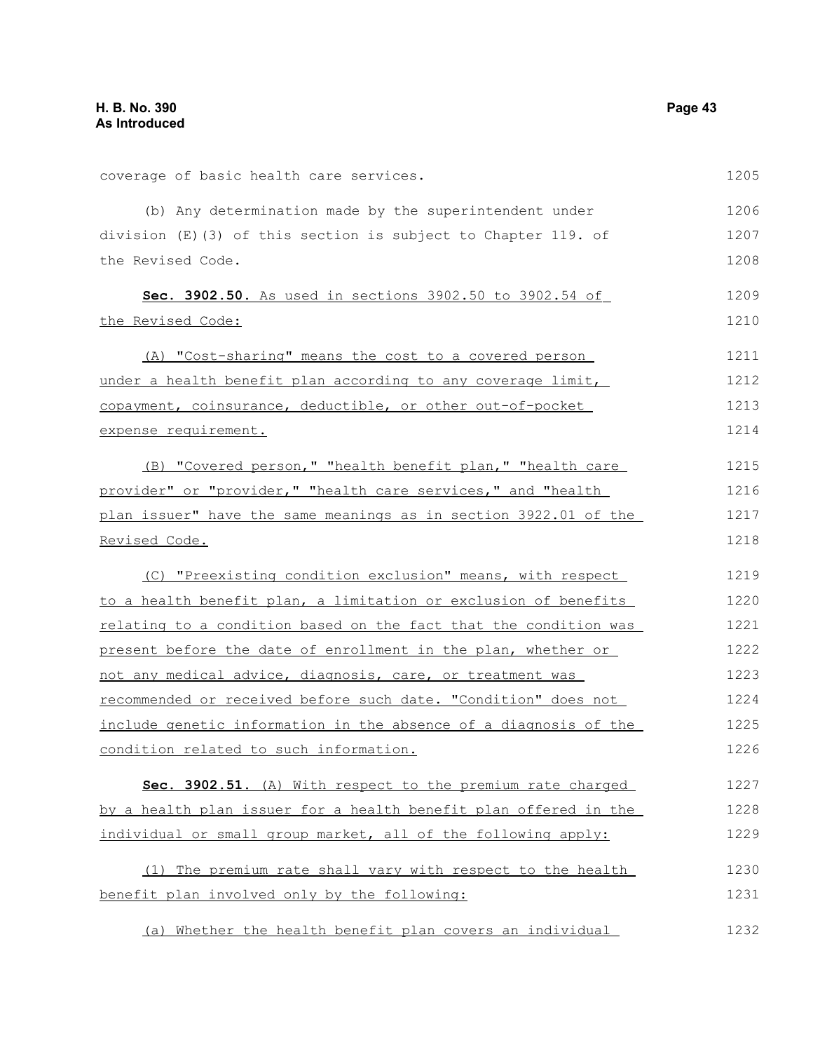coverage of basic health care services.

(b) Any determination made by the superintendent under division (E)(3) of this section is subject to Chapter 119. of the Revised Code.

**Sec. 3902.50.** As used in sections 3902.50 to 3902.54 of the Revised Code:

(A) "Cost-sharing" means the cost to a covered person under a health benefit plan according to any coverage limit, copayment, coinsurance, deductible, or other out-of-pocket expense requirement.

(B) "Covered person," "health benefit plan," "health care provider" or "provider," "health care services," and "health plan issuer" have the same meanings as in section 3922.01 of the Revised Code.

(C) "Preexisting condition exclusion" means, with respect to a health benefit plan, a limitation or exclusion of benefits relating to a condition based on the fact that the condition was present before the date of enrollment in the plan, whether or not any medical advice, diagnosis, care, or treatment was recommended or received before such date. "Condition" does not include genetic information in the absence of a diagnosis of the condition related to such information.

**Sec. 3902.51.** (A) With respect to the premium rate charged by a health plan issuer for a health benefit plan offered in the individual or small group market, all of the following apply:

(1) The premium rate shall vary with respect to the health benefit plan involved only by the following:

(a) Whether the health benefit plan covers an individual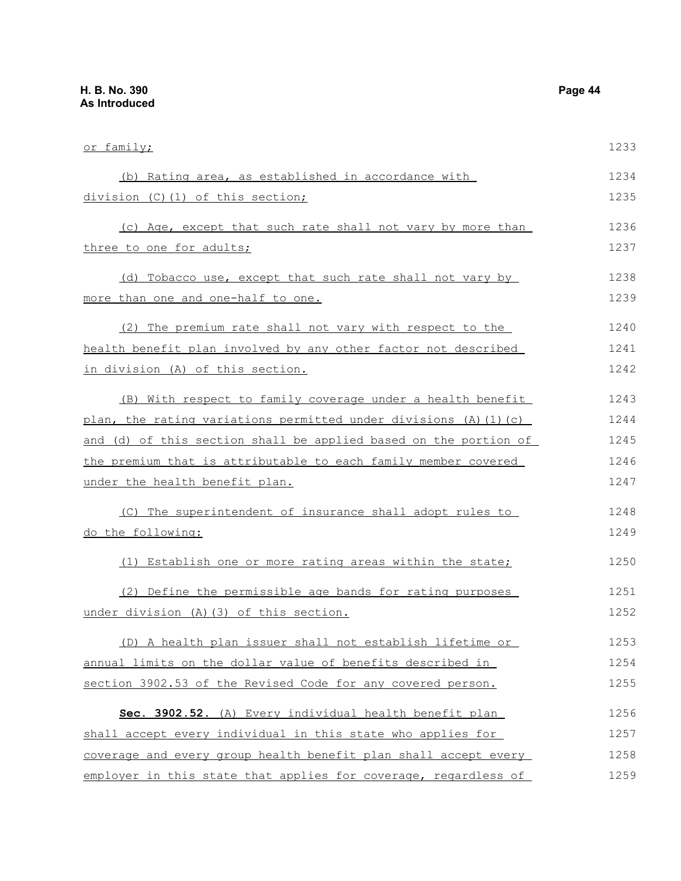or family;

(b) Rating area, as established in accordance with division (C)(1) of this section;

(c) Age, except that such rate shall not vary by more than three to one for adults;

(d) Tobacco use, except that such rate shall not vary by more than one and one-half to one.

(2) The premium rate shall not vary with respect to the health benefit plan involved by any other factor not described in division (A) of this section.

(B) With respect to family coverage under a health benefit plan, the rating variations permitted under divisions (A)(1)(c) and (d) of this section shall be applied based on the portion of the premium that is attributable to each family member covered under the health benefit plan.

(C) The superintendent of insurance shall adopt rules to do the following:

(1) Establish one or more rating areas within the state;

(2) Define the permissible age bands for rating purposes under division (A)(3) of this section.

(D) A health plan issuer shall not establish lifetime or annual limits on the dollar value of benefits described in section 3902.53 of the Revised Code for any covered person.

**Sec. 3902.52.** (A) Every individual health benefit plan shall accept every individual in this state who applies for coverage and every group health benefit plan shall accept every employer in this state that applies for coverage, regardless of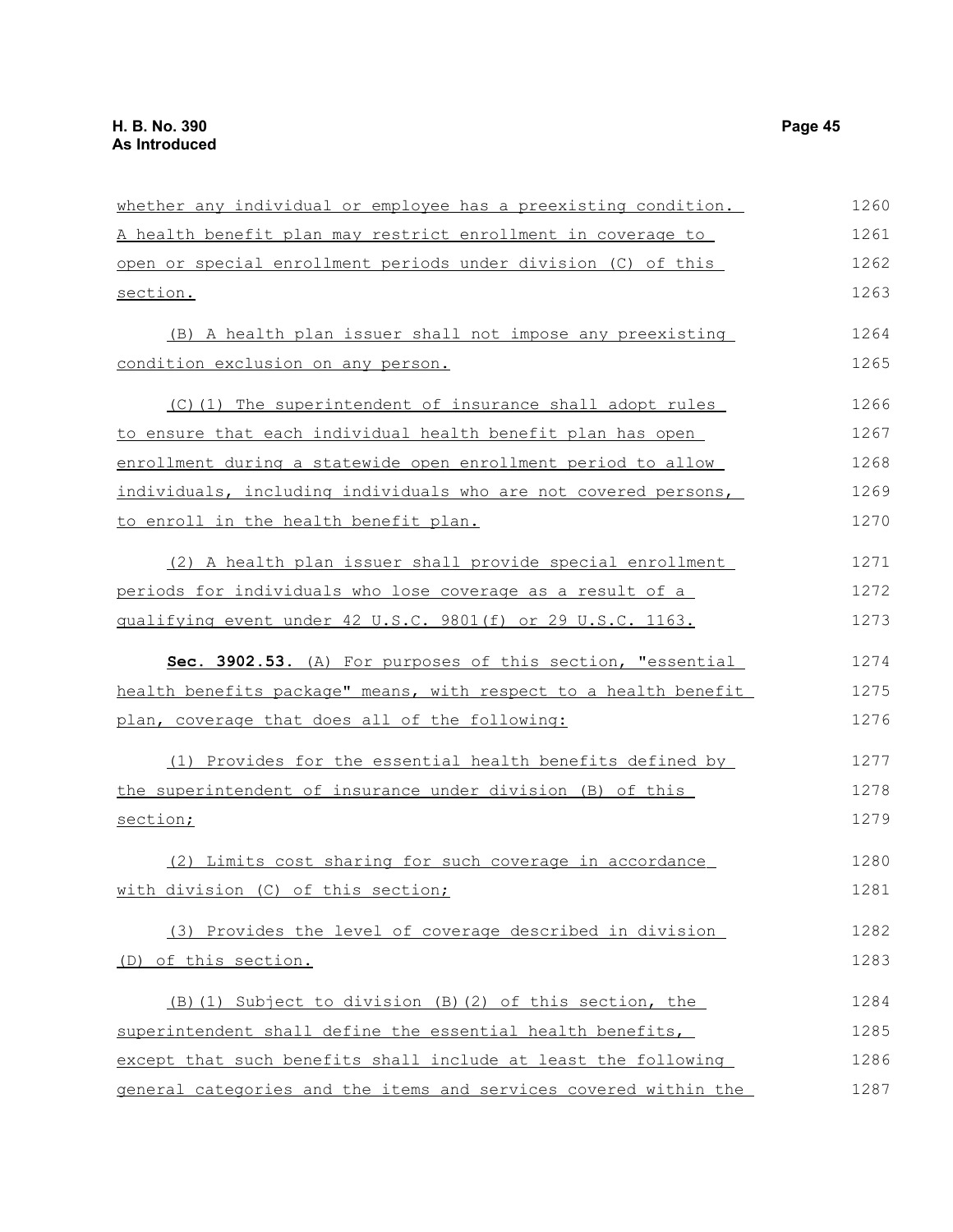whether any individual or employee has a preexisting condition. A health benefit plan may restrict enrollment in coverage to open or special enrollment periods under division (C) of this section.

(B) A health plan issuer shall not impose any preexisting condition exclusion on any person.

(C)(1) The superintendent of insurance shall adopt rules to ensure that each individual health benefit plan has open enrollment during a statewide open enrollment period to allow individuals, including individuals who are not covered persons, to enroll in the health benefit plan.

(2) A health plan issuer shall provide special enrollment periods for individuals who lose coverage as a result of a qualifying event under 42 U.S.C. 9801(f) or 29 U.S.C. 1163.

**Sec. 3902.53.** (A) For purposes of this section, "essential health benefits package" means, with respect to a health benefit plan, coverage that does all of the following:

(1) Provides for the essential health benefits defined by the superintendent of insurance under division (B) of this section;

(2) Limits cost sharing for such coverage in accordance with division (C) of this section;

(3) Provides the level of coverage described in division (D) of this section.

(B)(1) Subject to division (B)(2) of this section, the superintendent shall define the essential health benefits, except that such benefits shall include at least the following general categories and the items and services covered within the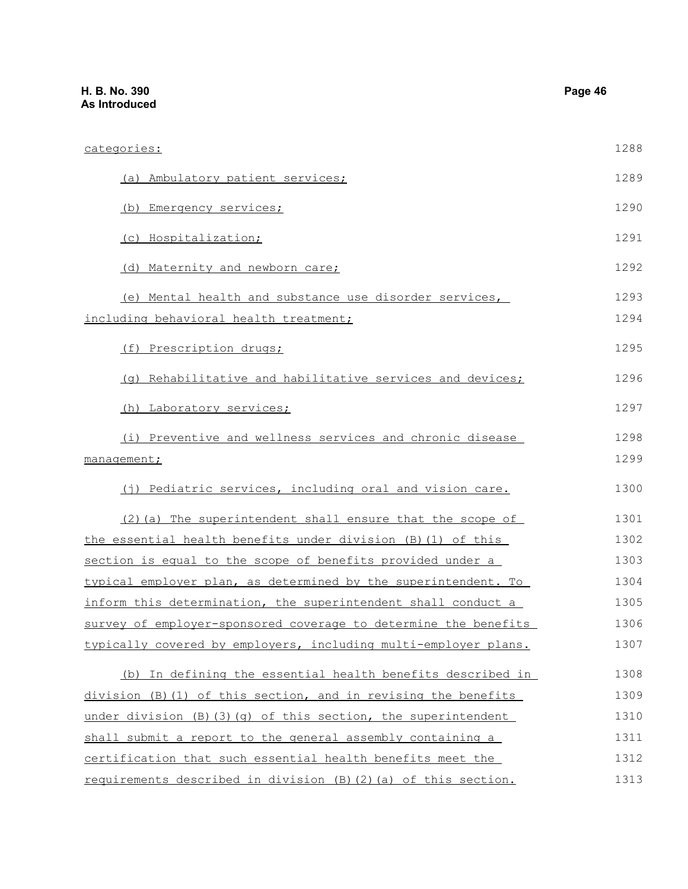categories:

(a) Ambulatory patient services;

(b) Emergency services;

(c) Hospitalization;

(d) Maternity and newborn care;

(e) Mental health and substance use disorder services, including behavioral health treatment;

(f) Prescription drugs;

(g) Rehabilitative and habilitative services and devices;

(h) Laboratory services;

(i) Preventive and wellness services and chronic disease management;

(j) Pediatric services, including oral and vision care.

(2)(a) The superintendent shall ensure that the scope of the essential health benefits under division (B)(1) of this section is equal to the scope of benefits provided under a typical employer plan, as determined by the superintendent. To inform this determination, the superintendent shall conduct a survey of employer-sponsored coverage to determine the benefits typically covered by employers, including multi-employer plans.

(b) In defining the essential health benefits described in division (B)(1) of this section, and in revising the benefits under division (B)(3)(g) of this section, the superintendent shall submit a report to the general assembly containing a certification that such essential health benefits meet the requirements described in division (B)(2)(a) of this section.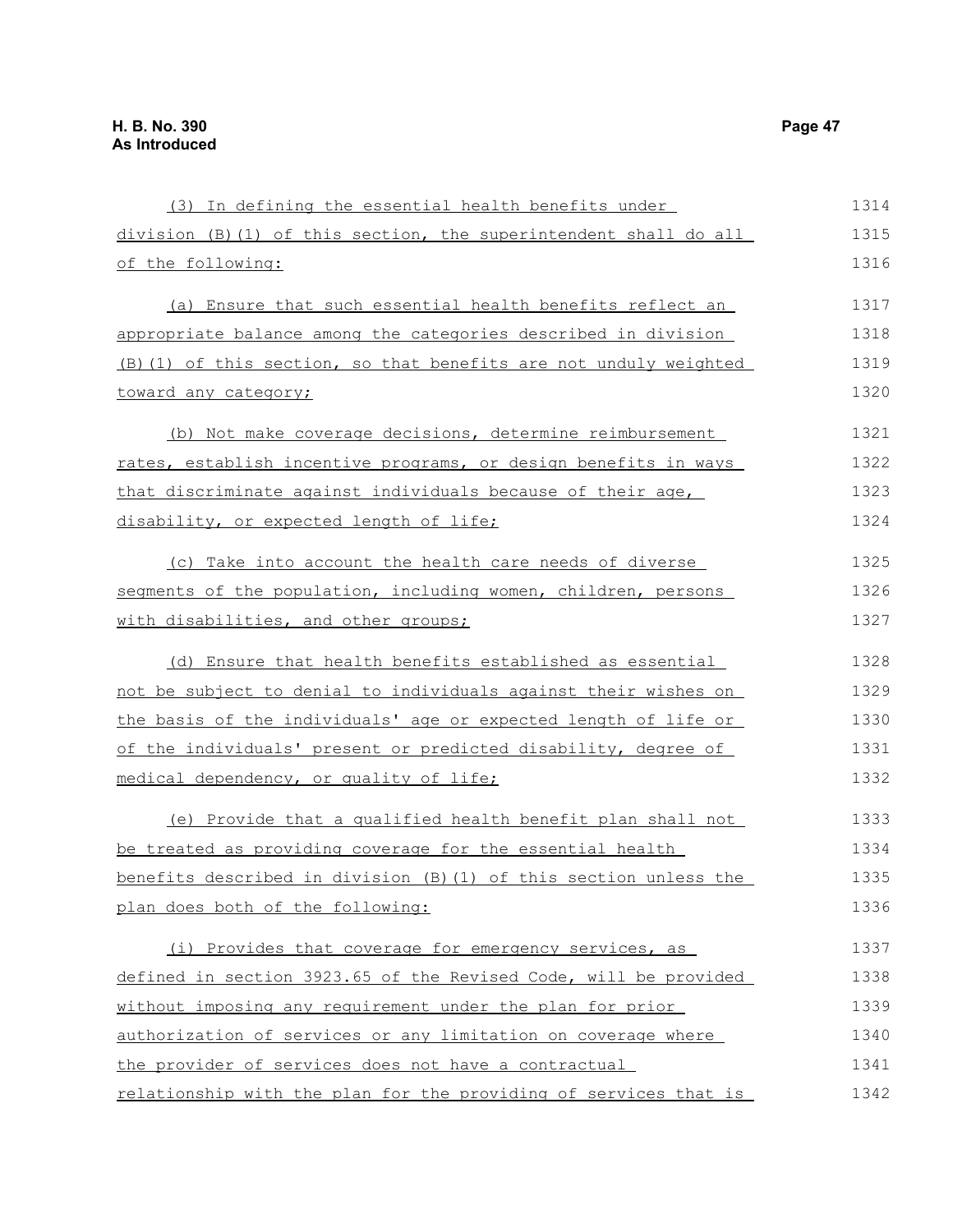(3) In defining the essential health benefits under division (B)(1) of this section, the superintendent shall do all of the following:

(a) Ensure that such essential health benefits reflect an appropriate balance among the categories described in division (B)(1) of this section, so that benefits are not unduly weighted toward any category;

(b) Not make coverage decisions, determine reimbursement rates, establish incentive programs, or design benefits in ways that discriminate against individuals because of their age, disability, or expected length of life;

(c) Take into account the health care needs of diverse segments of the population, including women, children, persons with disabilities, and other groups;

(d) Ensure that health benefits established as essential not be subject to denial to individuals against their wishes on the basis of the individuals' age or expected length of life or of the individuals' present or predicted disability, degree of medical dependency, or quality of life;

(e) Provide that a qualified health benefit plan shall not be treated as providing coverage for the essential health benefits described in division (B)(1) of this section unless the plan does both of the following:

(i) Provides that coverage for emergency services, as defined in section 3923.65 of the Revised Code, will be provided without imposing any requirement under the plan for prior authorization of services or any limitation on coverage where the provider of services does not have a contractual relationship with the plan for the providing of services that is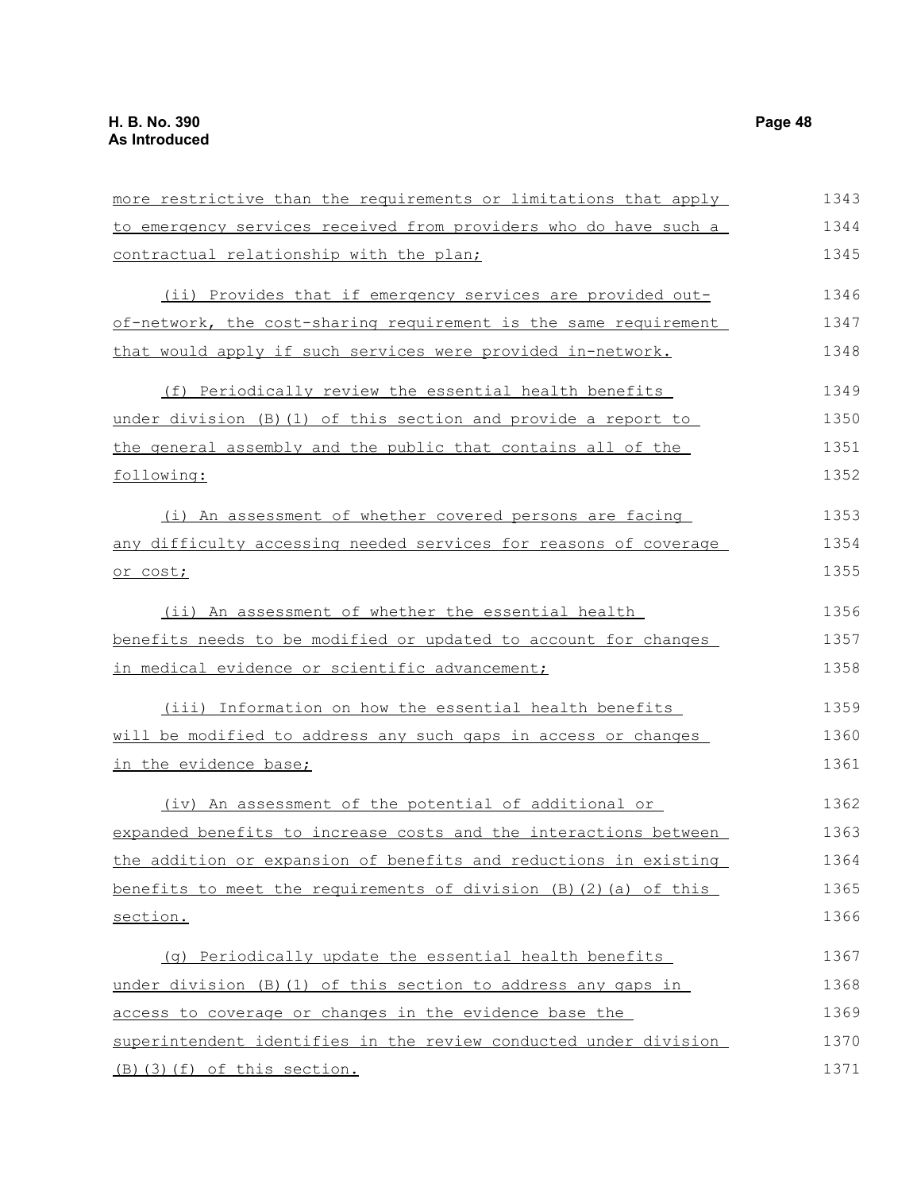more restrictive than the requirements or limitations that apply to emergency services received from providers who do have such a contractual relationship with the plan;

(ii) Provides that if emergency services are provided out-of-network, the cost-sharing requirement is the same requirement that would apply if such services were provided in-network.

(f) Periodically review the essential health benefits under division (B)(1) of this section and provide a report to the general assembly and the public that contains all of the following:

(i) An assessment of whether covered persons are facing any difficulty accessing needed services for reasons of coverage or cost;

(ii) An assessment of whether the essential health benefits needs to be modified or updated to account for changes in medical evidence or scientific advancement;

(iii) Information on how the essential health benefits will be modified to address any such gaps in access or changes in the evidence base;

(iv) An assessment of the potential of additional or expanded benefits to increase costs and the interactions between the addition or expansion of benefits and reductions in existing benefits to meet the requirements of division (B)(2)(a) of this section.

(g) Periodically update the essential health benefits under division (B)(1) of this section to address any gaps in access to coverage or changes in the evidence base the superintendent identifies in the review conducted under division (B)(3)(f) of this section.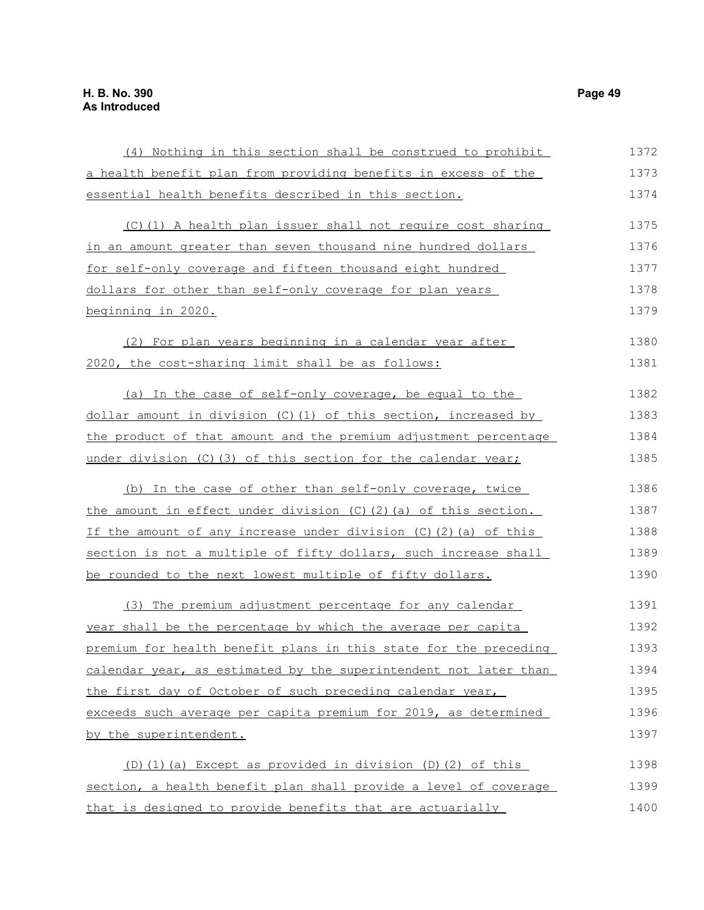(4) Nothing in this section shall be construed to prohibit a health benefit plan from providing benefits in excess of the essential health benefits described in this section.

(C)(1) A health plan issuer shall not require cost sharing in an amount greater than seven thousand nine hundred dollars for self-only coverage and fifteen thousand eight hundred dollars for other than self-only coverage for plan years beginning in 2020.

(2) For plan years beginning in a calendar year after 2020, the cost-sharing limit shall be as follows:

(a) In the case of self-only coverage, be equal to the dollar amount in division (C)(1) of this section, increased by the product of that amount and the premium adjustment percentage under division (C)(3) of this section for the calendar year;

(b) In the case of other than self-only coverage, twice the amount in effect under division (C)(2)(a) of this section. If the amount of any increase under division (C)(2)(a) of this section is not a multiple of fifty dollars, such increase shall be rounded to the next lowest multiple of fifty dollars.

(3) The premium adjustment percentage for any calendar year shall be the percentage by which the average per capita premium for health benefit plans in this state for the preceding calendar year, as estimated by the superintendent not later than the first day of October of such preceding calendar year, exceeds such average per capita premium for 2019, as determined by the superintendent.

(D)(1)(a) Except as provided in division (D)(2) of this section, a health benefit plan shall provide a level of coverage that is designed to provide benefits that are actuarially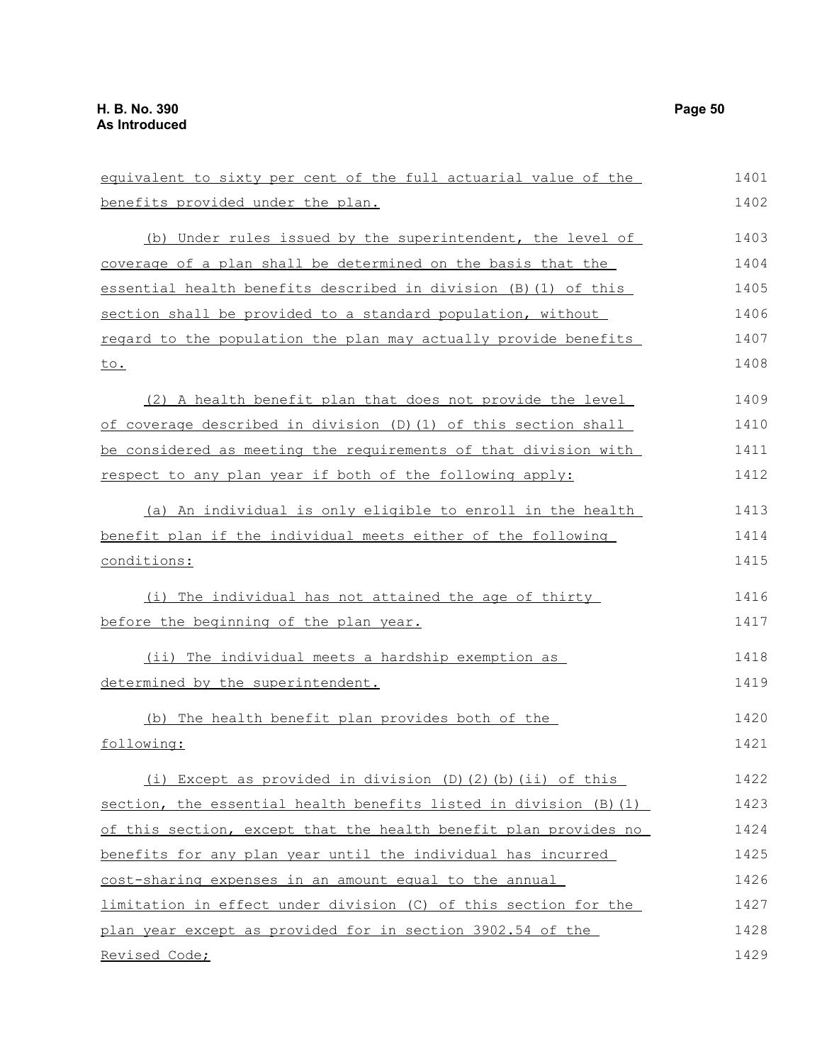equivalent to sixty per cent of the full actuarial value of the benefits provided under the plan.

(b) Under rules issued by the superintendent, the level of coverage of a plan shall be determined on the basis that the essential health benefits described in division (B)(1) of this section shall be provided to a standard population, without regard to the population the plan may actually provide benefits to.

(2) A health benefit plan that does not provide the level of coverage described in division (D)(1) of this section shall be considered as meeting the requirements of that division with respect to any plan year if both of the following apply:

(a) An individual is only eligible to enroll in the health benefit plan if the individual meets either of the following conditions:

(i) The individual has not attained the age of thirty before the beginning of the plan year.

(ii) The individual meets a hardship exemption as determined by the superintendent.

(b) The health benefit plan provides both of the following:

(i) Except as provided in division (D)(2)(b)(ii) of this section, the essential health benefits listed in division (B)(1) of this section, except that the health benefit plan provides no benefits for any plan year until the individual has incurred cost-sharing expenses in an amount equal to the annual limitation in effect under division (C) of this section for the plan year except as provided for in section 3902.54 of the Revised Code;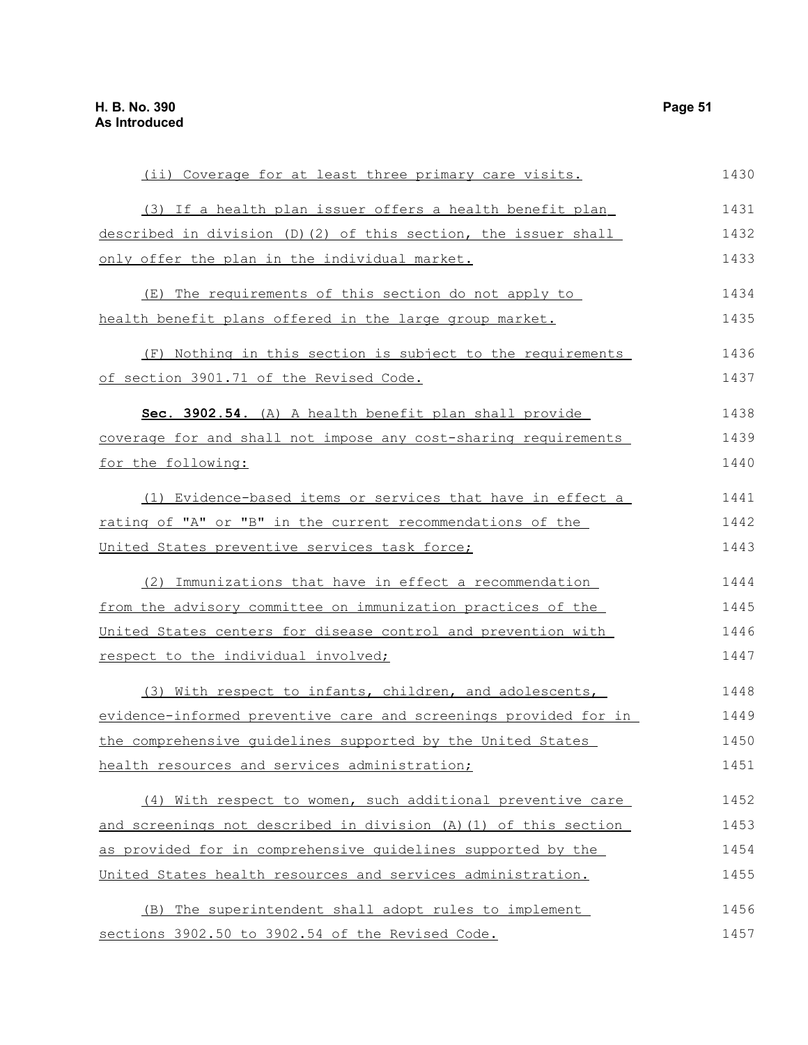(ii) Coverage for at least three primary care visits.

(3) If a health plan issuer offers a health benefit plan described in division (D)(2) of this section, the issuer shall only offer the plan in the individual market.

(E) The requirements of this section do not apply to health benefit plans offered in the large group market.

(F) Nothing in this section is subject to the requirements of section 3901.71 of the Revised Code.

**Sec. 3902.54.** (A) A health benefit plan shall provide coverage for and shall not impose any cost-sharing requirements for the following:

(1) Evidence-based items or services that have in effect a rating of "A" or "B" in the current recommendations of the United States preventive services task force;

(2) Immunizations that have in effect a recommendation from the advisory committee on immunization practices of the United States centers for disease control and prevention with respect to the individual involved;

(3) With respect to infants, children, and adolescents, evidence-informed preventive care and screenings provided for in the comprehensive guidelines supported by the United States health resources and services administration;

(4) With respect to women, such additional preventive care and screenings not described in division (A)(1) of this section as provided for in comprehensive guidelines supported by the United States health resources and services administration.

(B) The superintendent shall adopt rules to implement sections 3902.50 to 3902.54 of the Revised Code.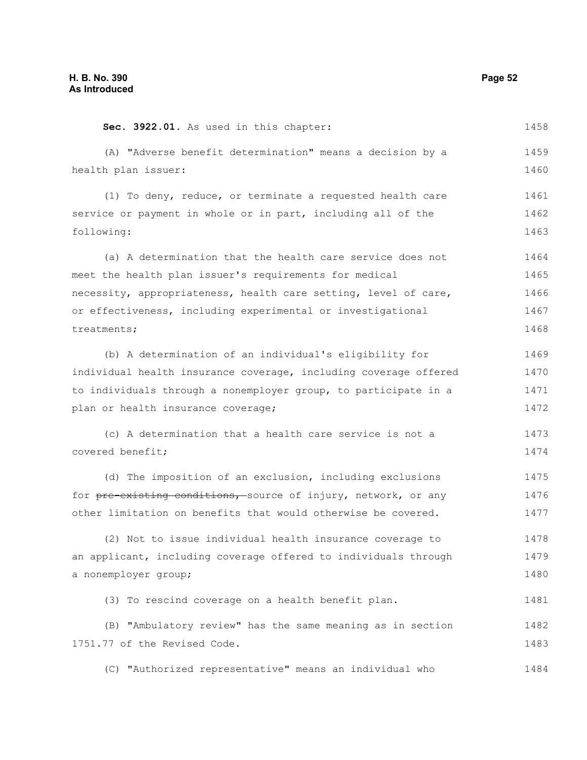**Sec. 3922.01.** As used in this chapter:

(A) "Adverse benefit determination" means a decision by a health plan issuer:

(1) To deny, reduce, or terminate a requested health care service or payment in whole or in part, including all of the following:

(a) A determination that the health care service does not meet the health plan issuer's requirements for medical necessity, appropriateness, health care setting, level of care, or effectiveness, including experimental or investigational treatments;

(b) A determination of an individual's eligibility for individual health insurance coverage, including coverage offered to individuals through a nonemployer group, to participate in a plan or health insurance coverage;

(c) A determination that a health care service is not a covered benefit;

(d) The imposition of an exclusion, including exclusions for ~~pre-existing conditions,~~ source of injury, network, or any other limitation on benefits that would otherwise be covered.

(2) Not to issue individual health insurance coverage to an applicant, including coverage offered to individuals through a nonemployer group;

(3) To rescind coverage on a health benefit plan.

(B) "Ambulatory review" has the same meaning as in section 1751.77 of the Revised Code.

(C) "Authorized representative" means an individual who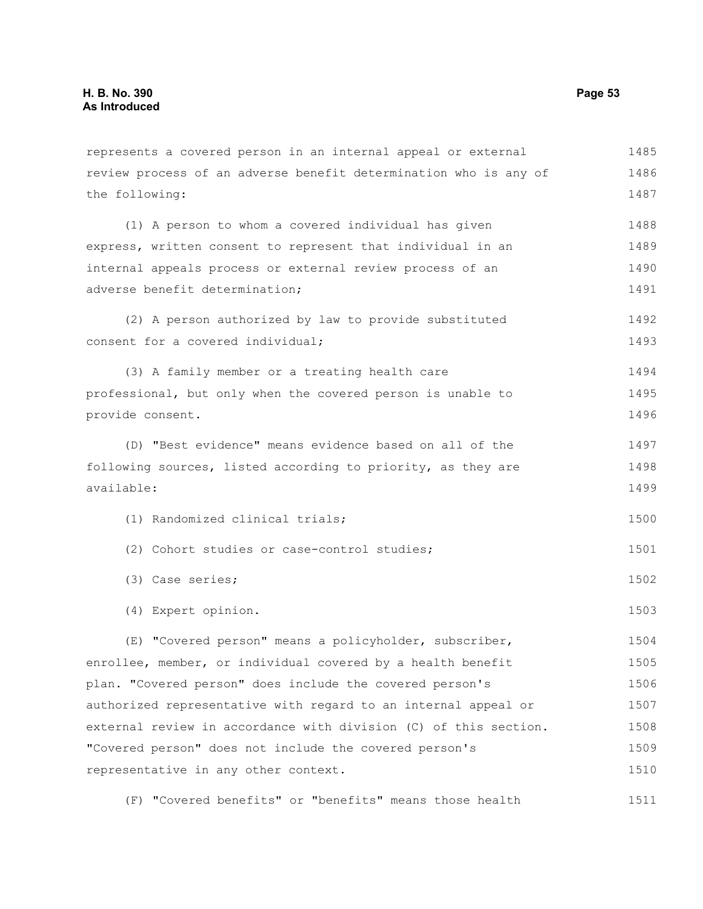represents a covered person in an internal appeal or external review process of an adverse benefit determination who is any of the following:

(1) A person to whom a covered individual has given express, written consent to represent that individual in an internal appeals process or external review process of an adverse benefit determination;

(2) A person authorized by law to provide substituted consent for a covered individual;

(3) A family member or a treating health care professional, but only when the covered person is unable to provide consent.

(D) "Best evidence" means evidence based on all of the following sources, listed according to priority, as they are available:

(1) Randomized clinical trials;

(2) Cohort studies or case-control studies;

(3) Case series;

(4) Expert opinion.

(E) "Covered person" means a policyholder, subscriber, enrollee, member, or individual covered by a health benefit plan. "Covered person" does include the covered person's authorized representative with regard to an internal appeal or external review in accordance with division (C) of this section. "Covered person" does not include the covered person's representative in any other context.

(F) "Covered benefits" or "benefits" means those health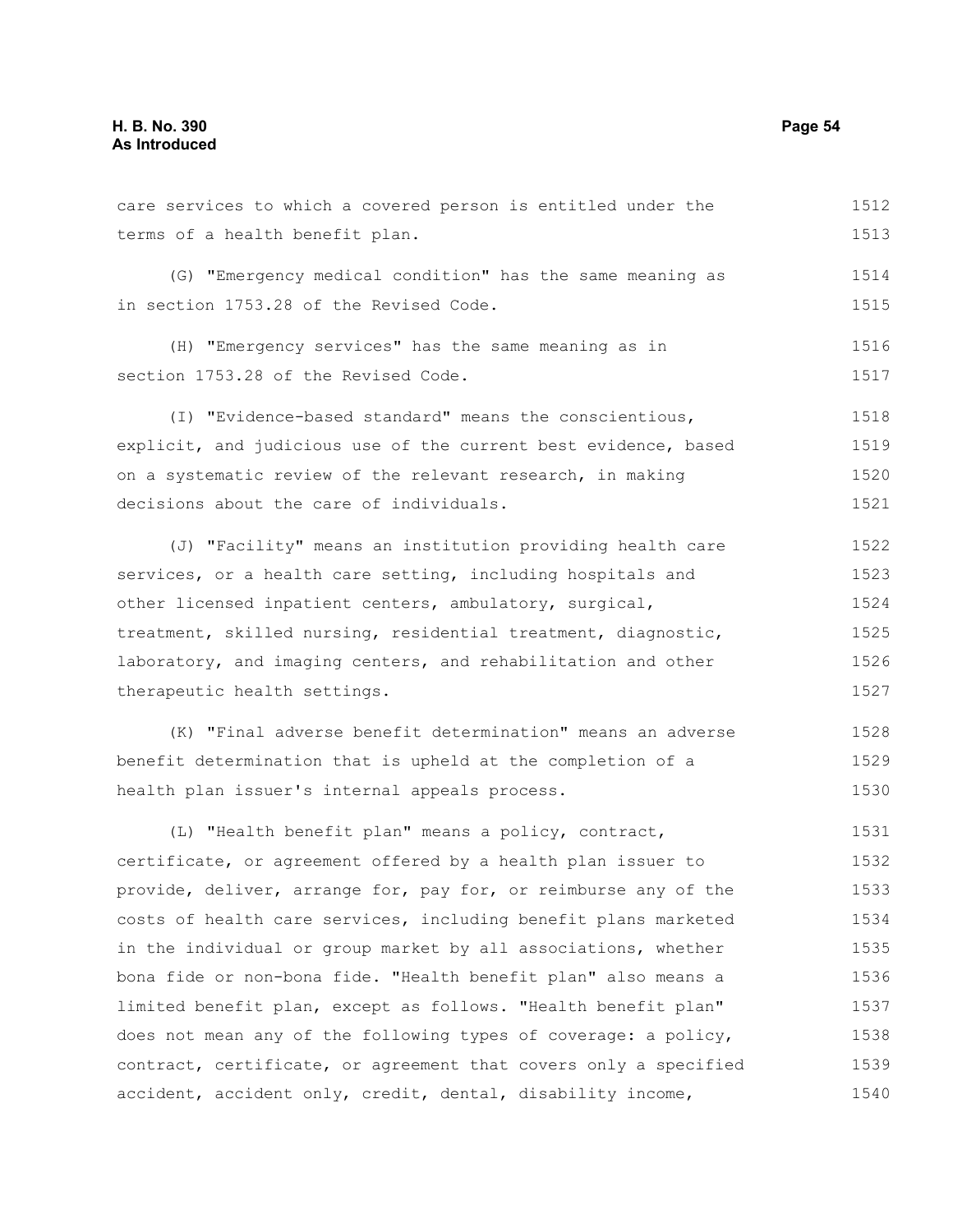care services to which a covered person is entitled under the terms of a health benefit plan.

(G) "Emergency medical condition" has the same meaning as in section 1753.28 of the Revised Code.

(H) "Emergency services" has the same meaning as in section 1753.28 of the Revised Code.

(I) "Evidence-based standard" means the conscientious, explicit, and judicious use of the current best evidence, based on a systematic review of the relevant research, in making decisions about the care of individuals.

(J) "Facility" means an institution providing health care services, or a health care setting, including hospitals and other licensed inpatient centers, ambulatory, surgical, treatment, skilled nursing, residential treatment, diagnostic, laboratory, and imaging centers, and rehabilitation and other therapeutic health settings.

(K) "Final adverse benefit determination" means an adverse benefit determination that is upheld at the completion of a health plan issuer's internal appeals process.

(L) "Health benefit plan" means a policy, contract, certificate, or agreement offered by a health plan issuer to provide, deliver, arrange for, pay for, or reimburse any of the costs of health care services, including benefit plans marketed in the individual or group market by all associations, whether bona fide or non-bona fide. "Health benefit plan" also means a limited benefit plan, except as follows. "Health benefit plan" does not mean any of the following types of coverage: a policy, contract, certificate, or agreement that covers only a specified accident, accident only, credit, dental, disability income,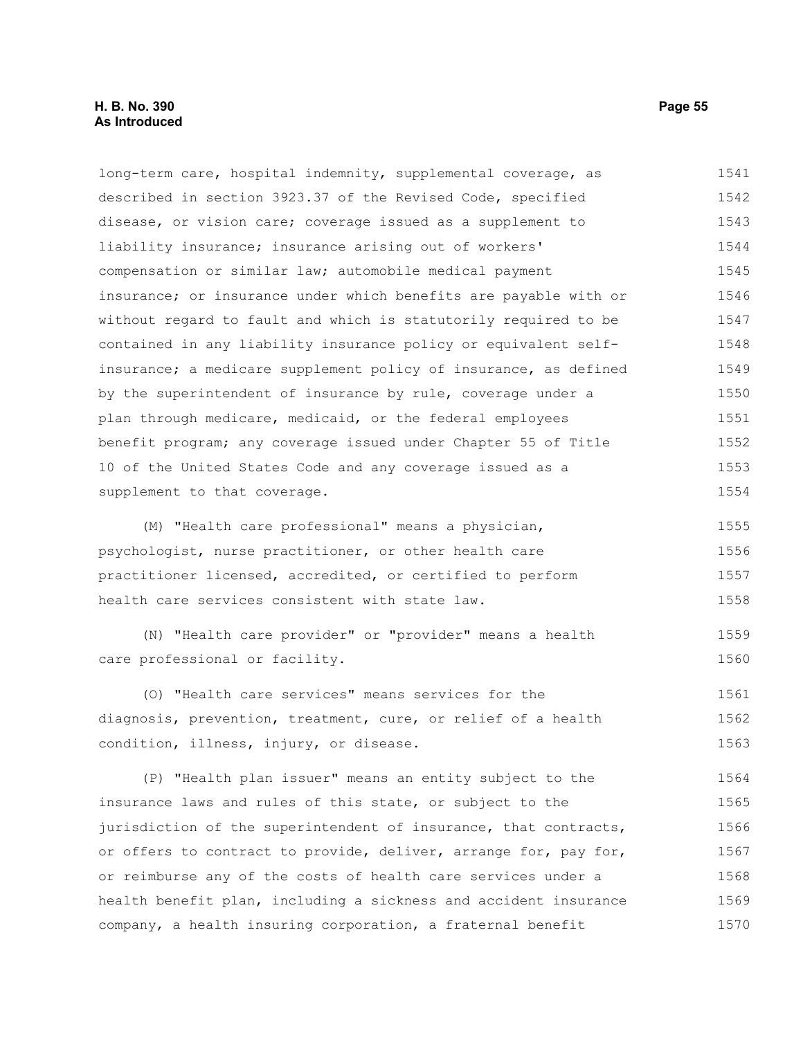long-term care, hospital indemnity, supplemental coverage, as described in section 3923.37 of the Revised Code, specified disease, or vision care; coverage issued as a supplement to liability insurance; insurance arising out of workers' compensation or similar law; automobile medical payment insurance; or insurance under which benefits are payable with or without regard to fault and which is statutorily required to be contained in any liability insurance policy or equivalent self-insurance; a medicare supplement policy of insurance, as defined by the superintendent of insurance by rule, coverage under a plan through medicare, medicaid, or the federal employees benefit program; any coverage issued under Chapter 55 of Title 10 of the United States Code and any coverage issued as a supplement to that coverage.

(M) "Health care professional" means a physician, psychologist, nurse practitioner, or other health care practitioner licensed, accredited, or certified to perform health care services consistent with state law.

(N) "Health care provider" or "provider" means a health care professional or facility.

(O) "Health care services" means services for the diagnosis, prevention, treatment, cure, or relief of a health condition, illness, injury, or disease.

(P) "Health plan issuer" means an entity subject to the insurance laws and rules of this state, or subject to the jurisdiction of the superintendent of insurance, that contracts, or offers to contract to provide, deliver, arrange for, pay for, or reimburse any of the costs of health care services under a health benefit plan, including a sickness and accident insurance company, a health insuring corporation, a fraternal benefit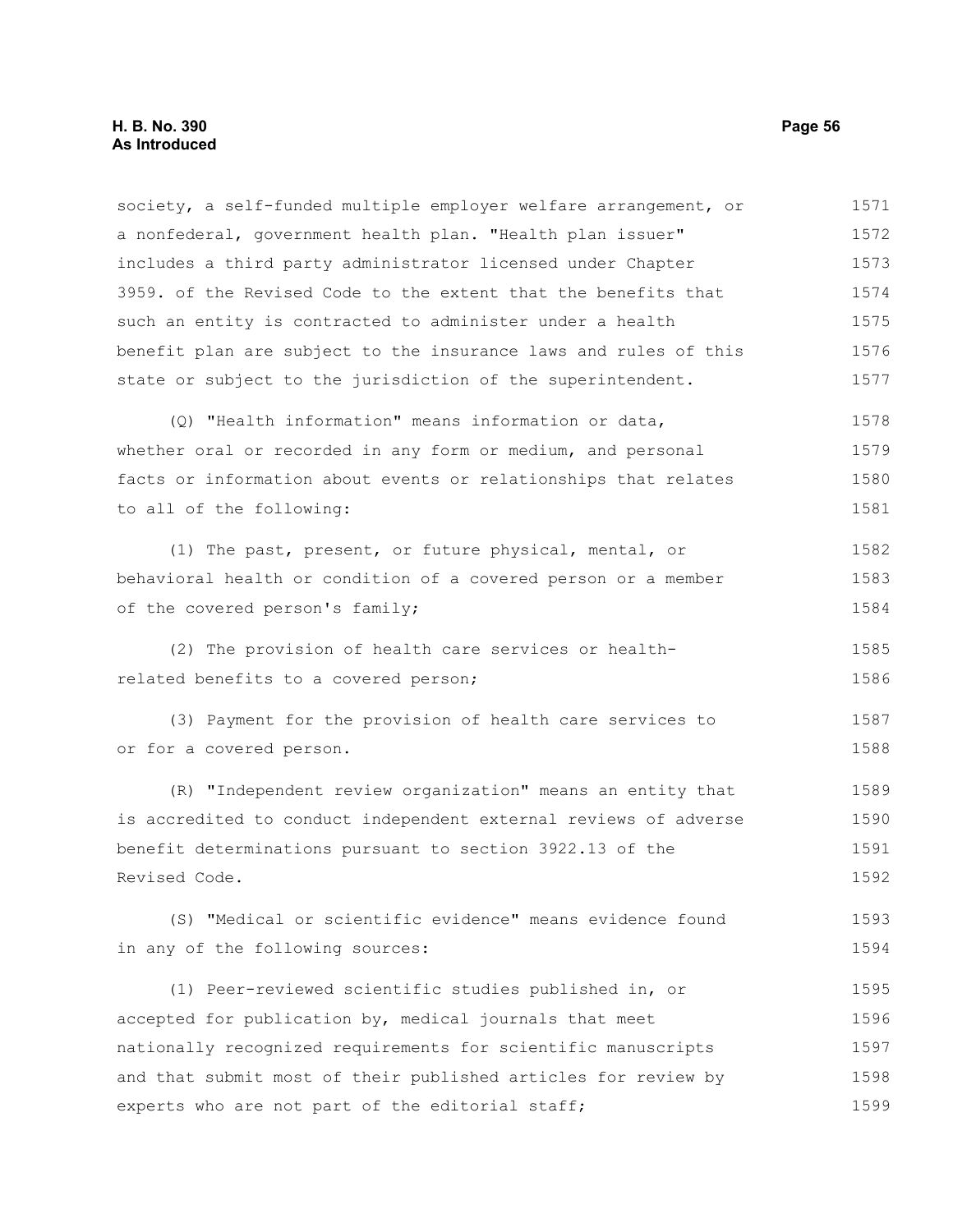society, a self-funded multiple employer welfare arrangement, or a nonfederal, government health plan. "Health plan issuer" includes a third party administrator licensed under Chapter 3959. of the Revised Code to the extent that the benefits that such an entity is contracted to administer under a health benefit plan are subject to the insurance laws and rules of this state or subject to the jurisdiction of the superintendent.

(Q) "Health information" means information or data, whether oral or recorded in any form or medium, and personal facts or information about events or relationships that relates to all of the following:

(1) The past, present, or future physical, mental, or behavioral health or condition of a covered person or a member of the covered person's family;

(2) The provision of health care services or health-related benefits to a covered person;

(3) Payment for the provision of health care services to or for a covered person.

(R) "Independent review organization" means an entity that is accredited to conduct independent external reviews of adverse benefit determinations pursuant to section 3922.13 of the Revised Code.

(S) "Medical or scientific evidence" means evidence found in any of the following sources:

(1) Peer-reviewed scientific studies published in, or accepted for publication by, medical journals that meet nationally recognized requirements for scientific manuscripts and that submit most of their published articles for review by experts who are not part of the editorial staff;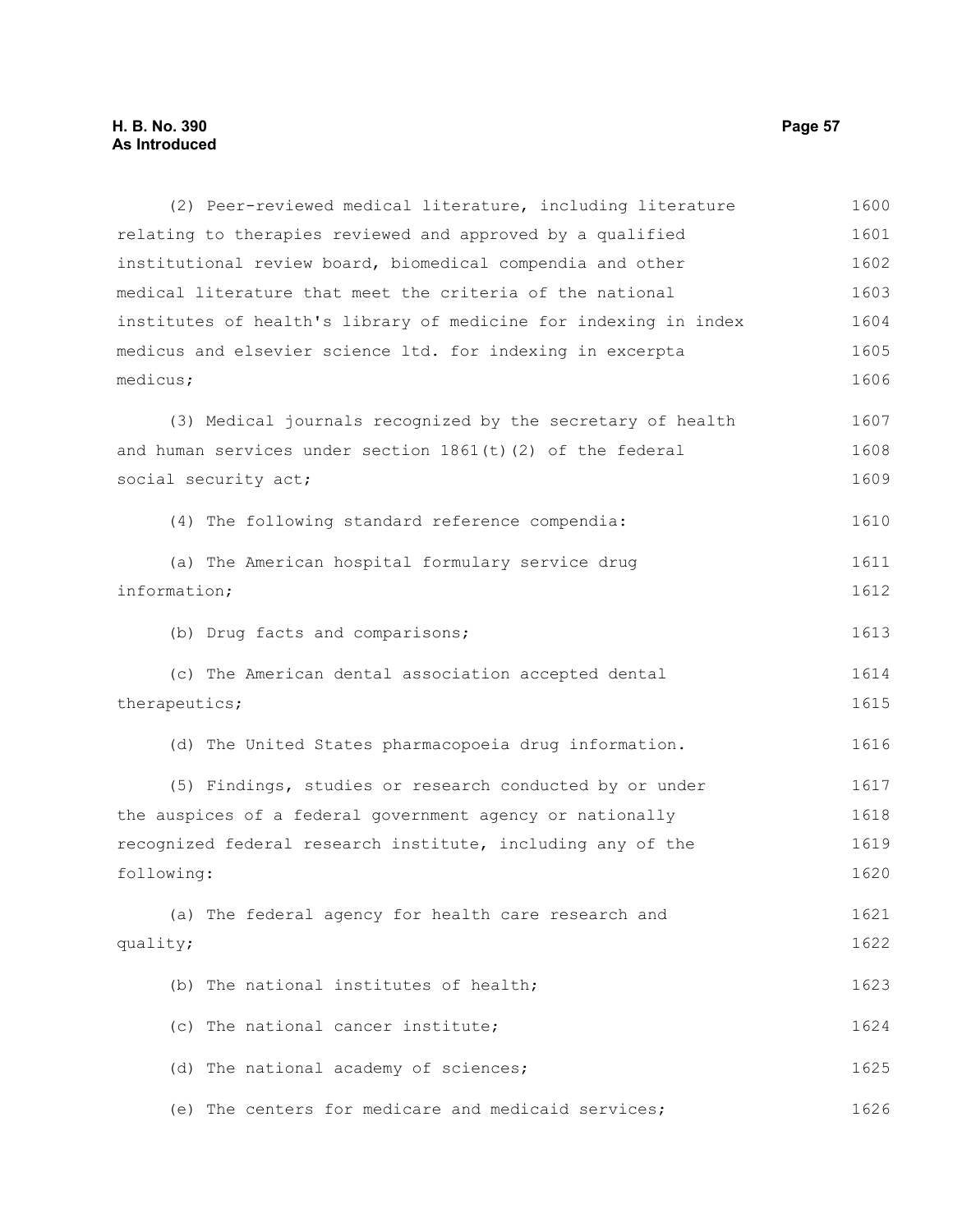(2) Peer-reviewed medical literature, including literature relating to therapies reviewed and approved by a qualified institutional review board, biomedical compendia and other medical literature that meet the criteria of the national institutes of health's library of medicine for indexing in index medicus and elsevier science ltd. for indexing in excerpta medicus;

(3) Medical journals recognized by the secretary of health and human services under section 1861(t)(2) of the federal social security act;

(4) The following standard reference compendia:

(a) The American hospital formulary service drug information;

(b) Drug facts and comparisons;

(c) The American dental association accepted dental therapeutics;

(d) The United States pharmacopoeia drug information.

(5) Findings, studies or research conducted by or under the auspices of a federal government agency or nationally recognized federal research institute, including any of the following:

(a) The federal agency for health care research and quality;

(b) The national institutes of health;

(c) The national cancer institute;

(d) The national academy of sciences;

(e) The centers for medicare and medicaid services;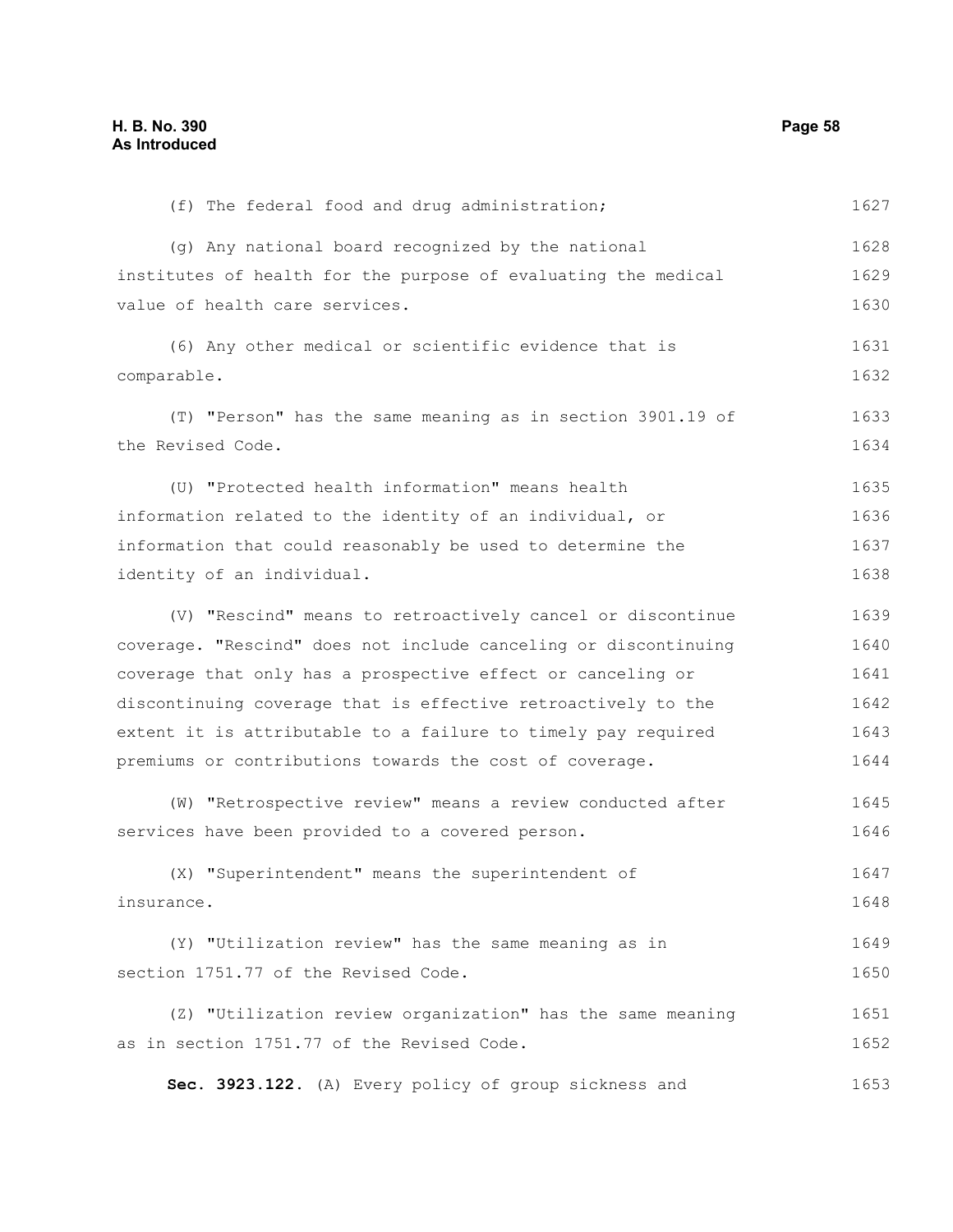(f) The federal food and drug administration;

(g) Any national board recognized by the national institutes of health for the purpose of evaluating the medical value of health care services.

(6) Any other medical or scientific evidence that is comparable.

(T) "Person" has the same meaning as in section 3901.19 of the Revised Code.

(U) "Protected health information" means health information related to the identity of an individual, or information that could reasonably be used to determine the identity of an individual.

(V) "Rescind" means to retroactively cancel or discontinue coverage. "Rescind" does not include canceling or discontinuing coverage that only has a prospective effect or canceling or discontinuing coverage that is effective retroactively to the extent it is attributable to a failure to timely pay required premiums or contributions towards the cost of coverage.

(W) "Retrospective review" means a review conducted after services have been provided to a covered person.

(X) "Superintendent" means the superintendent of insurance.

(Y) "Utilization review" has the same meaning as in section 1751.77 of the Revised Code.

(Z) "Utilization review organization" has the same meaning as in section 1751.77 of the Revised Code.

**Sec. 3923.122.** (A) Every policy of group sickness and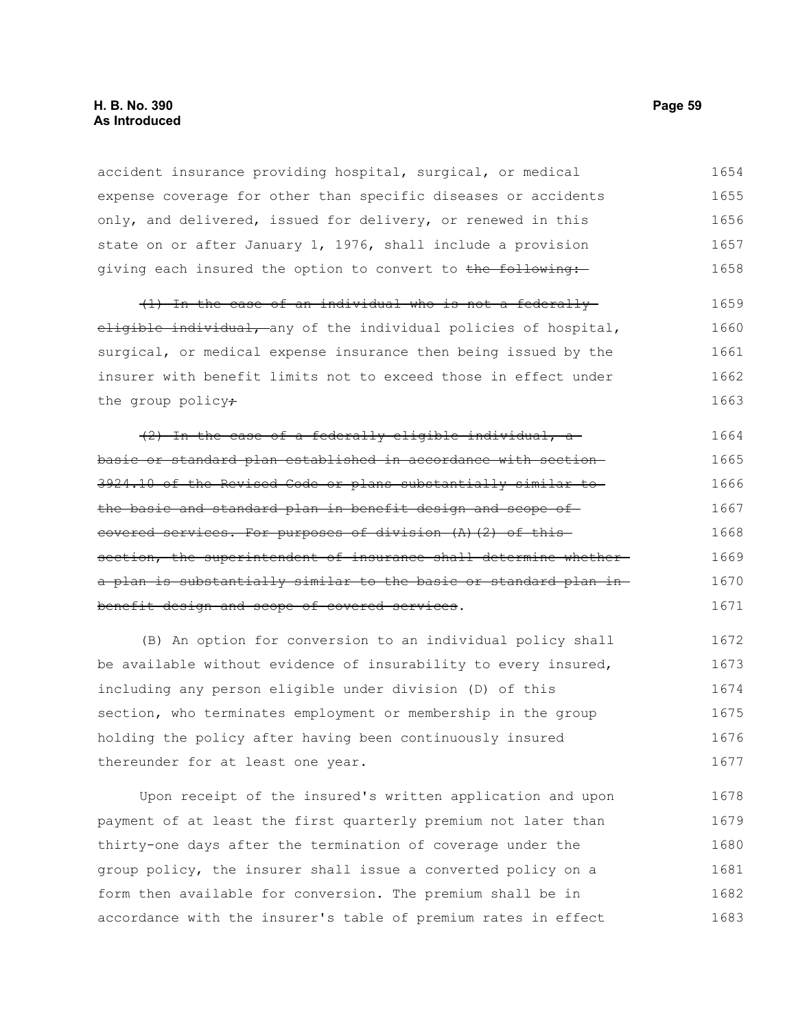accident insurance providing hospital, surgical, or medical expense coverage for other than specific diseases or accidents only, and delivered, issued for delivery, or renewed in this state on or after January 1, 1976, shall include a provision giving each insured the option to convert to ~~the following:~~

~~(1) In the case of an individual who is not a federally eligible individual,~~ any of the individual policies of hospital, surgical, or medical expense insurance then being issued by the insurer with benefit limits not to exceed those in effect under the group policy~~;~~

~~(2) In the case of a federally eligible individual, a basic or standard plan established in accordance with section 3924.10 of the Revised Code or plans substantially similar to the basic and standard plan in benefit design and scope of covered services. For purposes of division (A)(2) of this section, the superintendent of insurance shall determine whether a plan is substantially similar to the basic or standard plan in benefit design and scope of covered services~~.

(B) An option for conversion to an individual policy shall be available without evidence of insurability to every insured, including any person eligible under division (D) of this section, who terminates employment or membership in the group holding the policy after having been continuously insured thereunder for at least one year.

Upon receipt of the insured's written application and upon payment of at least the first quarterly premium not later than thirty-one days after the termination of coverage under the group policy, the insurer shall issue a converted policy on a form then available for conversion. The premium shall be in accordance with the insurer's table of premium rates in effect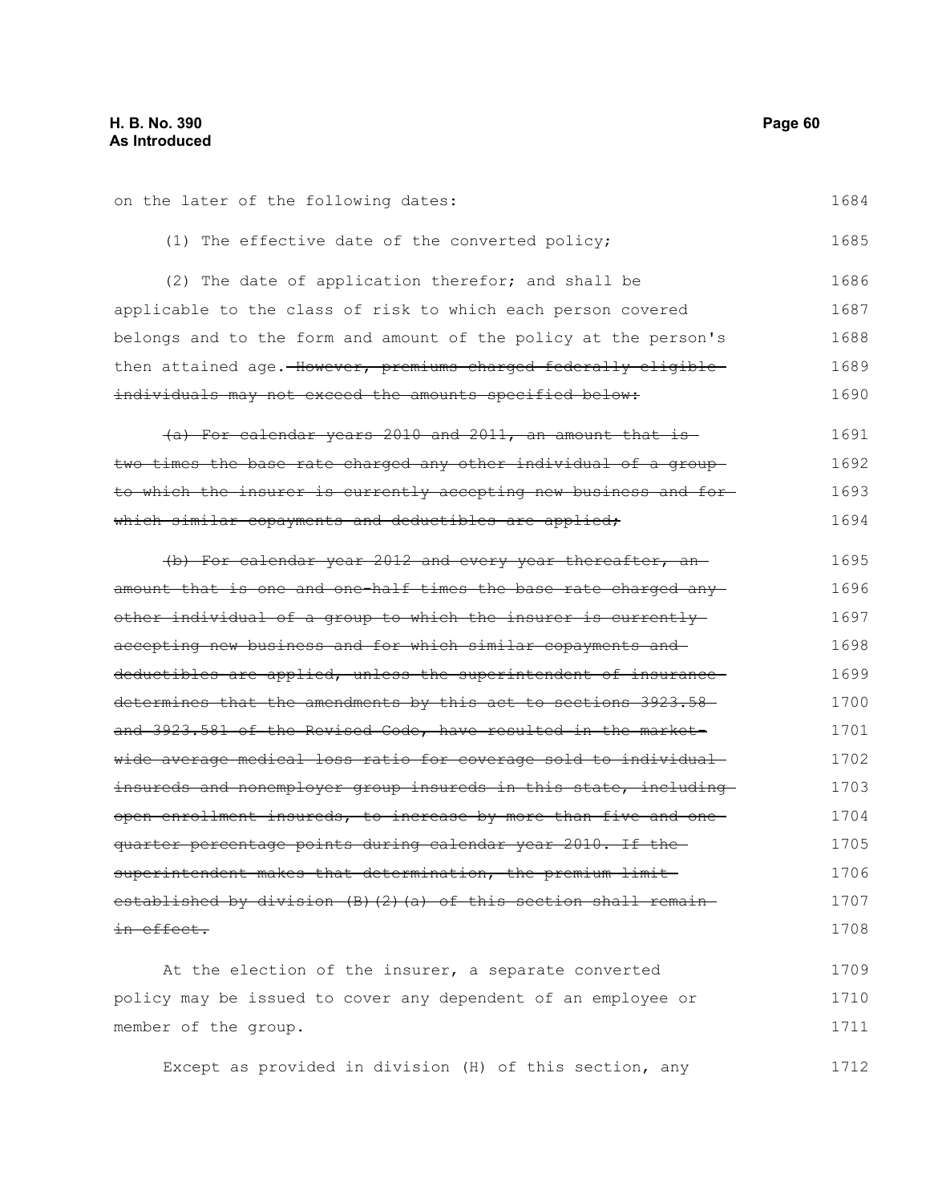on the later of the following dates:

(1) The effective date of the converted policy;

(2) The date of application therefor; and shall be applicable to the class of risk to which each person covered belongs and to the form and amount of the policy at the person's then attained age. ~~However, premiums charged federally eligible individuals may not exceed the amounts specified below:~~

~~(a) For calendar years 2010 and 2011, an amount that is two times the base rate charged any other individual of a group to which the insurer is currently accepting new business and for which similar copayments and deductibles are applied;~~

~~(b) For calendar year 2012 and every year thereafter, an amount that is one and one-half times the base rate charged any other individual of a group to which the insurer is currently accepting new business and for which similar copayments and deductibles are applied, unless the superintendent of insurance determines that the amendments by this act to sections 3923.58 and 3923.581 of the Revised Code, have resulted in the market-wide average medical loss ratio for coverage sold to individual insureds and nonemployer group insureds in this state, including open enrollment insureds, to increase by more than five and one-quarter percentage points during calendar year 2010. If the superintendent makes that determination, the premium limit established by division (B)(2)(a) of this section shall remain in effect.~~

At the election of the insurer, a separate converted policy may be issued to cover any dependent of an employee or member of the group.

Except as provided in division (H) of this section, any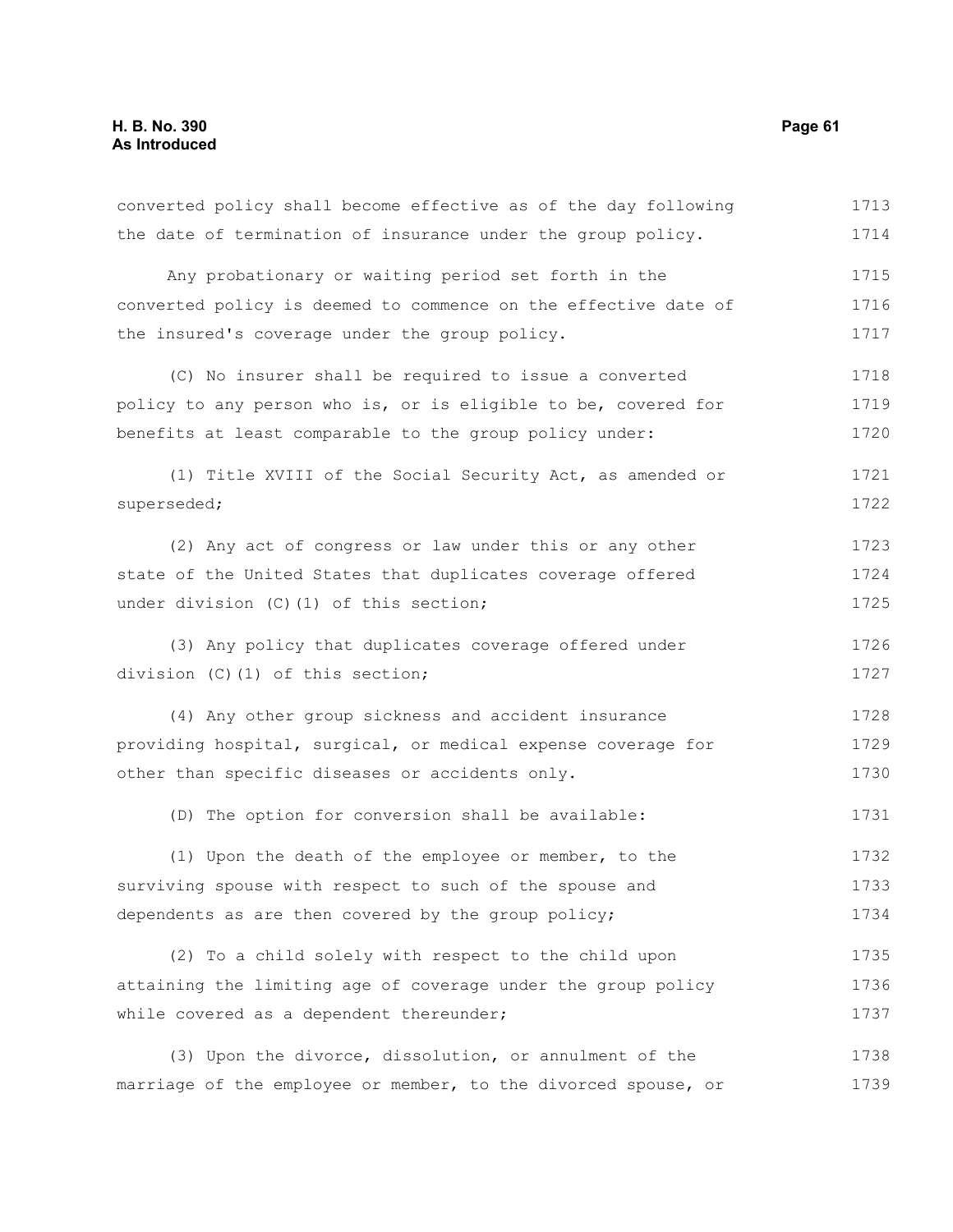converted policy shall become effective as of the day following the date of termination of insurance under the group policy.

Any probationary or waiting period set forth in the converted policy is deemed to commence on the effective date of the insured's coverage under the group policy.

(C) No insurer shall be required to issue a converted policy to any person who is, or is eligible to be, covered for benefits at least comparable to the group policy under:

(1) Title XVIII of the Social Security Act, as amended or superseded;

(2) Any act of congress or law under this or any other state of the United States that duplicates coverage offered under division (C)(1) of this section;

(3) Any policy that duplicates coverage offered under division (C)(1) of this section;

(4) Any other group sickness and accident insurance providing hospital, surgical, or medical expense coverage for other than specific diseases or accidents only.

(D) The option for conversion shall be available:

(1) Upon the death of the employee or member, to the surviving spouse with respect to such of the spouse and dependents as are then covered by the group policy;

(2) To a child solely with respect to the child upon attaining the limiting age of coverage under the group policy while covered as a dependent thereunder;

(3) Upon the divorce, dissolution, or annulment of the marriage of the employee or member, to the divorced spouse, or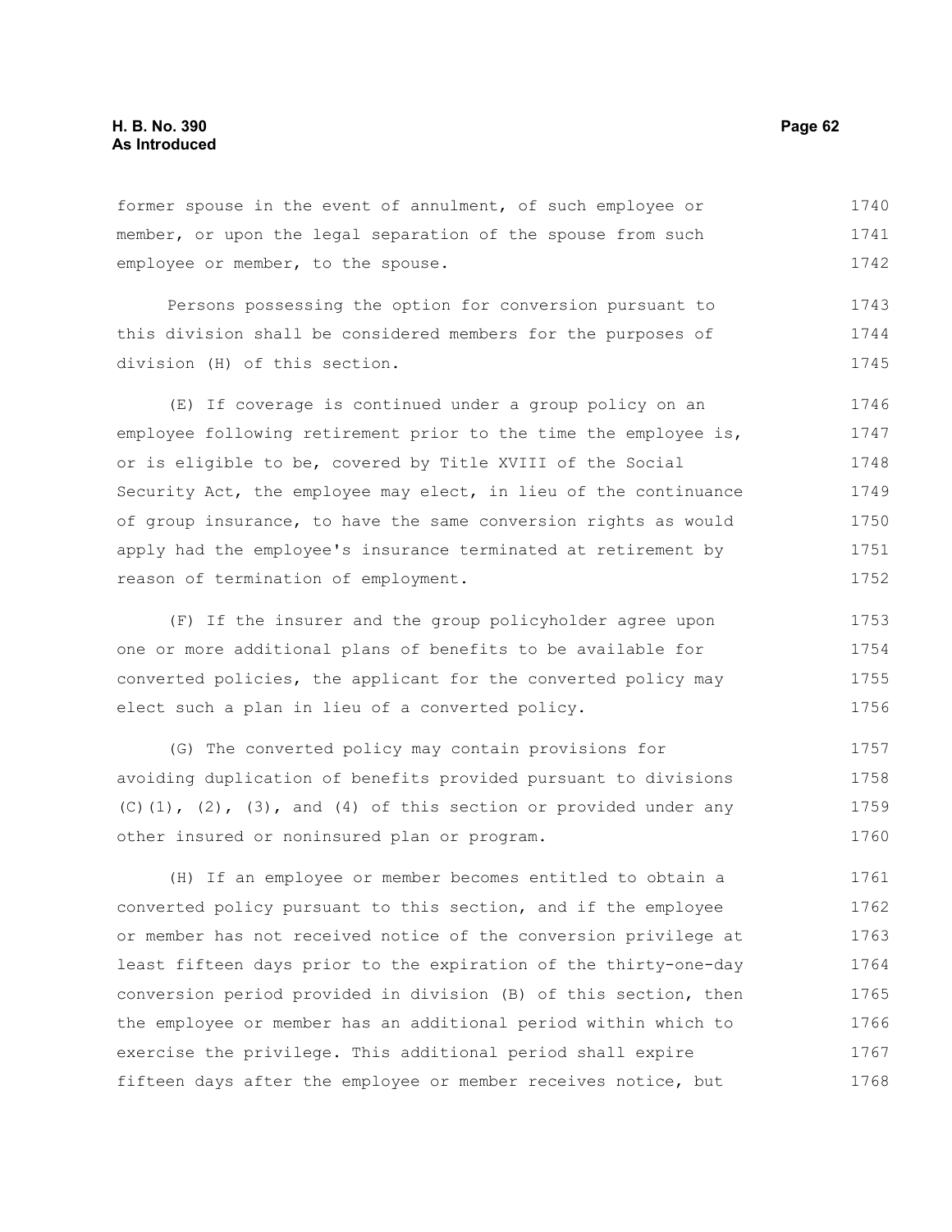former spouse in the event of annulment, of such employee or member, or upon the legal separation of the spouse from such employee or member, to the spouse.

Persons possessing the option for conversion pursuant to this division shall be considered members for the purposes of division (H) of this section.

(E) If coverage is continued under a group policy on an employee following retirement prior to the time the employee is, or is eligible to be, covered by Title XVIII of the Social Security Act, the employee may elect, in lieu of the continuance of group insurance, to have the same conversion rights as would apply had the employee's insurance terminated at retirement by reason of termination of employment.

(F) If the insurer and the group policyholder agree upon one or more additional plans of benefits to be available for converted policies, the applicant for the converted policy may elect such a plan in lieu of a converted policy.

(G) The converted policy may contain provisions for avoiding duplication of benefits provided pursuant to divisions (C)(1), (2), (3), and (4) of this section or provided under any other insured or noninsured plan or program.

(H) If an employee or member becomes entitled to obtain a converted policy pursuant to this section, and if the employee or member has not received notice of the conversion privilege at least fifteen days prior to the expiration of the thirty-one-day conversion period provided in division (B) of this section, then the employee or member has an additional period within which to exercise the privilege. This additional period shall expire fifteen days after the employee or member receives notice, but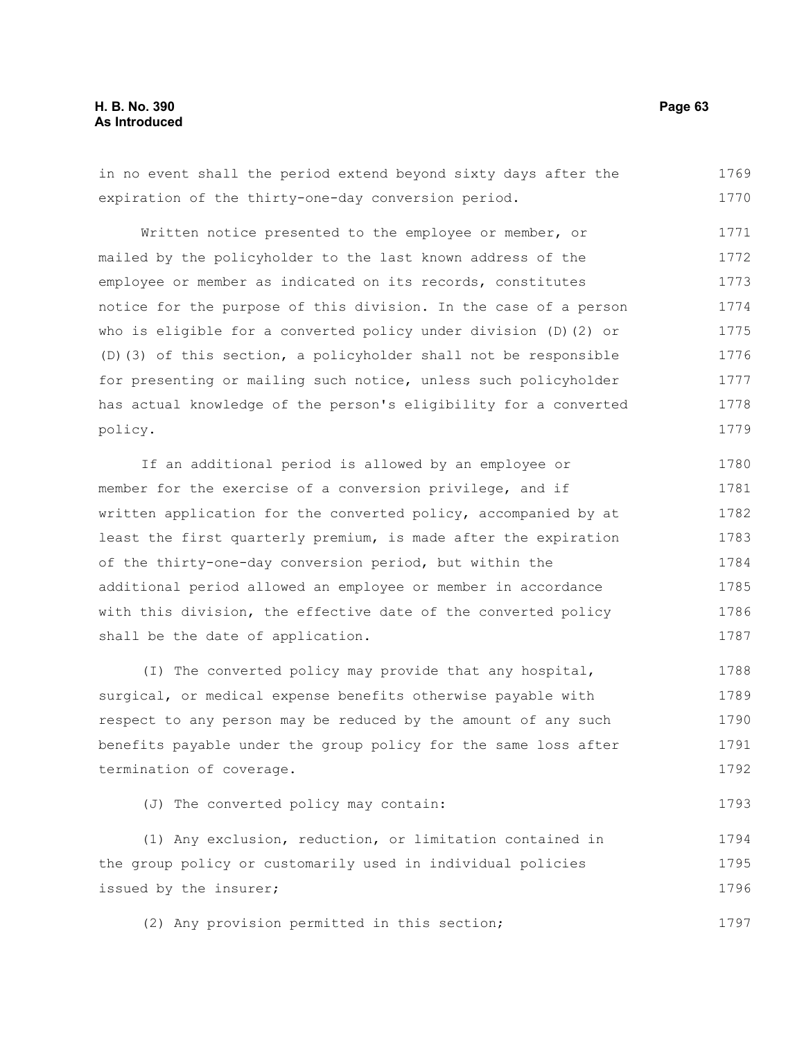in no event shall the period extend beyond sixty days after the expiration of the thirty-one-day conversion period.

Written notice presented to the employee or member, or mailed by the policyholder to the last known address of the employee or member as indicated on its records, constitutes notice for the purpose of this division. In the case of a person who is eligible for a converted policy under division (D)(2) or (D)(3) of this section, a policyholder shall not be responsible for presenting or mailing such notice, unless such policyholder has actual knowledge of the person's eligibility for a converted policy.

If an additional period is allowed by an employee or member for the exercise of a conversion privilege, and if written application for the converted policy, accompanied by at least the first quarterly premium, is made after the expiration of the thirty-one-day conversion period, but within the additional period allowed an employee or member in accordance with this division, the effective date of the converted policy shall be the date of application.

(I) The converted policy may provide that any hospital, surgical, or medical expense benefits otherwise payable with respect to any person may be reduced by the amount of any such benefits payable under the group policy for the same loss after termination of coverage.

(J) The converted policy may contain:

(1) Any exclusion, reduction, or limitation contained in the group policy or customarily used in individual policies issued by the insurer;

(2) Any provision permitted in this section;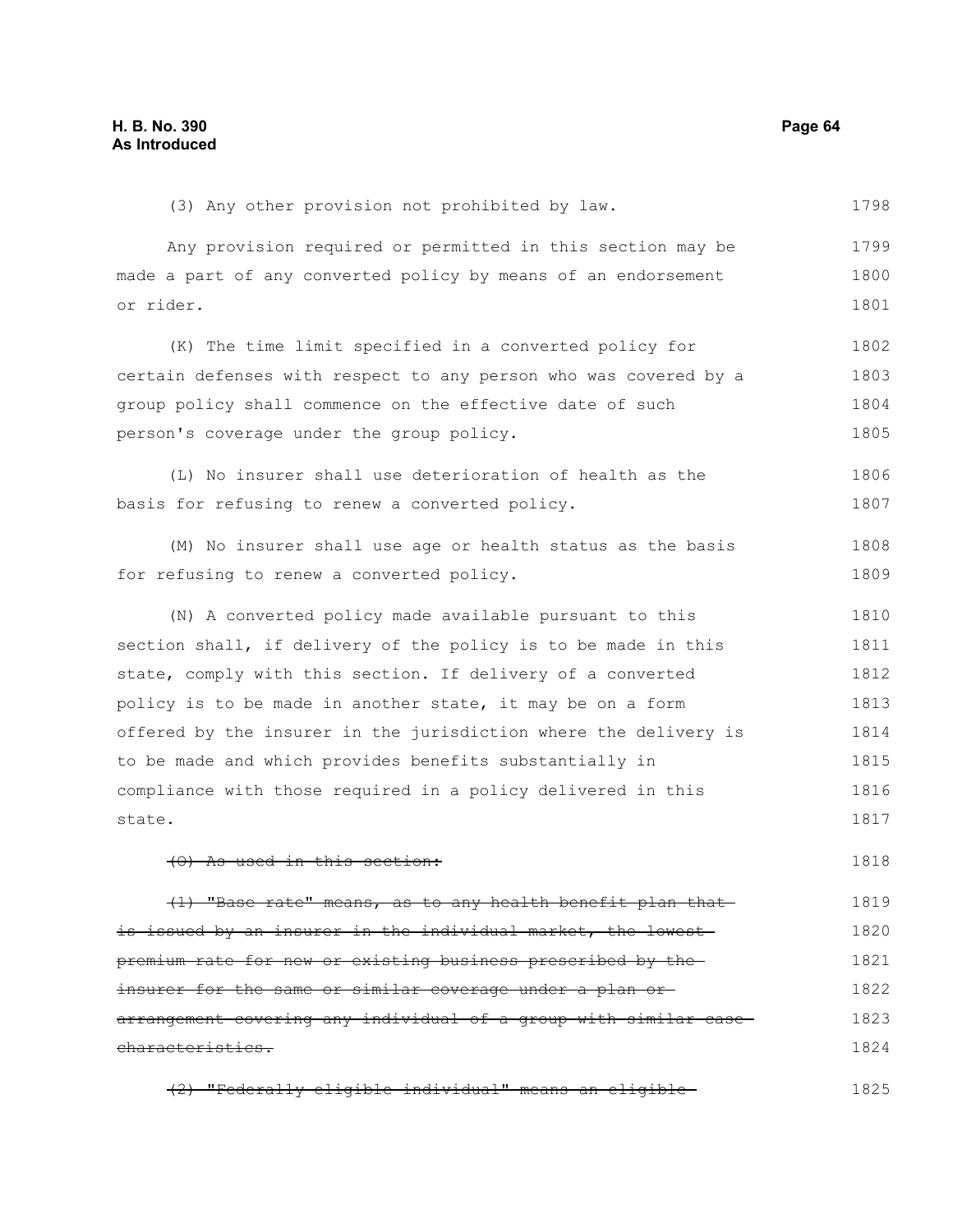(3) Any other provision not prohibited by law.

Any provision required or permitted in this section may be made a part of any converted policy by means of an endorsement or rider.

(K) The time limit specified in a converted policy for certain defenses with respect to any person who was covered by a group policy shall commence on the effective date of such person's coverage under the group policy.

(L) No insurer shall use deterioration of health as the basis for refusing to renew a converted policy.

(M) No insurer shall use age or health status as the basis for refusing to renew a converted policy.

(N) A converted policy made available pursuant to this section shall, if delivery of the policy is to be made in this state, comply with this section. If delivery of a converted policy is to be made in another state, it may be on a form offered by the insurer in the jurisdiction where the delivery is to be made and which provides benefits substantially in compliance with those required in a policy delivered in this state.

~~(O) As used in this section:~~

~~(1) "Base rate" means, as to any health benefit plan that is issued by an insurer in the individual market, the lowest premium rate for new or existing business prescribed by the insurer for the same or similar coverage under a plan or arrangement covering any individual of a group with similar case characteristics.~~

~~(2) "Federally eligible individual" means an eligible~~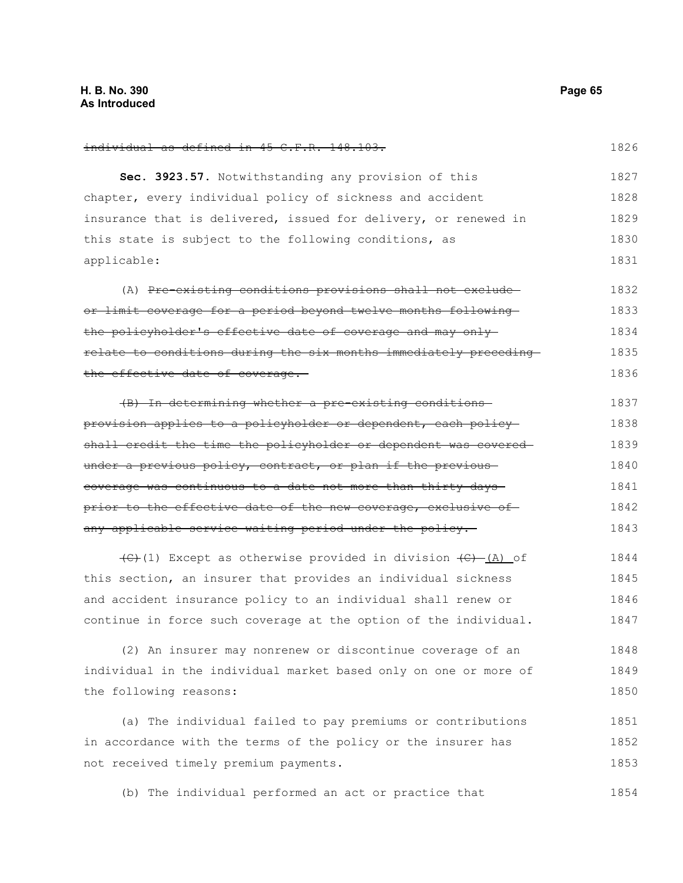~~individual as defined in 45 C.F.R. 148.103.~~

**Sec. 3923.57.** Notwithstanding any provision of this chapter, every individual policy of sickness and accident insurance that is delivered, issued for delivery, or renewed in this state is subject to the following conditions, as applicable:

(A) ~~Pre-existing conditions provisions shall not exclude or limit coverage for a period beyond twelve months following the policyholder's effective date of coverage and may only relate to conditions during the six months immediately preceding the effective date of coverage.~~

~~(B) In determining whether a pre-existing conditions provision applies to a policyholder or dependent, each policy shall credit the time the policyholder or dependent was covered under a previous policy, contract, or plan if the previous coverage was continuous to a date not more than thirty days prior to the effective date of the new coverage, exclusive of any applicable service waiting period under the policy.~~

~~(C)~~(1) Except as otherwise provided in division ~~(C)~~ (A) of this section, an insurer that provides an individual sickness and accident insurance policy to an individual shall renew or continue in force such coverage at the option of the individual.

(2) An insurer may nonrenew or discontinue coverage of an individual in the individual market based only on one or more of the following reasons:

(a) The individual failed to pay premiums or contributions in accordance with the terms of the policy or the insurer has not received timely premium payments.

(b) The individual performed an act or practice that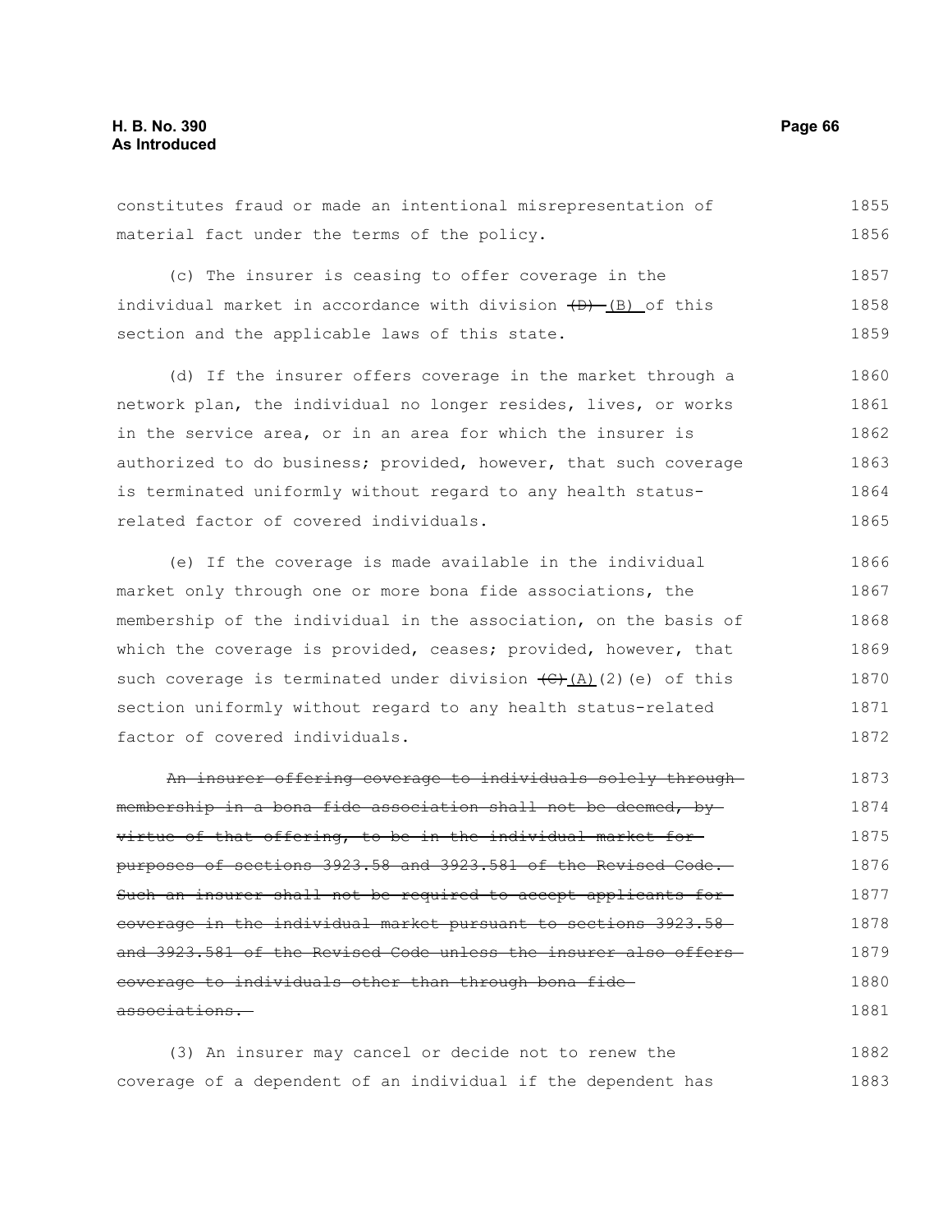constitutes fraud or made an intentional misrepresentation of material fact under the terms of the policy.

(c) The insurer is ceasing to offer coverage in the individual market in accordance with division ~~(D)~~ (B) of this section and the applicable laws of this state.

(d) If the insurer offers coverage in the market through a network plan, the individual no longer resides, lives, or works in the service area, or in an area for which the insurer is authorized to do business; provided, however, that such coverage is terminated uniformly without regard to any health status-related factor of covered individuals.

(e) If the coverage is made available in the individual market only through one or more bona fide associations, the membership of the individual in the association, on the basis of which the coverage is provided, ceases; provided, however, that such coverage is terminated under division ~~(C)~~(A)(2)(e) of this section uniformly without regard to any health status-related factor of covered individuals.

~~An insurer offering coverage to individuals solely through membership in a bona fide association shall not be deemed, by virtue of that offering, to be in the individual market for purposes of sections 3923.58 and 3923.581 of the Revised Code. Such an insurer shall not be required to accept applicants for coverage in the individual market pursuant to sections 3923.58 and 3923.581 of the Revised Code unless the insurer also offers coverage to individuals other than through bona fide associations.~~

(3) An insurer may cancel or decide not to renew the coverage of a dependent of an individual if the dependent has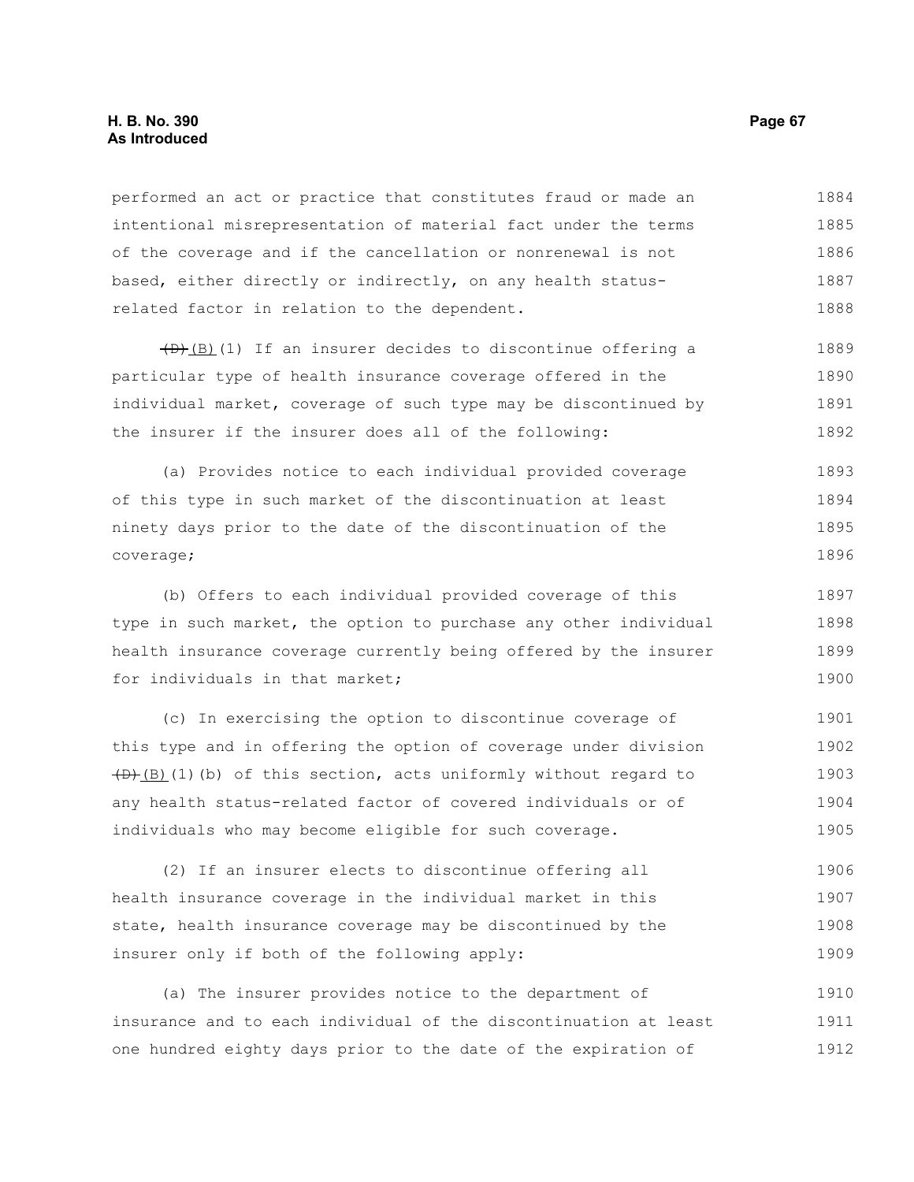performed an act or practice that constitutes fraud or made an intentional misrepresentation of material fact under the terms of the coverage and if the cancellation or nonrenewal is not based, either directly or indirectly, on any health status-related factor in relation to the dependent.

~~(D)~~ (B)(1) If an insurer decides to discontinue offering a particular type of health insurance coverage offered in the individual market, coverage of such type may be discontinued by the insurer if the insurer does all of the following:

(a) Provides notice to each individual provided coverage of this type in such market of the discontinuation at least ninety days prior to the date of the discontinuation of the coverage;

(b) Offers to each individual provided coverage of this type in such market, the option to purchase any other individual health insurance coverage currently being offered by the insurer for individuals in that market;

(c) In exercising the option to discontinue coverage of this type and in offering the option of coverage under division ~~(D)~~ (B)(1)(b) of this section, acts uniformly without regard to any health status-related factor of covered individuals or of individuals who may become eligible for such coverage.

(2) If an insurer elects to discontinue offering all health insurance coverage in the individual market in this state, health insurance coverage may be discontinued by the insurer only if both of the following apply:

(a) The insurer provides notice to the department of insurance and to each individual of the discontinuation at least one hundred eighty days prior to the date of the expiration of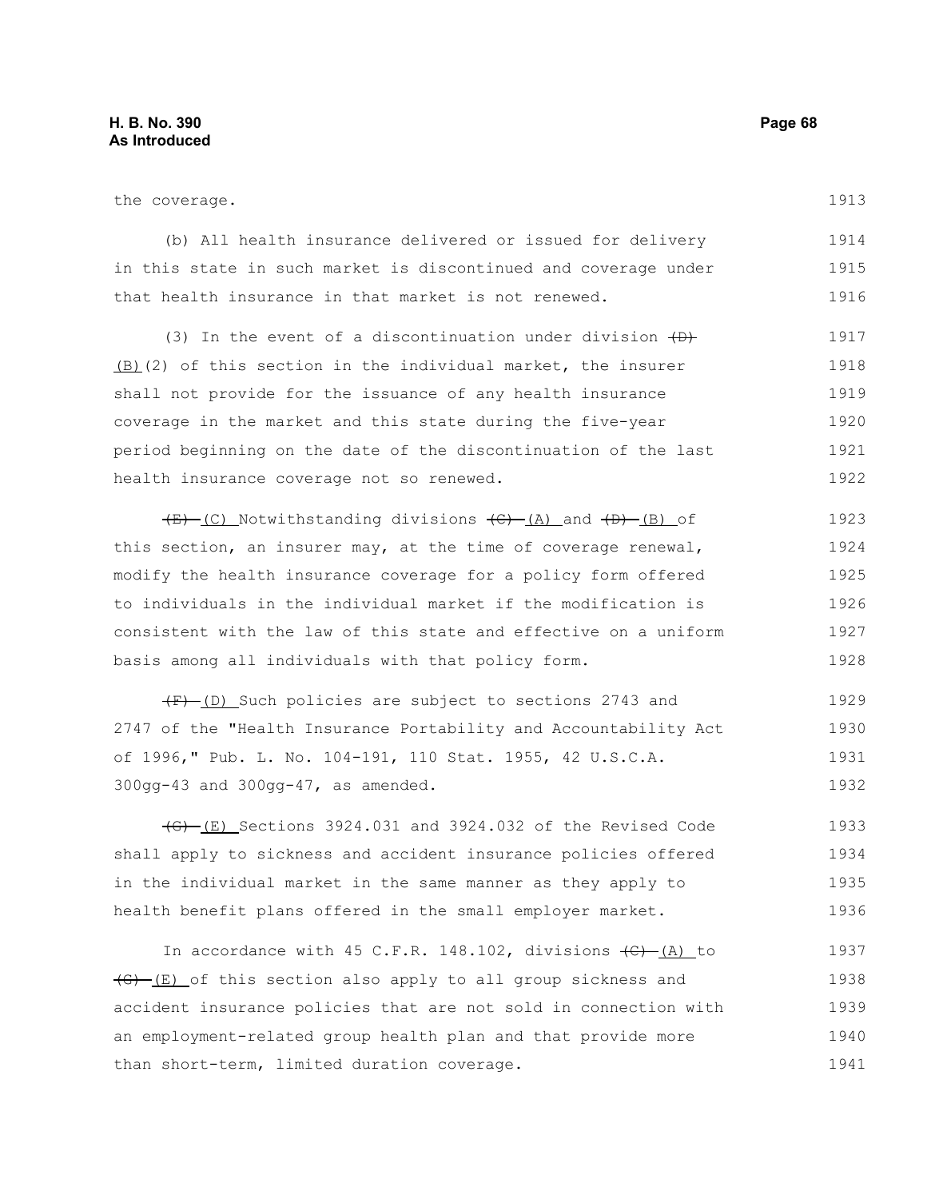the coverage.

(b) All health insurance delivered or issued for delivery in this state in such market is discontinued and coverage under that health insurance in that market is not renewed.

(3) In the event of a discontinuation under division ~~(D)~~ (B)(2) of this section in the individual market, the insurer shall not provide for the issuance of any health insurance coverage in the market and this state during the five-year period beginning on the date of the discontinuation of the last health insurance coverage not so renewed.

~~(E)~~ (C) Notwithstanding divisions ~~(C)~~ (A) and ~~(D)~~ (B) of this section, an insurer may, at the time of coverage renewal, modify the health insurance coverage for a policy form offered to individuals in the individual market if the modification is consistent with the law of this state and effective on a uniform basis among all individuals with that policy form.

~~(F)~~ (D) Such policies are subject to sections 2743 and 2747 of the "Health Insurance Portability and Accountability Act of 1996," Pub. L. No. 104-191, 110 Stat. 1955, 42 U.S.C.A. 300gg-43 and 300gg-47, as amended.

~~(G)~~ (E) Sections 3924.031 and 3924.032 of the Revised Code shall apply to sickness and accident insurance policies offered in the individual market in the same manner as they apply to health benefit plans offered in the small employer market.

In accordance with 45 C.F.R. 148.102, divisions ~~(C)~~ (A) to ~~(G)~~ (E) of this section also apply to all group sickness and accident insurance policies that are not sold in connection with an employment-related group health plan and that provide more than short-term, limited duration coverage.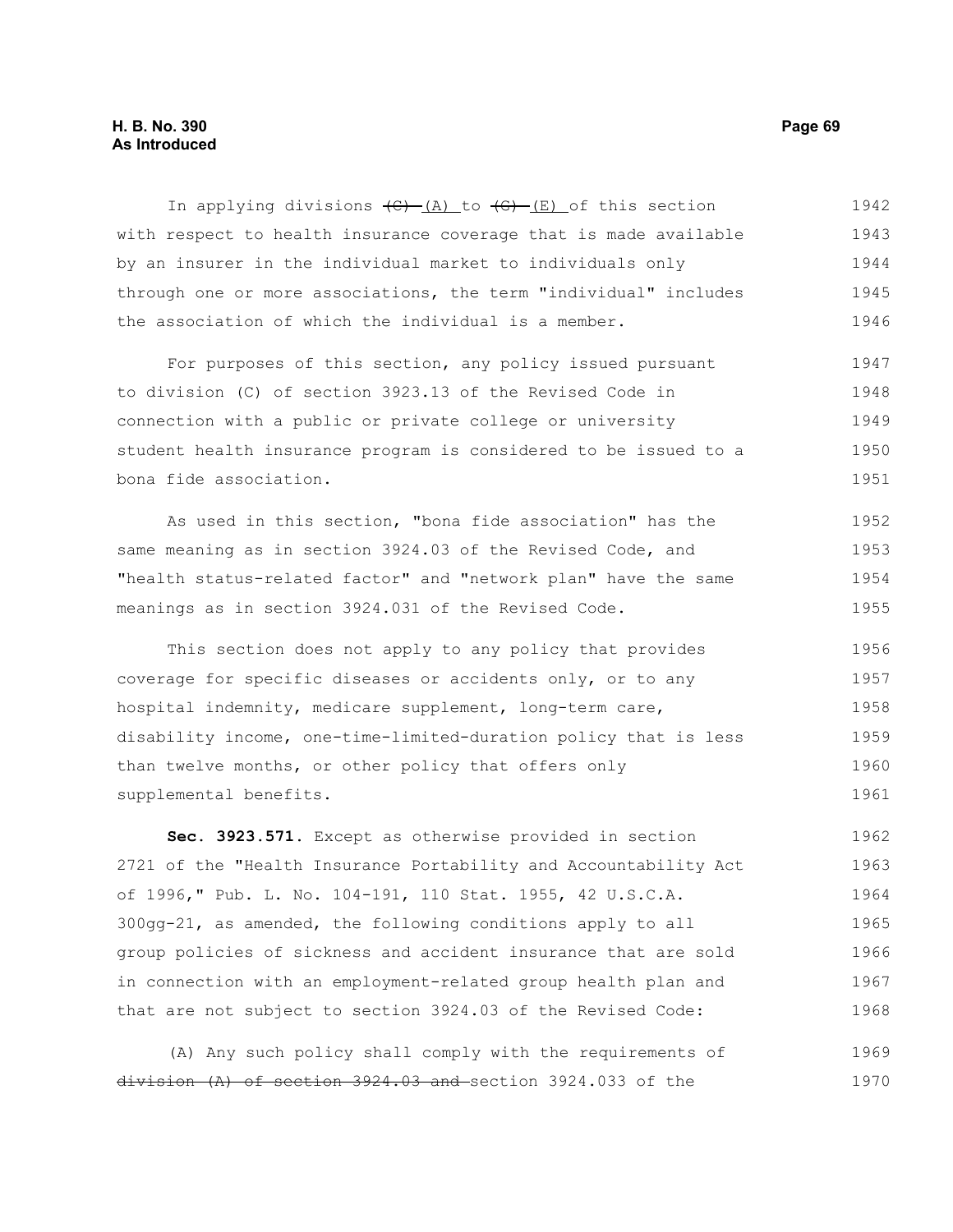In applying divisions ~~(C)~~ (A) to ~~(G)~~ (E) of this section with respect to health insurance coverage that is made available by an insurer in the individual market to individuals only through one or more associations, the term "individual" includes the association of which the individual is a member.

For purposes of this section, any policy issued pursuant to division (C) of section 3923.13 of the Revised Code in connection with a public or private college or university student health insurance program is considered to be issued to a bona fide association.

As used in this section, "bona fide association" has the same meaning as in section 3924.03 of the Revised Code, and "health status-related factor" and "network plan" have the same meanings as in section 3924.031 of the Revised Code.

This section does not apply to any policy that provides coverage for specific diseases or accidents only, or to any hospital indemnity, medicare supplement, long-term care, disability income, one-time-limited-duration policy that is less than twelve months, or other policy that offers only supplemental benefits.

**Sec. 3923.571.** Except as otherwise provided in section 2721 of the "Health Insurance Portability and Accountability Act of 1996," Pub. L. No. 104-191, 110 Stat. 1955, 42 U.S.C.A. 300gg-21, as amended, the following conditions apply to all group policies of sickness and accident insurance that are sold in connection with an employment-related group health plan and that are not subject to section 3924.03 of the Revised Code:

(A) Any such policy shall comply with the requirements of ~~division (A) of section 3924.03 and~~ section 3924.033 of the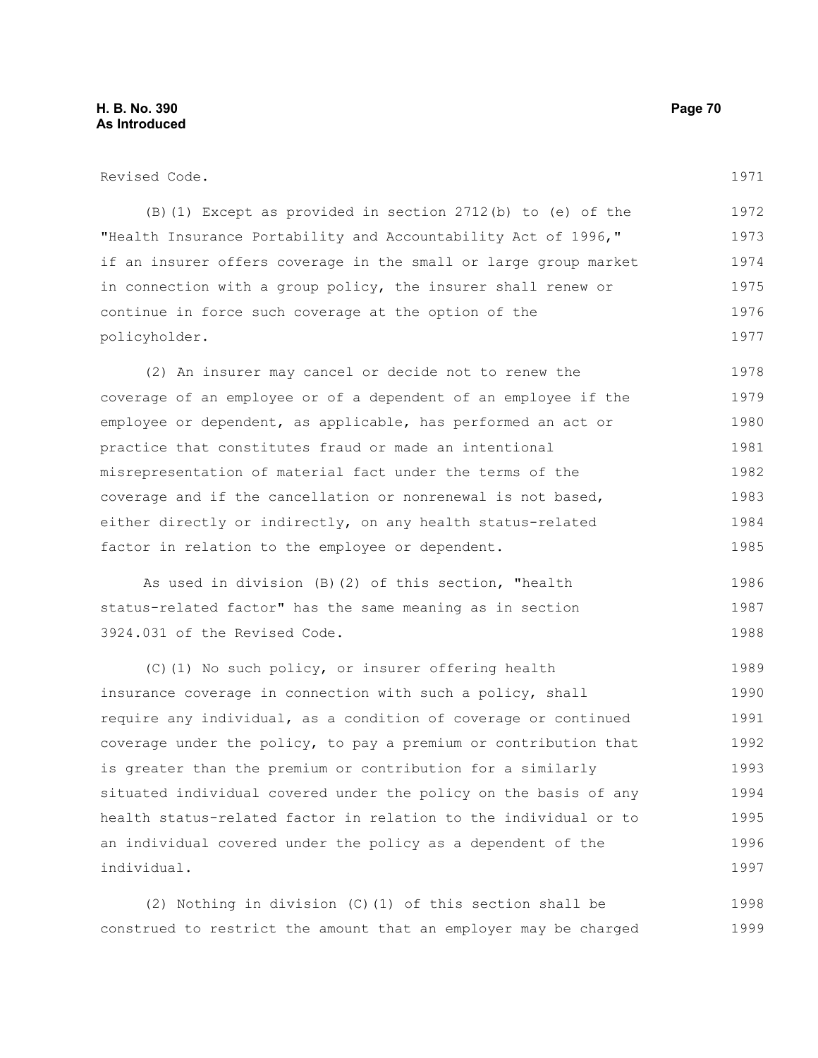Revised Code.

(B)(1) Except as provided in section 2712(b) to (e) of the "Health Insurance Portability and Accountability Act of 1996," if an insurer offers coverage in the small or large group market in connection with a group policy, the insurer shall renew or continue in force such coverage at the option of the policyholder.

(2) An insurer may cancel or decide not to renew the coverage of an employee or of a dependent of an employee if the employee or dependent, as applicable, has performed an act or practice that constitutes fraud or made an intentional misrepresentation of material fact under the terms of the coverage and if the cancellation or nonrenewal is not based, either directly or indirectly, on any health status-related factor in relation to the employee or dependent.

As used in division (B)(2) of this section, "health status-related factor" has the same meaning as in section 3924.031 of the Revised Code.

(C)(1) No such policy, or insurer offering health insurance coverage in connection with such a policy, shall require any individual, as a condition of coverage or continued coverage under the policy, to pay a premium or contribution that is greater than the premium or contribution for a similarly situated individual covered under the policy on the basis of any health status-related factor in relation to the individual or to an individual covered under the policy as a dependent of the individual.

(2) Nothing in division (C)(1) of this section shall be construed to restrict the amount that an employer may be charged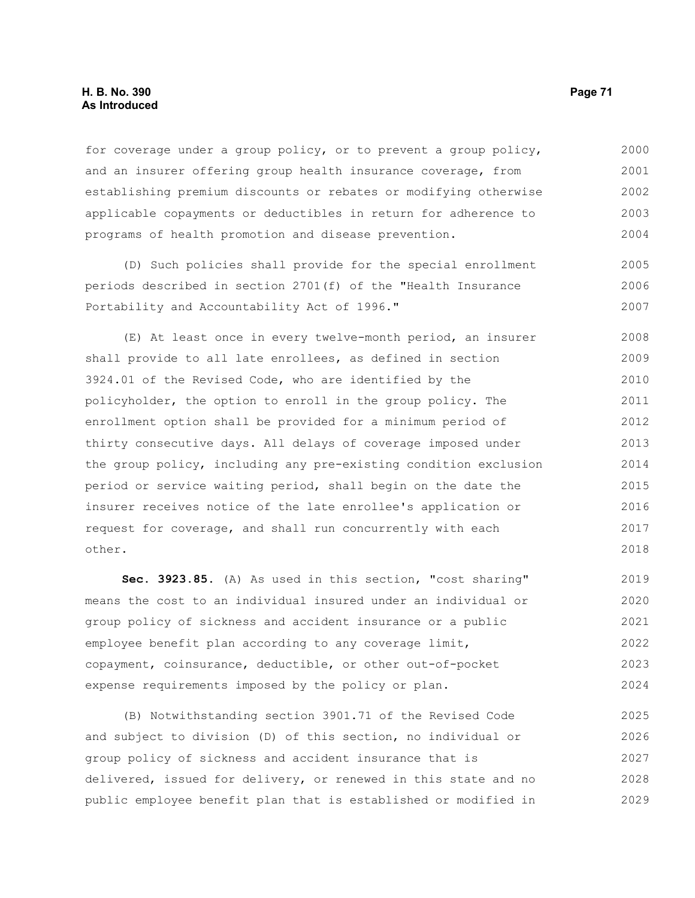for coverage under a group policy, or to prevent a group policy, and an insurer offering group health insurance coverage, from establishing premium discounts or rebates or modifying otherwise applicable copayments or deductibles in return for adherence to programs of health promotion and disease prevention.

(D) Such policies shall provide for the special enrollment periods described in section 2701(f) of the "Health Insurance Portability and Accountability Act of 1996."

(E) At least once in every twelve-month period, an insurer shall provide to all late enrollees, as defined in section 3924.01 of the Revised Code, who are identified by the policyholder, the option to enroll in the group policy. The enrollment option shall be provided for a minimum period of thirty consecutive days. All delays of coverage imposed under the group policy, including any pre-existing condition exclusion period or service waiting period, shall begin on the date the insurer receives notice of the late enrollee's application or request for coverage, and shall run concurrently with each other.

**Sec. 3923.85.** (A) As used in this section, "cost sharing" means the cost to an individual insured under an individual or group policy of sickness and accident insurance or a public employee benefit plan according to any coverage limit, copayment, coinsurance, deductible, or other out-of-pocket expense requirements imposed by the policy or plan.

(B) Notwithstanding section 3901.71 of the Revised Code and subject to division (D) of this section, no individual or group policy of sickness and accident insurance that is delivered, issued for delivery, or renewed in this state and no public employee benefit plan that is established or modified in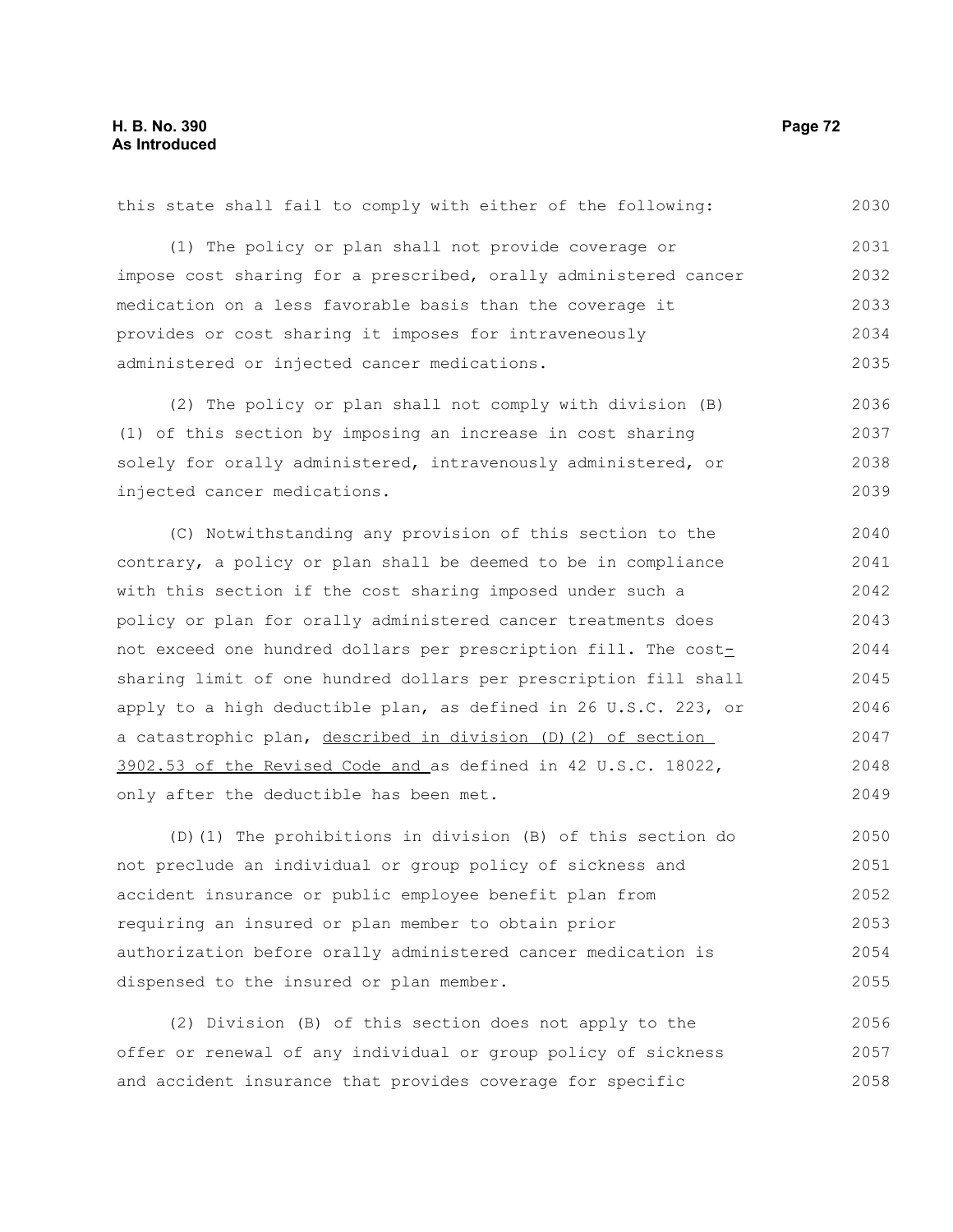this state shall fail to comply with either of the following:

(1) The policy or plan shall not provide coverage or impose cost sharing for a prescribed, orally administered cancer medication on a less favorable basis than the coverage it provides or cost sharing it imposes for intraveneously administered or injected cancer medications.

(2) The policy or plan shall not comply with division (B)(1) of this section by imposing an increase in cost sharing solely for orally administered, intravenously administered, or injected cancer medications.

(C) Notwithstanding any provision of this section to the contrary, a policy or plan shall be deemed to be in compliance with this section if the cost sharing imposed under such a policy or plan for orally administered cancer treatments does not exceed one hundred dollars per prescription fill. The cost-sharing limit of one hundred dollars per prescription fill shall apply to a high deductible plan, as defined in 26 U.S.C. 223, or a catastrophic plan, described in division (D)(2) of section 3902.53 of the Revised Code and as defined in 42 U.S.C. 18022, only after the deductible has been met.

(D)(1) The prohibitions in division (B) of this section do not preclude an individual or group policy of sickness and accident insurance or public employee benefit plan from requiring an insured or plan member to obtain prior authorization before orally administered cancer medication is dispensed to the insured or plan member.

(2) Division (B) of this section does not apply to the offer or renewal of any individual or group policy of sickness and accident insurance that provides coverage for specific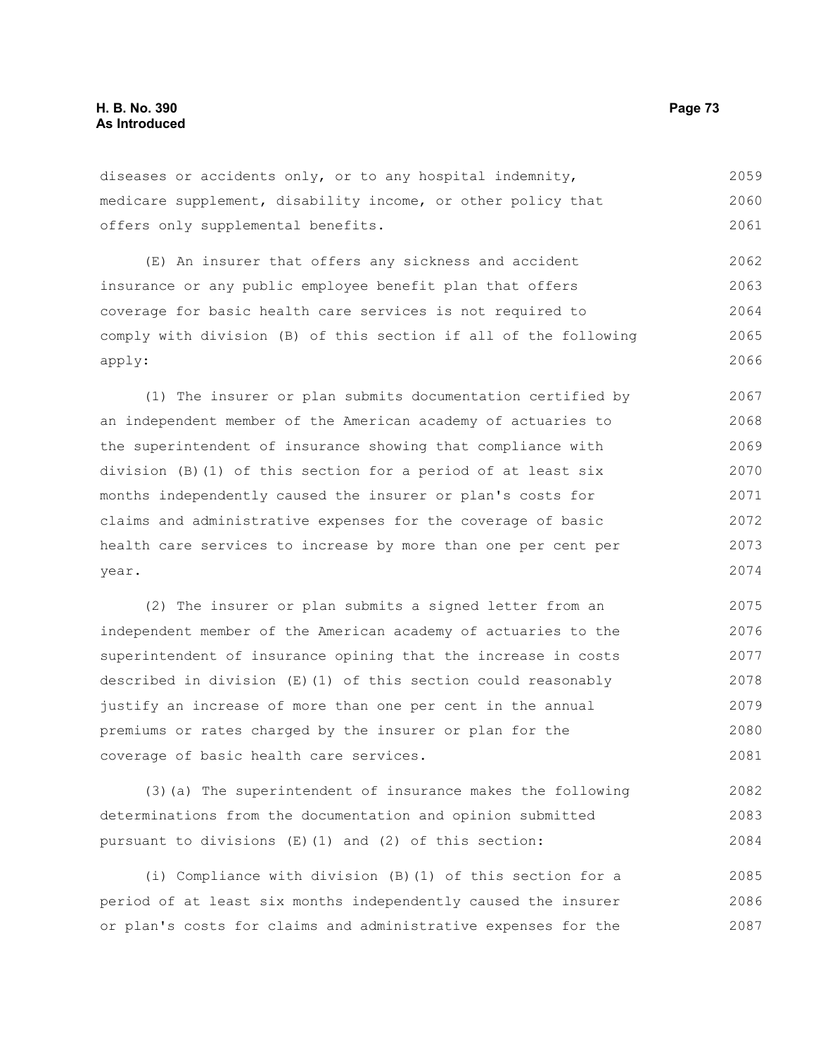diseases or accidents only, or to any hospital indemnity, medicare supplement, disability income, or other policy that offers only supplemental benefits.

(E) An insurer that offers any sickness and accident insurance or any public employee benefit plan that offers coverage for basic health care services is not required to comply with division (B) of this section if all of the following apply:

(1) The insurer or plan submits documentation certified by an independent member of the American academy of actuaries to the superintendent of insurance showing that compliance with division (B)(1) of this section for a period of at least six months independently caused the insurer or plan's costs for claims and administrative expenses for the coverage of basic health care services to increase by more than one per cent per year.

(2) The insurer or plan submits a signed letter from an independent member of the American academy of actuaries to the superintendent of insurance opining that the increase in costs described in division (E)(1) of this section could reasonably justify an increase of more than one per cent in the annual premiums or rates charged by the insurer or plan for the coverage of basic health care services.

(3)(a) The superintendent of insurance makes the following determinations from the documentation and opinion submitted pursuant to divisions (E)(1) and (2) of this section:

(i) Compliance with division (B)(1) of this section for a period of at least six months independently caused the insurer or plan's costs for claims and administrative expenses for the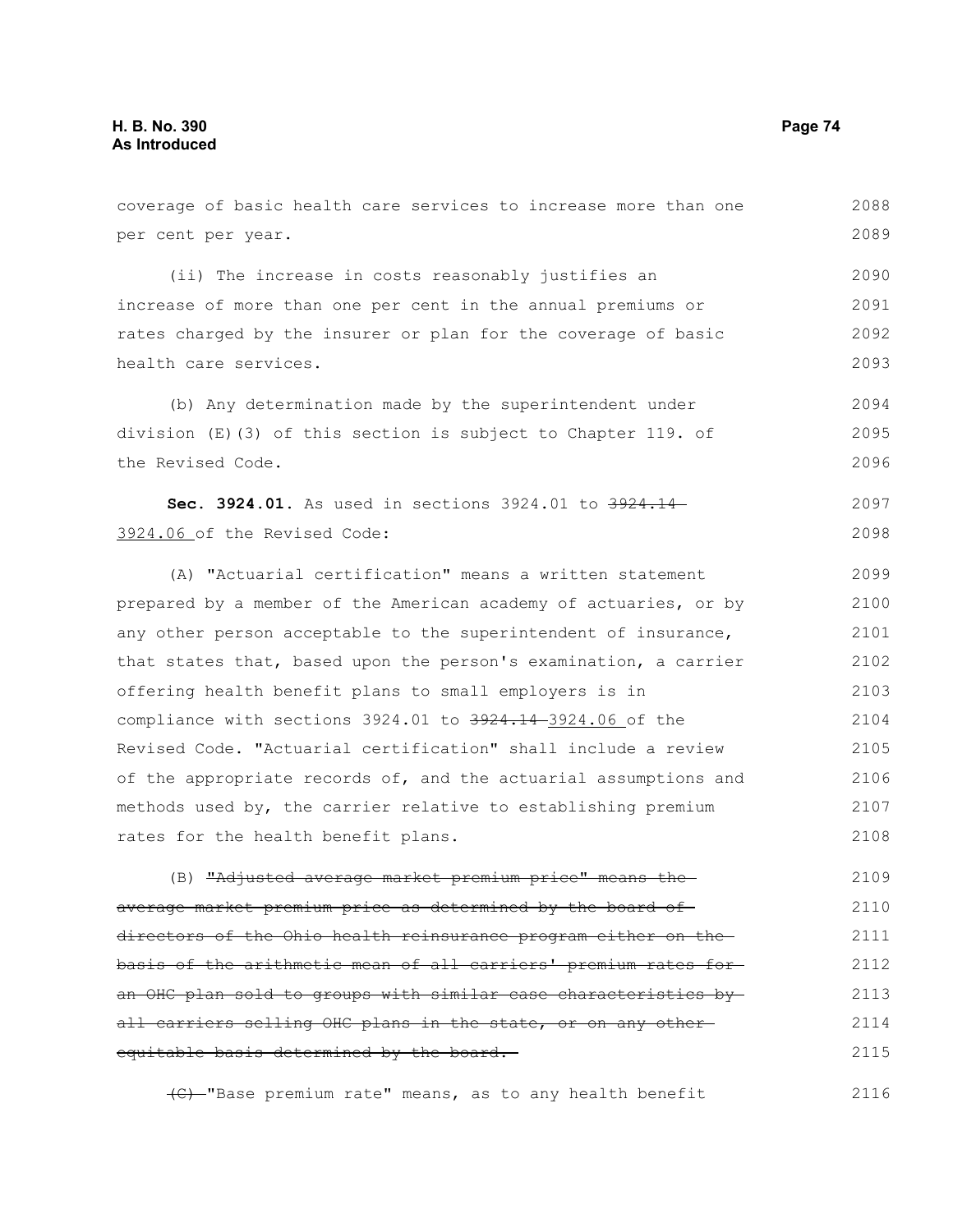coverage of basic health care services to increase more than one per cent per year.

(ii) The increase in costs reasonably justifies an increase of more than one per cent in the annual premiums or rates charged by the insurer or plan for the coverage of basic health care services.

(b) Any determination made by the superintendent under division (E)(3) of this section is subject to Chapter 119. of the Revised Code.

**Sec. 3924.01.** As used in sections 3924.01 to ~~3924.14~~ 3924.06 of the Revised Code:

(A) "Actuarial certification" means a written statement prepared by a member of the American academy of actuaries, or by any other person acceptable to the superintendent of insurance, that states that, based upon the person's examination, a carrier offering health benefit plans to small employers is in compliance with sections 3924.01 to ~~3924.14~~ 3924.06 of the Revised Code. "Actuarial certification" shall include a review of the appropriate records of, and the actuarial assumptions and methods used by, the carrier relative to establishing premium rates for the health benefit plans.

(B) ~~"Adjusted average market premium price" means the average market premium price as determined by the board of directors of the Ohio health reinsurance program either on the basis of the arithmetic mean of all carriers' premium rates for an OHC plan sold to groups with similar case characteristics by all carriers selling OHC plans in the state, or on any other equitable basis determined by the board.~~

~~(C)~~ "Base premium rate" means, as to any health benefit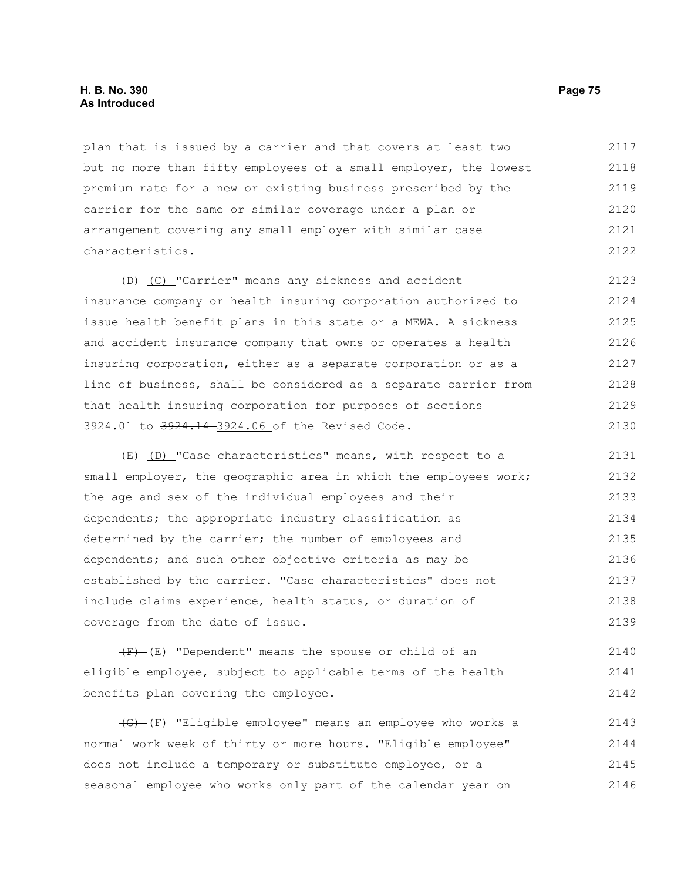plan that is issued by a carrier and that covers at least two but no more than fifty employees of a small employer, the lowest premium rate for a new or existing business prescribed by the carrier for the same or similar coverage under a plan or arrangement covering any small employer with similar case characteristics.

~~(D)~~ (C) "Carrier" means any sickness and accident insurance company or health insuring corporation authorized to issue health benefit plans in this state or a MEWA. A sickness and accident insurance company that owns or operates a health insuring corporation, either as a separate corporation or as a line of business, shall be considered as a separate carrier from that health insuring corporation for purposes of sections 3924.01 to ~~3924.14~~ 3924.06 of the Revised Code.

~~(E)~~ (D) "Case characteristics" means, with respect to a small employer, the geographic area in which the employees work; the age and sex of the individual employees and their dependents; the appropriate industry classification as determined by the carrier; the number of employees and dependents; and such other objective criteria as may be established by the carrier. "Case characteristics" does not include claims experience, health status, or duration of coverage from the date of issue.

~~(F)~~ (E) "Dependent" means the spouse or child of an eligible employee, subject to applicable terms of the health benefits plan covering the employee.

~~(G)~~ (F) "Eligible employee" means an employee who works a normal work week of thirty or more hours. "Eligible employee" does not include a temporary or substitute employee, or a seasonal employee who works only part of the calendar year on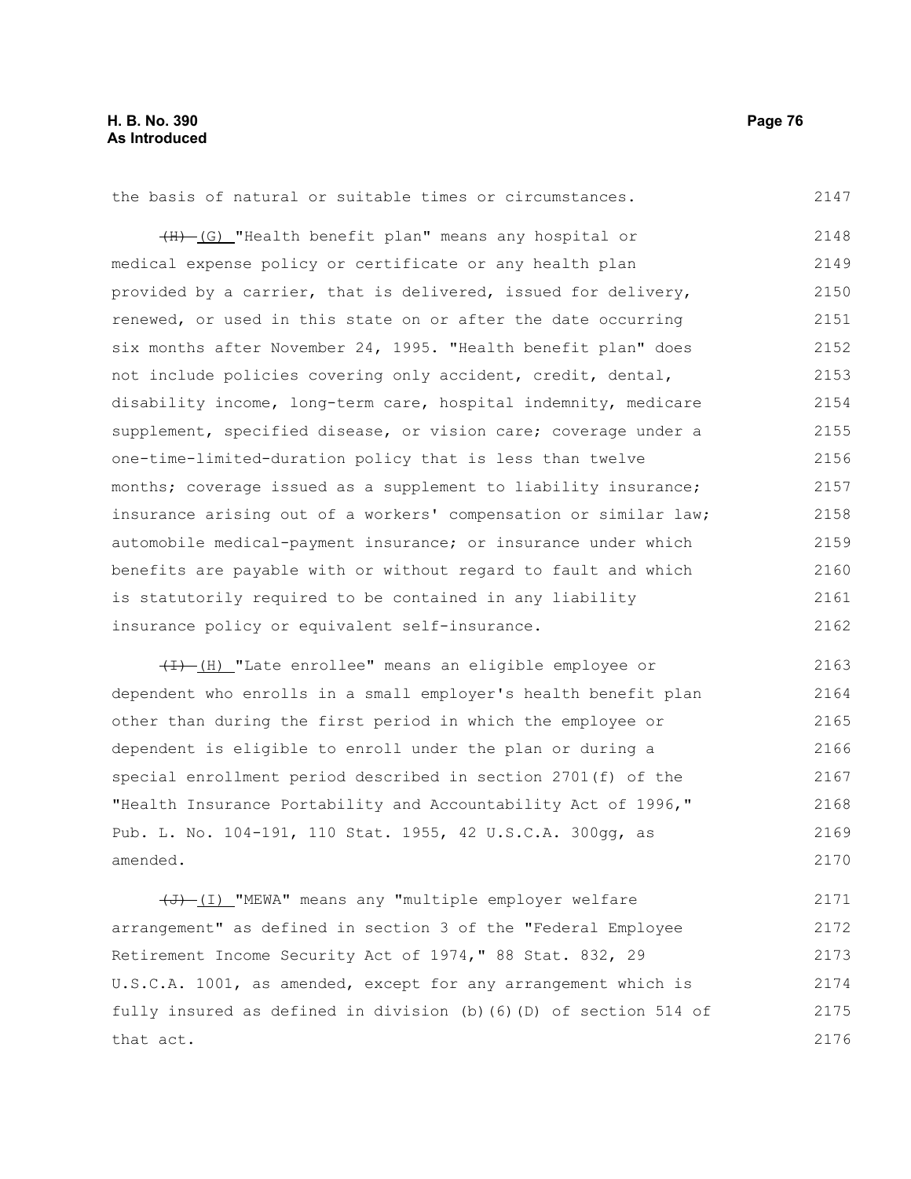the basis of natural or suitable times or circumstances.

~~(H)~~ (G) "Health benefit plan" means any hospital or medical expense policy or certificate or any health plan provided by a carrier, that is delivered, issued for delivery, renewed, or used in this state on or after the date occurring six months after November 24, 1995. "Health benefit plan" does not include policies covering only accident, credit, dental, disability income, long-term care, hospital indemnity, medicare supplement, specified disease, or vision care; coverage under a one-time-limited-duration policy that is less than twelve months; coverage issued as a supplement to liability insurance; insurance arising out of a workers' compensation or similar law; automobile medical-payment insurance; or insurance under which benefits are payable with or without regard to fault and which is statutorily required to be contained in any liability insurance policy or equivalent self-insurance.

~~(I)~~ (H) "Late enrollee" means an eligible employee or dependent who enrolls in a small employer's health benefit plan other than during the first period in which the employee or dependent is eligible to enroll under the plan or during a special enrollment period described in section 2701(f) of the "Health Insurance Portability and Accountability Act of 1996," Pub. L. No. 104-191, 110 Stat. 1955, 42 U.S.C.A. 300gg, as amended.

~~(J)~~ (I) "MEWA" means any "multiple employer welfare arrangement" as defined in section 3 of the "Federal Employee Retirement Income Security Act of 1974," 88 Stat. 832, 29 U.S.C.A. 1001, as amended, except for any arrangement which is fully insured as defined in division (b)(6)(D) of section 514 of that act.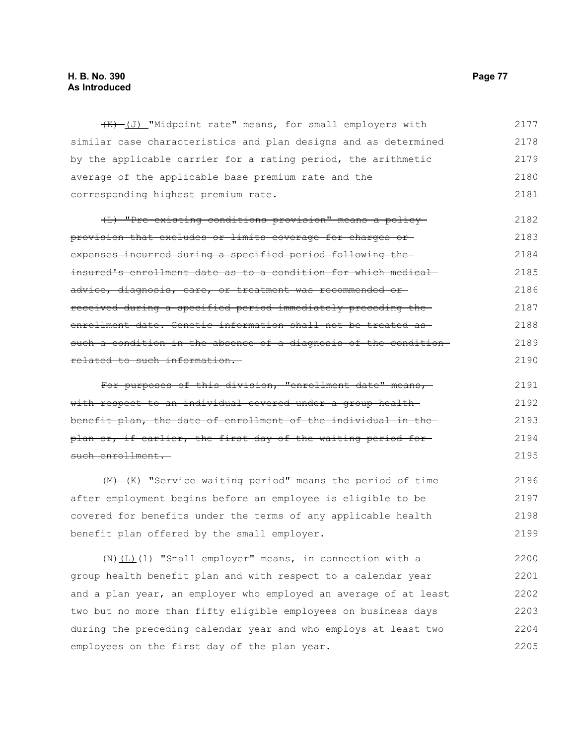~~(K)~~ (J) "Midpoint rate" means, for small employers with similar case characteristics and plan designs and as determined by the applicable carrier for a rating period, the arithmetic average of the applicable base premium rate and the corresponding highest premium rate.

~~(L) "Pre-existing conditions provision" means a policy provision that excludes or limits coverage for charges or expenses incurred during a specified period following the insured's enrollment date as to a condition for which medical advice, diagnosis, care, or treatment was recommended or received during a specified period immediately preceding the enrollment date. Genetic information shall not be treated as such a condition in the absence of a diagnosis of the condition related to such information.~~

~~For purposes of this division, "enrollment date" means, with respect to an individual covered under a group health benefit plan, the date of enrollment of the individual in the plan or, if earlier, the first day of the waiting period for such enrollment.~~

~~(M)~~ (K) "Service waiting period" means the period of time after employment begins before an employee is eligible to be covered for benefits under the terms of any applicable health benefit plan offered by the small employer.

~~(N)~~(L)(1) "Small employer" means, in connection with a group health benefit plan and with respect to a calendar year and a plan year, an employer who employed an average of at least two but no more than fifty eligible employees on business days during the preceding calendar year and who employs at least two employees on the first day of the plan year.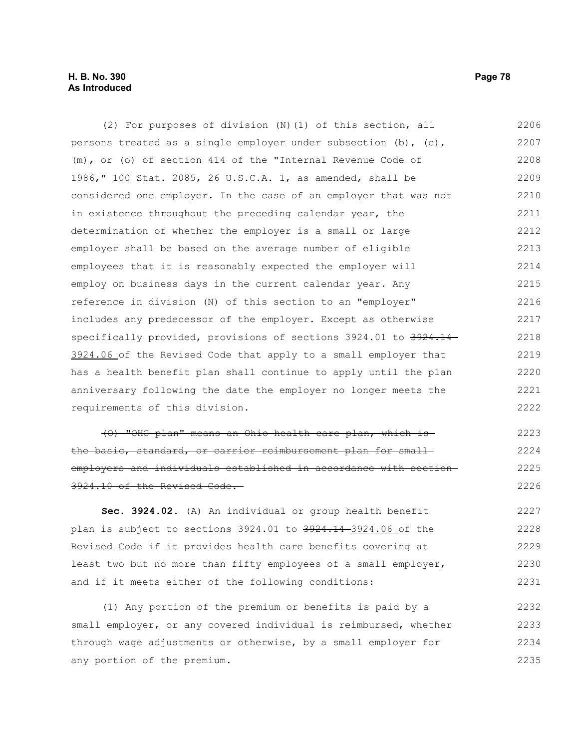(2) For purposes of division (N)(1) of this section, all persons treated as a single employer under subsection (b), (c), (m), or (o) of section 414 of the "Internal Revenue Code of 1986," 100 Stat. 2085, 26 U.S.C.A. 1, as amended, shall be considered one employer. In the case of an employer that was not in existence throughout the preceding calendar year, the determination of whether the employer is a small or large employer shall be based on the average number of eligible employees that it is reasonably expected the employer will employ on business days in the current calendar year. Any reference in division (N) of this section to an "employer" includes any predecessor of the employer. Except as otherwise specifically provided, provisions of sections 3924.01 to ~~3924.14~~ 3924.06 of the Revised Code that apply to a small employer that has a health benefit plan shall continue to apply until the plan anniversary following the date the employer no longer meets the requirements of this division.

~~(O) "OHC plan" means an Ohio health care plan, which is the basic, standard, or carrier reimbursement plan for small employers and individuals established in accordance with section 3924.10 of the Revised Code.~~

**Sec. 3924.02.** (A) An individual or group health benefit plan is subject to sections 3924.01 to ~~3924.14~~ 3924.06 of the Revised Code if it provides health care benefits covering at least two but no more than fifty employees of a small employer, and if it meets either of the following conditions:

(1) Any portion of the premium or benefits is paid by a small employer, or any covered individual is reimbursed, whether through wage adjustments or otherwise, by a small employer for any portion of the premium.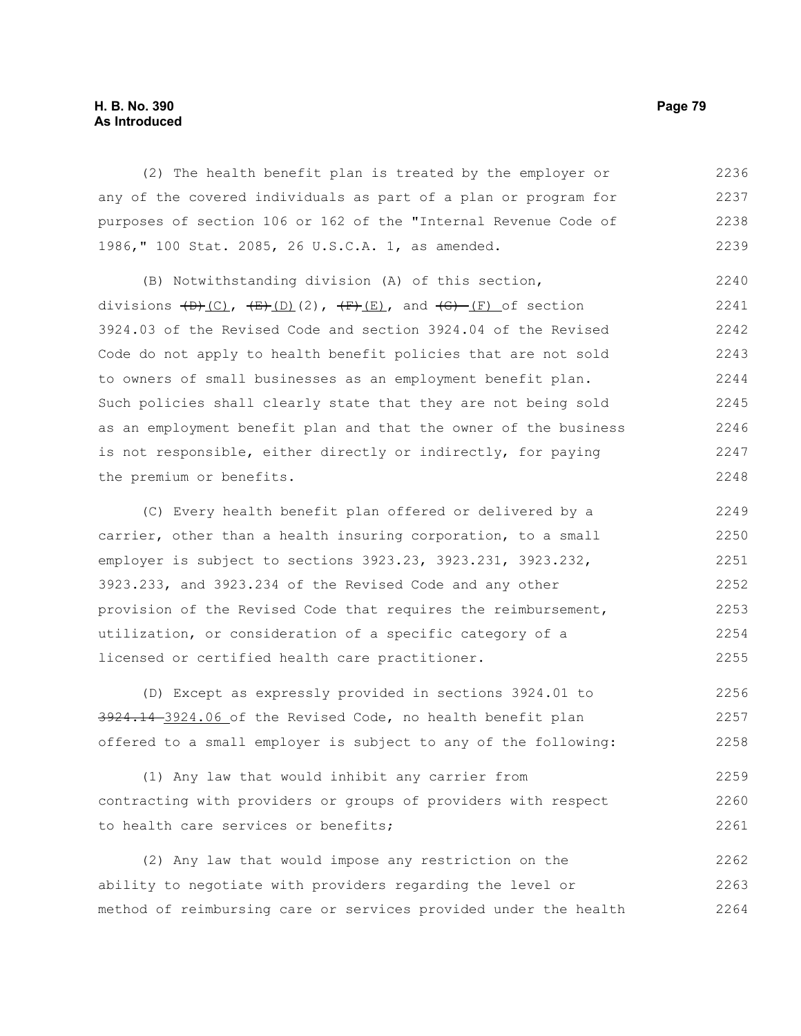(2) The health benefit plan is treated by the employer or any of the covered individuals as part of a plan or program for purposes of section 106 or 162 of the "Internal Revenue Code of 1986," 100 Stat. 2085, 26 U.S.C.A. 1, as amended.

(B) Notwithstanding division (A) of this section, divisions ~~(D)~~(C), ~~(E)~~(D)(2), ~~(F)~~(E), and ~~(G)~~ (F) of section 3924.03 of the Revised Code and section 3924.04 of the Revised Code do not apply to health benefit policies that are not sold to owners of small businesses as an employment benefit plan. Such policies shall clearly state that they are not being sold as an employment benefit plan and that the owner of the business is not responsible, either directly or indirectly, for paying the premium or benefits.

(C) Every health benefit plan offered or delivered by a carrier, other than a health insuring corporation, to a small employer is subject to sections 3923.23, 3923.231, 3923.232, 3923.233, and 3923.234 of the Revised Code and any other provision of the Revised Code that requires the reimbursement, utilization, or consideration of a specific category of a licensed or certified health care practitioner.

(D) Except as expressly provided in sections 3924.01 to ~~3924.14~~ 3924.06 of the Revised Code, no health benefit plan offered to a small employer is subject to any of the following:

(1) Any law that would inhibit any carrier from contracting with providers or groups of providers with respect to health care services or benefits;

(2) Any law that would impose any restriction on the ability to negotiate with providers regarding the level or method of reimbursing care or services provided under the health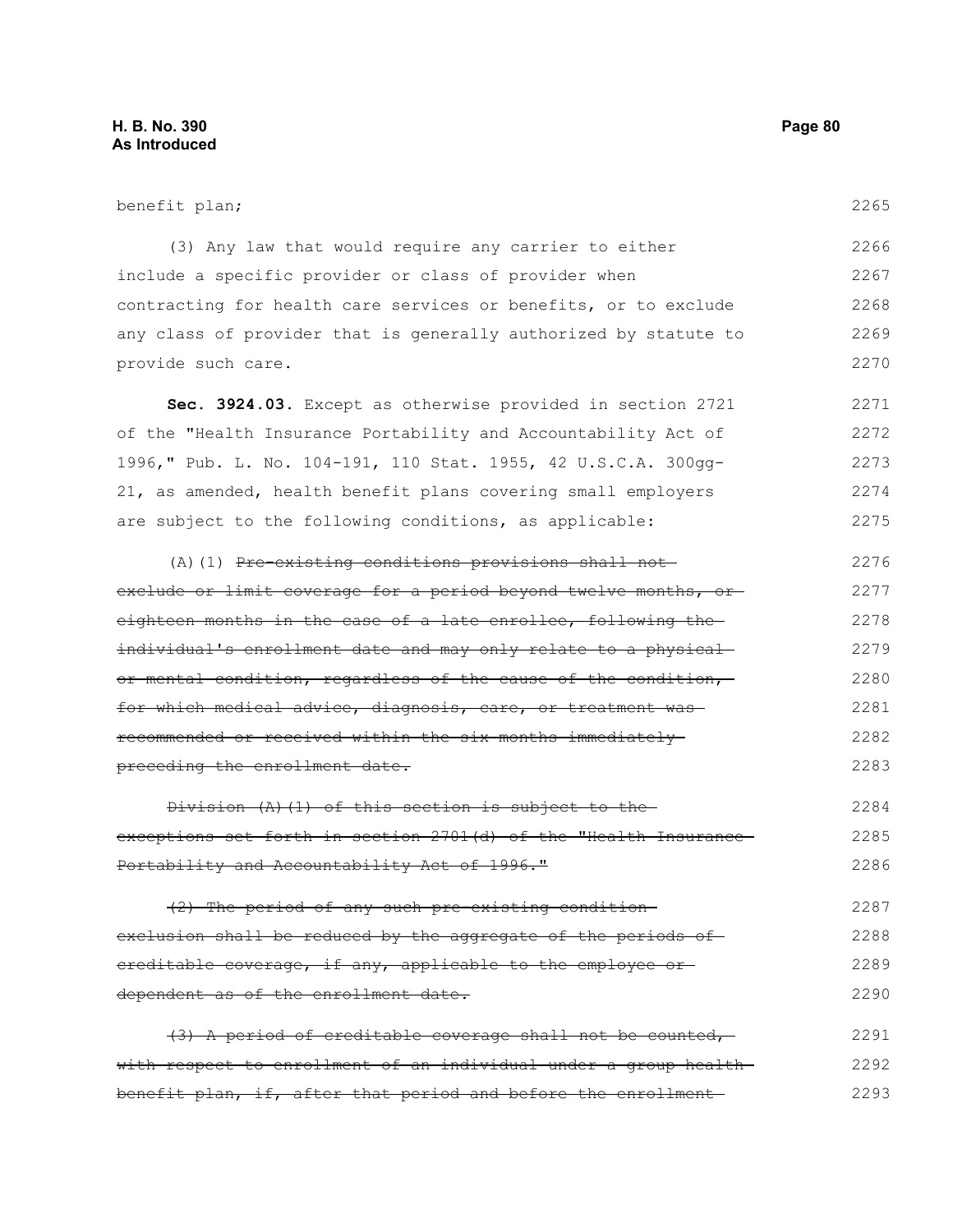benefit plan;

(3) Any law that would require any carrier to either include a specific provider or class of provider when contracting for health care services or benefits, or to exclude any class of provider that is generally authorized by statute to provide such care.

**Sec. 3924.03.** Except as otherwise provided in section 2721 of the "Health Insurance Portability and Accountability Act of 1996," Pub. L. No. 104-191, 110 Stat. 1955, 42 U.S.C.A. 300gg-21, as amended, health benefit plans covering small employers are subject to the following conditions, as applicable:

(A)(1) ~~Pre-existing conditions provisions shall not exclude or limit coverage for a period beyond twelve months, or eighteen months in the case of a late enrollee, following the individual's enrollment date and may only relate to a physical or mental condition, regardless of the cause of the condition, for which medical advice, diagnosis, care, or treatment was recommended or received within the six months immediately preceding the enrollment date.~~

~~Division (A)(1) of this section is subject to the exceptions set forth in section 2701(d) of the "Health Insurance Portability and Accountability Act of 1996."~~

~~(2) The period of any such pre-existing condition exclusion shall be reduced by the aggregate of the periods of creditable coverage, if any, applicable to the employee or dependent as of the enrollment date.~~

~~(3) A period of creditable coverage shall not be counted, with respect to enrollment of an individual under a group health benefit plan, if, after that period and before the enrollment~~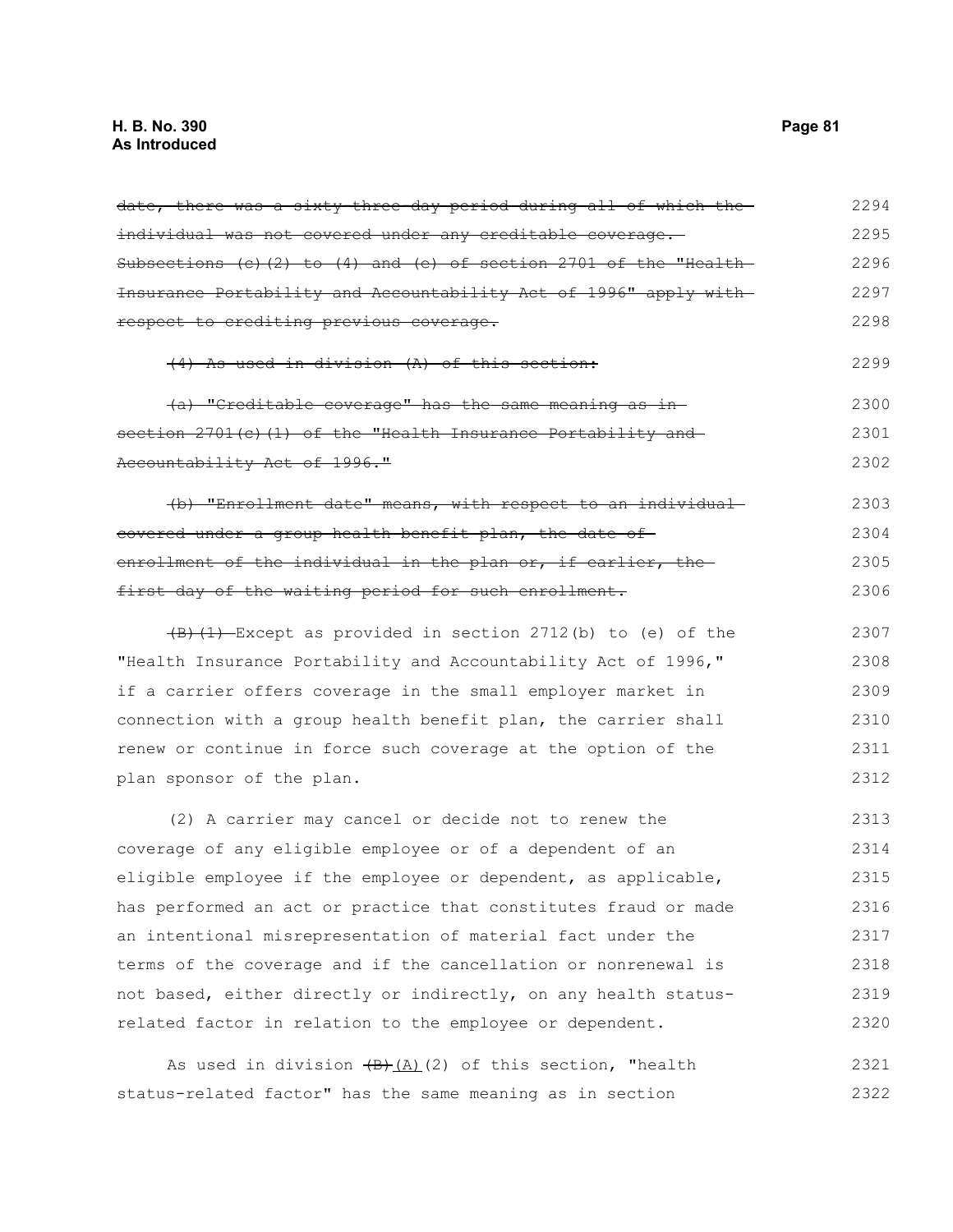~~date, there was a sixty-three-day period during all of which the individual was not covered under any creditable coverage. Subsections (c)(2) to (4) and (e) of section 2701 of the "Health Insurance Portability and Accountability Act of 1996" apply with respect to crediting previous coverage.~~

~~(4) As used in division (A) of this section:~~

~~(a) "Creditable coverage" has the same meaning as in section 2701(c)(1) of the "Health Insurance Portability and Accountability Act of 1996."~~

~~(b) "Enrollment date" means, with respect to an individual covered under a group health benefit plan, the date of enrollment of the individual in the plan or, if earlier, the first day of the waiting period for such enrollment.~~

~~(B)(1)~~ Except as provided in section 2712(b) to (e) of the "Health Insurance Portability and Accountability Act of 1996," if a carrier offers coverage in the small employer market in connection with a group health benefit plan, the carrier shall renew or continue in force such coverage at the option of the plan sponsor of the plan.

(2) A carrier may cancel or decide not to renew the coverage of any eligible employee or of a dependent of an eligible employee if the employee or dependent, as applicable, has performed an act or practice that constitutes fraud or made an intentional misrepresentation of material fact under the terms of the coverage and if the cancellation or nonrenewal is not based, either directly or indirectly, on any health status-related factor in relation to the employee or dependent.

As used in division ~~(B)~~(A)(2) of this section, "health status-related factor" has the same meaning as in section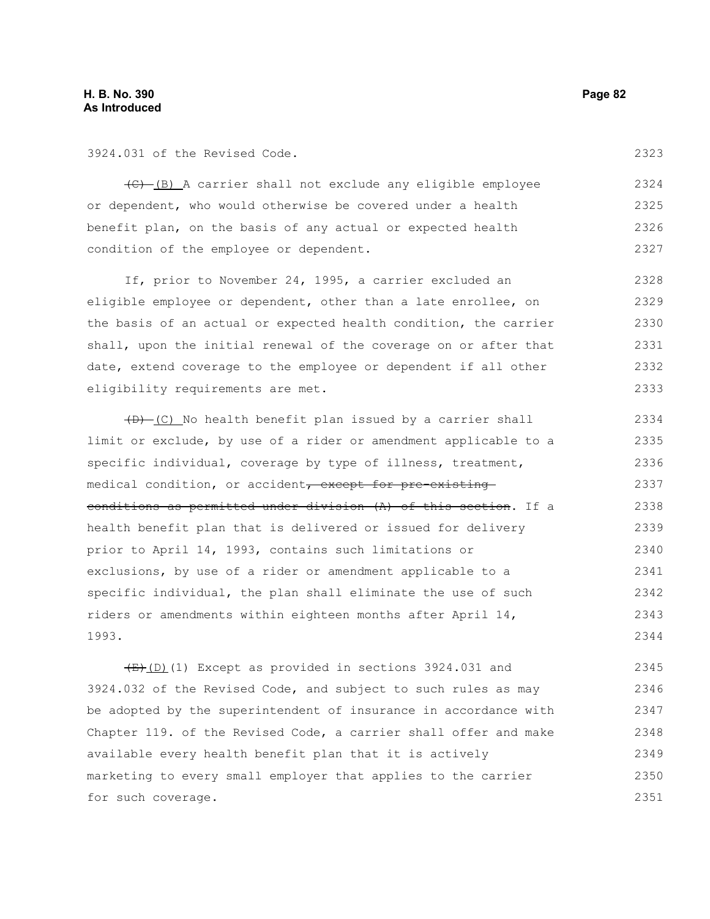3924.031 of the Revised Code.

~~(C)~~ (B) A carrier shall not exclude any eligible employee or dependent, who would otherwise be covered under a health benefit plan, on the basis of any actual or expected health condition of the employee or dependent.

If, prior to November 24, 1995, a carrier excluded an eligible employee or dependent, other than a late enrollee, on the basis of an actual or expected health condition, the carrier shall, upon the initial renewal of the coverage on or after that date, extend coverage to the employee or dependent if all other eligibility requirements are met.

~~(D)~~ (C) No health benefit plan issued by a carrier shall limit or exclude, by use of a rider or amendment applicable to a specific individual, coverage by type of illness, treatment, medical condition, or accident~~, except for pre-existing conditions as permitted under division (A) of this section~~. If a health benefit plan that is delivered or issued for delivery prior to April 14, 1993, contains such limitations or exclusions, by use of a rider or amendment applicable to a specific individual, the plan shall eliminate the use of such riders or amendments within eighteen months after April 14, 1993.

~~(E)~~(D)(1) Except as provided in sections 3924.031 and 3924.032 of the Revised Code, and subject to such rules as may be adopted by the superintendent of insurance in accordance with Chapter 119. of the Revised Code, a carrier shall offer and make available every health benefit plan that it is actively marketing to every small employer that applies to the carrier for such coverage.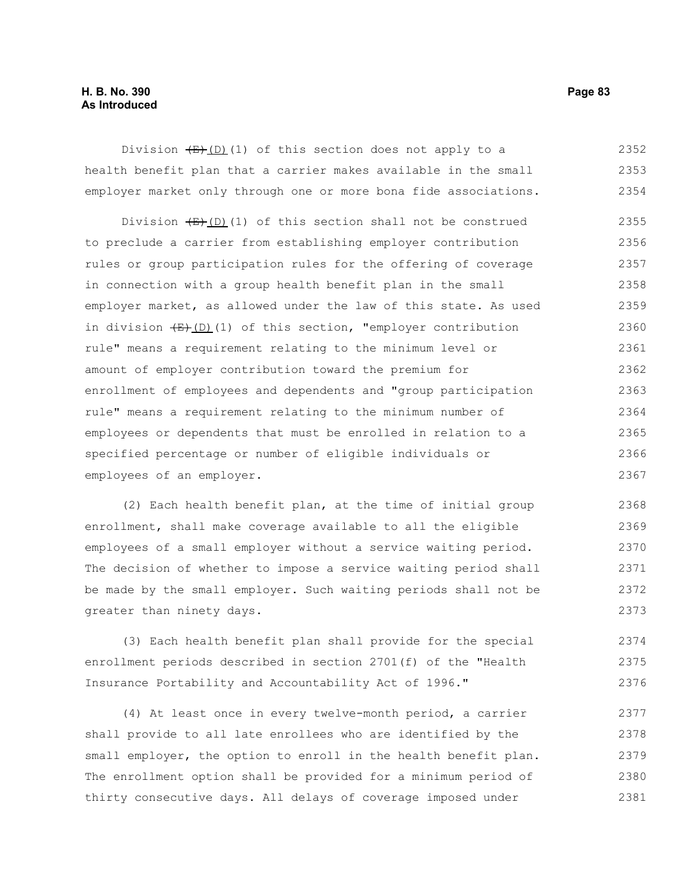Division ~~(E)~~(D)(1) of this section does not apply to a health benefit plan that a carrier makes available in the small employer market only through one or more bona fide associations.

Division ~~(E)~~(D)(1) of this section shall not be construed to preclude a carrier from establishing employer contribution rules or group participation rules for the offering of coverage in connection with a group health benefit plan in the small employer market, as allowed under the law of this state. As used in division ~~(E)~~(D)(1) of this section, "employer contribution rule" means a requirement relating to the minimum level or amount of employer contribution toward the premium for enrollment of employees and dependents and "group participation rule" means a requirement relating to the minimum number of employees or dependents that must be enrolled in relation to a specified percentage or number of eligible individuals or employees of an employer.

(2) Each health benefit plan, at the time of initial group enrollment, shall make coverage available to all the eligible employees of a small employer without a service waiting period. The decision of whether to impose a service waiting period shall be made by the small employer. Such waiting periods shall not be greater than ninety days.

(3) Each health benefit plan shall provide for the special enrollment periods described in section 2701(f) of the "Health Insurance Portability and Accountability Act of 1996."

(4) At least once in every twelve-month period, a carrier shall provide to all late enrollees who are identified by the small employer, the option to enroll in the health benefit plan. The enrollment option shall be provided for a minimum period of thirty consecutive days. All delays of coverage imposed under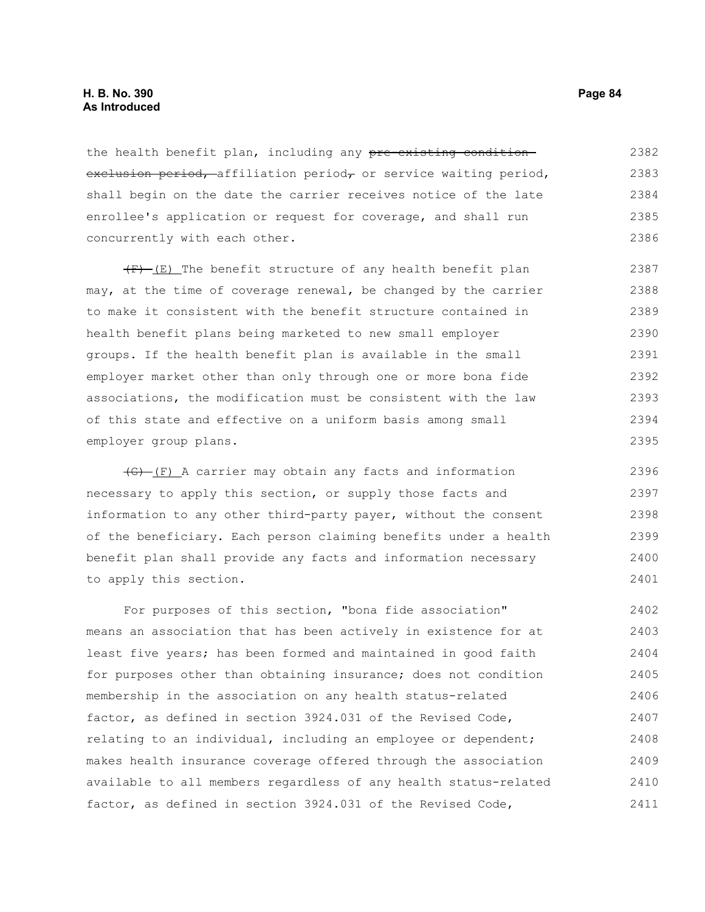the health benefit plan, including any ~~pre-existing condition exclusion period,~~ affiliation period~~,~~ or service waiting period, shall begin on the date the carrier receives notice of the late enrollee's application or request for coverage, and shall run concurrently with each other.

~~(F)~~ (E) The benefit structure of any health benefit plan may, at the time of coverage renewal, be changed by the carrier to make it consistent with the benefit structure contained in health benefit plans being marketed to new small employer groups. If the health benefit plan is available in the small employer market other than only through one or more bona fide associations, the modification must be consistent with the law of this state and effective on a uniform basis among small employer group plans.

~~(G)~~ (F) A carrier may obtain any facts and information necessary to apply this section, or supply those facts and information to any other third-party payer, without the consent of the beneficiary. Each person claiming benefits under a health benefit plan shall provide any facts and information necessary to apply this section.

For purposes of this section, "bona fide association" means an association that has been actively in existence for at least five years; has been formed and maintained in good faith for purposes other than obtaining insurance; does not condition membership in the association on any health status-related factor, as defined in section 3924.031 of the Revised Code, relating to an individual, including an employee or dependent; makes health insurance coverage offered through the association available to all members regardless of any health status-related factor, as defined in section 3924.031 of the Revised Code,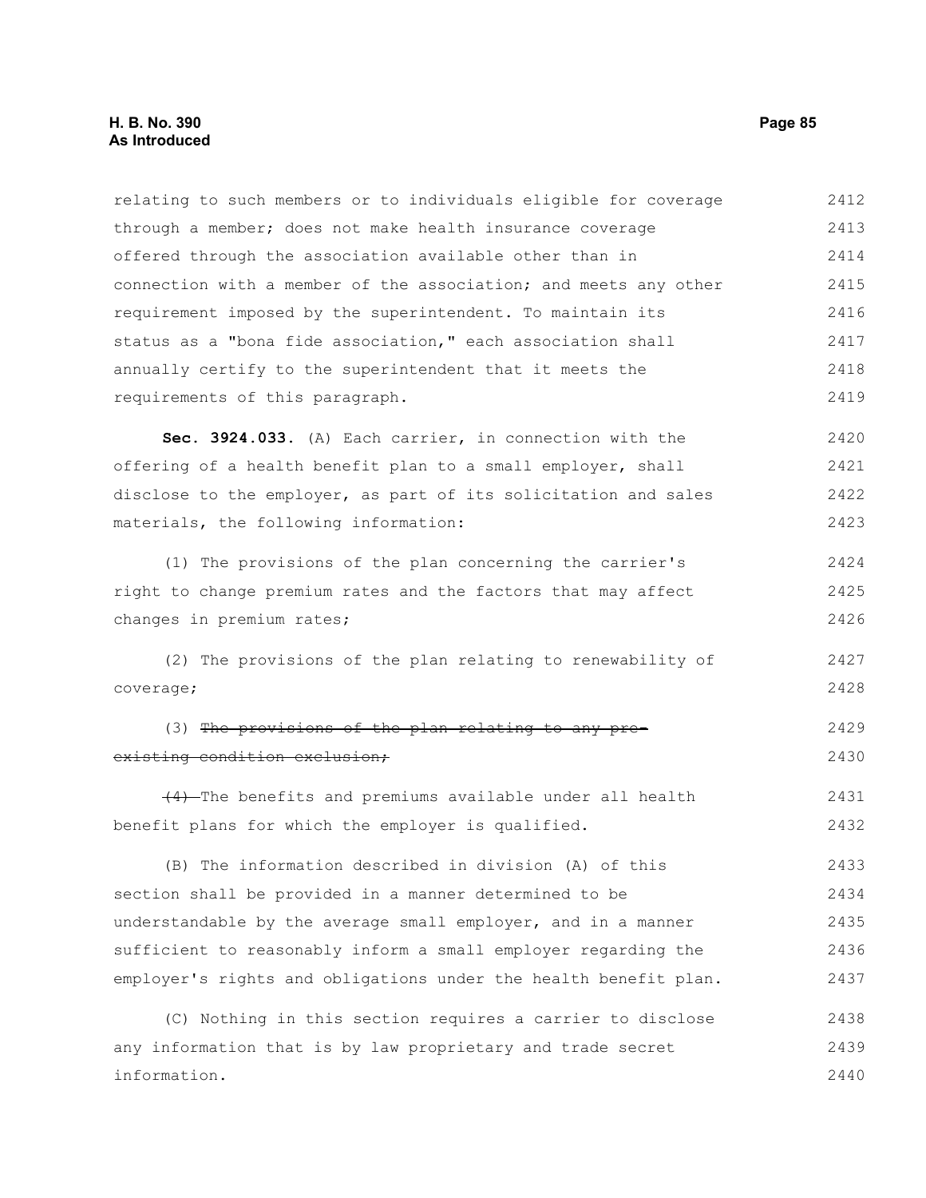relating to such members or to individuals eligible for coverage through a member; does not make health insurance coverage offered through the association available other than in connection with a member of the association; and meets any other requirement imposed by the superintendent. To maintain its status as a "bona fide association," each association shall annually certify to the superintendent that it meets the requirements of this paragraph.

**Sec. 3924.033.** (A) Each carrier, in connection with the offering of a health benefit plan to a small employer, shall disclose to the employer, as part of its solicitation and sales materials, the following information:

(1) The provisions of the plan concerning the carrier's right to change premium rates and the factors that may affect changes in premium rates;

(2) The provisions of the plan relating to renewability of coverage;

(3) ~~The provisions of the plan relating to any pre-existing condition exclusion;~~

~~(4)~~ The benefits and premiums available under all health benefit plans for which the employer is qualified.

(B) The information described in division (A) of this section shall be provided in a manner determined to be understandable by the average small employer, and in a manner sufficient to reasonably inform a small employer regarding the employer's rights and obligations under the health benefit plan.

(C) Nothing in this section requires a carrier to disclose any information that is by law proprietary and trade secret information.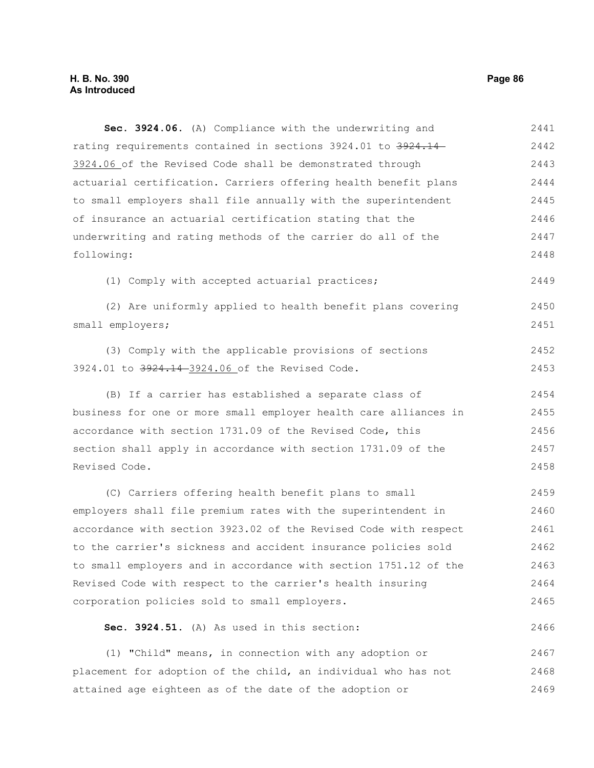**Sec. 3924.06.** (A) Compliance with the underwriting and rating requirements contained in sections 3924.01 to ~~3924.14~~ 3924.06 of the Revised Code shall be demonstrated through actuarial certification. Carriers offering health benefit plans to small employers shall file annually with the superintendent of insurance an actuarial certification stating that the underwriting and rating methods of the carrier do all of the following:

(1) Comply with accepted actuarial practices;

(2) Are uniformly applied to health benefit plans covering small employers;

(3) Comply with the applicable provisions of sections 3924.01 to ~~3924.14~~ 3924.06 of the Revised Code.

(B) If a carrier has established a separate class of business for one or more small employer health care alliances in accordance with section 1731.09 of the Revised Code, this section shall apply in accordance with section 1731.09 of the Revised Code.

(C) Carriers offering health benefit plans to small employers shall file premium rates with the superintendent in accordance with section 3923.02 of the Revised Code with respect to the carrier's sickness and accident insurance policies sold to small employers and in accordance with section 1751.12 of the Revised Code with respect to the carrier's health insuring corporation policies sold to small employers.

**Sec. 3924.51.** (A) As used in this section:

(1) "Child" means, in connection with any adoption or placement for adoption of the child, an individual who has not attained age eighteen as of the date of the adoption or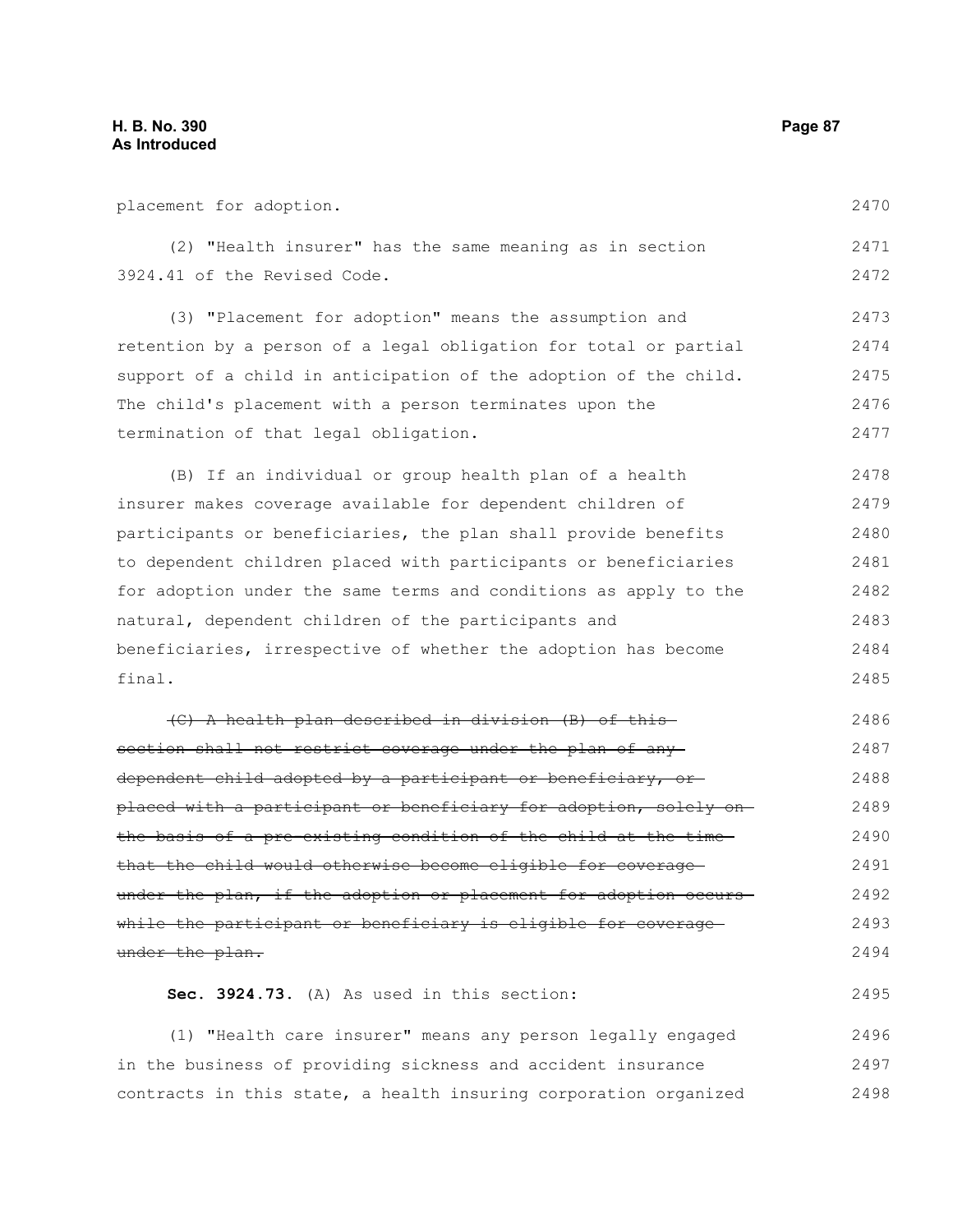placement for adoption.

(2) "Health insurer" has the same meaning as in section 3924.41 of the Revised Code.

(3) "Placement for adoption" means the assumption and retention by a person of a legal obligation for total or partial support of a child in anticipation of the adoption of the child. The child's placement with a person terminates upon the termination of that legal obligation.

(B) If an individual or group health plan of a health insurer makes coverage available for dependent children of participants or beneficiaries, the plan shall provide benefits to dependent children placed with participants or beneficiaries for adoption under the same terms and conditions as apply to the natural, dependent children of the participants and beneficiaries, irrespective of whether the adoption has become final.

~~(C) A health plan described in division (B) of this section shall not restrict coverage under the plan of any dependent child adopted by a participant or beneficiary, or placed with a participant or beneficiary for adoption, solely on the basis of a pre-existing condition of the child at the time that the child would otherwise become eligible for coverage under the plan, if the adoption or placement for adoption occurs while the participant or beneficiary is eligible for coverage under the plan.~~

**Sec. 3924.73.** (A) As used in this section:

(1) "Health care insurer" means any person legally engaged in the business of providing sickness and accident insurance contracts in this state, a health insuring corporation organized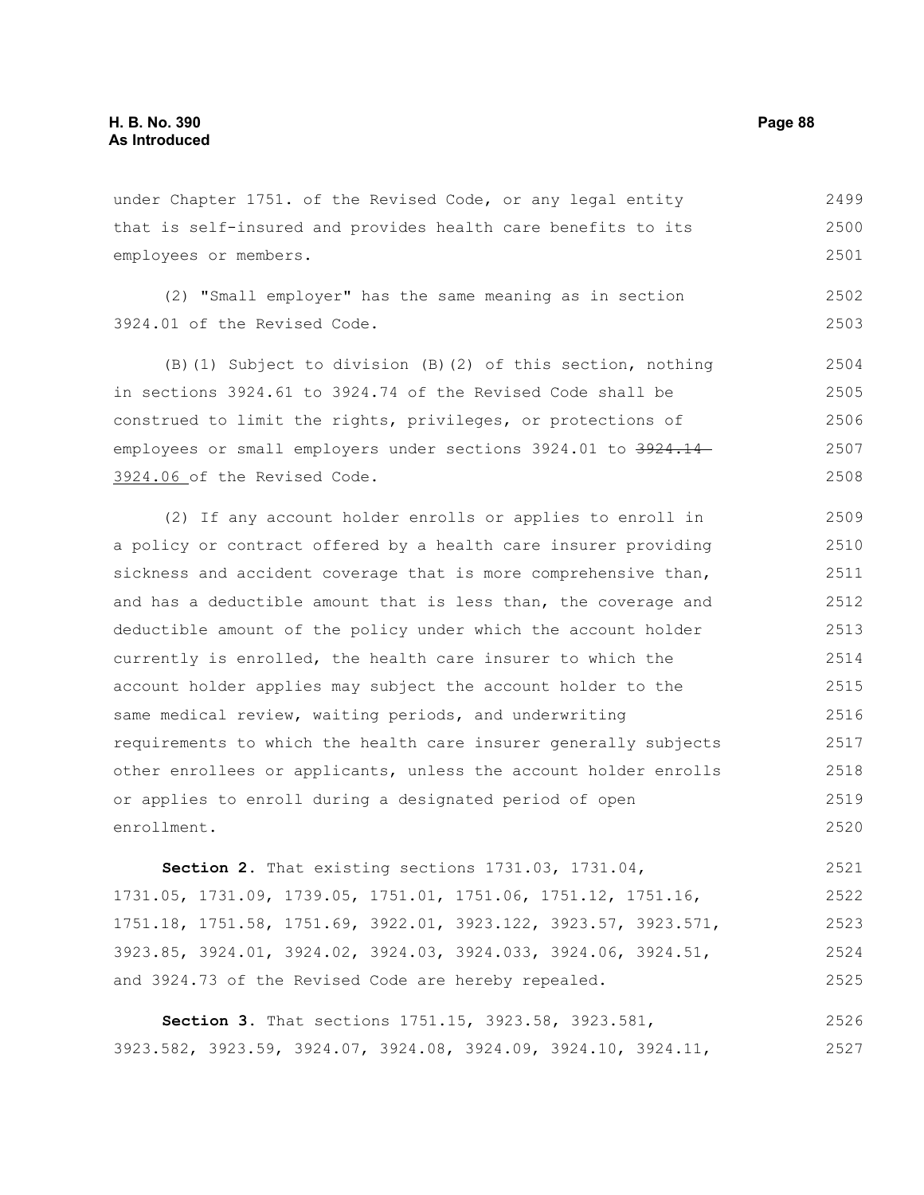under Chapter 1751. of the Revised Code, or any legal entity that is self-insured and provides health care benefits to its employees or members.

(2) "Small employer" has the same meaning as in section 3924.01 of the Revised Code.

(B)(1) Subject to division (B)(2) of this section, nothing in sections 3924.61 to 3924.74 of the Revised Code shall be construed to limit the rights, privileges, or protections of employees or small employers under sections 3924.01 to ~~3924.14~~ 3924.06 of the Revised Code.

(2) If any account holder enrolls or applies to enroll in a policy or contract offered by a health care insurer providing sickness and accident coverage that is more comprehensive than, and has a deductible amount that is less than, the coverage and deductible amount of the policy under which the account holder currently is enrolled, the health care insurer to which the account holder applies may subject the account holder to the same medical review, waiting periods, and underwriting requirements to which the health care insurer generally subjects other enrollees or applicants, unless the account holder enrolls or applies to enroll during a designated period of open enrollment.

**Section 2.** That existing sections 1731.03, 1731.04, 1731.05, 1731.09, 1739.05, 1751.01, 1751.06, 1751.12, 1751.16, 1751.18, 1751.58, 1751.69, 3922.01, 3923.122, 3923.57, 3923.571, 3923.85, 3924.01, 3924.02, 3924.03, 3924.033, 3924.06, 3924.51, and 3924.73 of the Revised Code are hereby repealed.

**Section 3.** That sections 1751.15, 3923.58, 3923.581, 3923.582, 3923.59, 3924.07, 3924.08, 3924.09, 3924.10, 3924.11,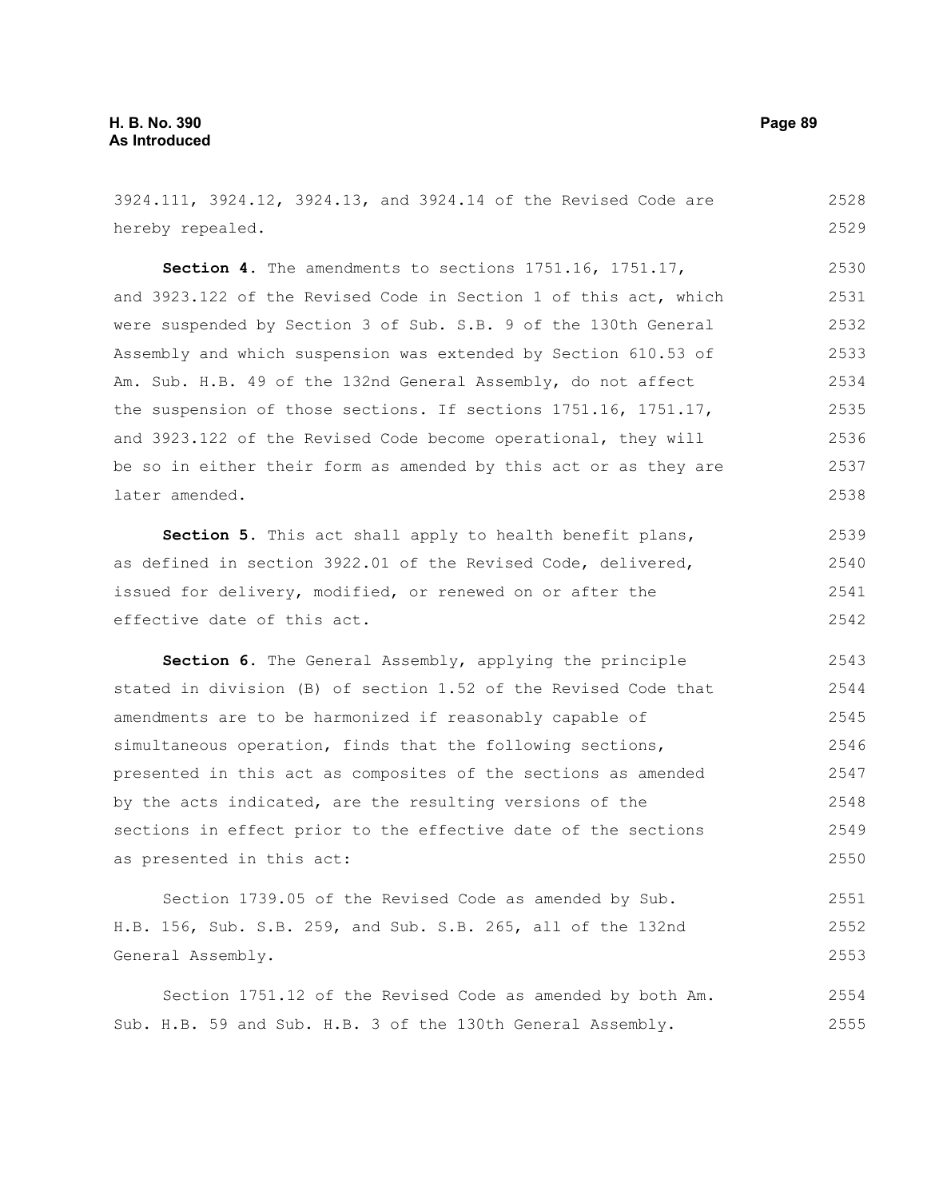3924.111, 3924.12, 3924.13, and 3924.14 of the Revised Code are hereby repealed.

**Section 4.** The amendments to sections 1751.16, 1751.17, and 3923.122 of the Revised Code in Section 1 of this act, which were suspended by Section 3 of Sub. S.B. 9 of the 130th General Assembly and which suspension was extended by Section 610.53 of Am. Sub. H.B. 49 of the 132nd General Assembly, do not affect the suspension of those sections. If sections 1751.16, 1751.17, and 3923.122 of the Revised Code become operational, they will be so in either their form as amended by this act or as they are later amended.

**Section 5.** This act shall apply to health benefit plans, as defined in section 3922.01 of the Revised Code, delivered, issued for delivery, modified, or renewed on or after the effective date of this act.

**Section 6.** The General Assembly, applying the principle stated in division (B) of section 1.52 of the Revised Code that amendments are to be harmonized if reasonably capable of simultaneous operation, finds that the following sections, presented in this act as composites of the sections as amended by the acts indicated, are the resulting versions of the sections in effect prior to the effective date of the sections as presented in this act:

Section 1739.05 of the Revised Code as amended by Sub. H.B. 156, Sub. S.B. 259, and Sub. S.B. 265, all of the 132nd General Assembly.

Section 1751.12 of the Revised Code as amended by both Am. Sub. H.B. 59 and Sub. H.B. 3 of the 130th General Assembly.